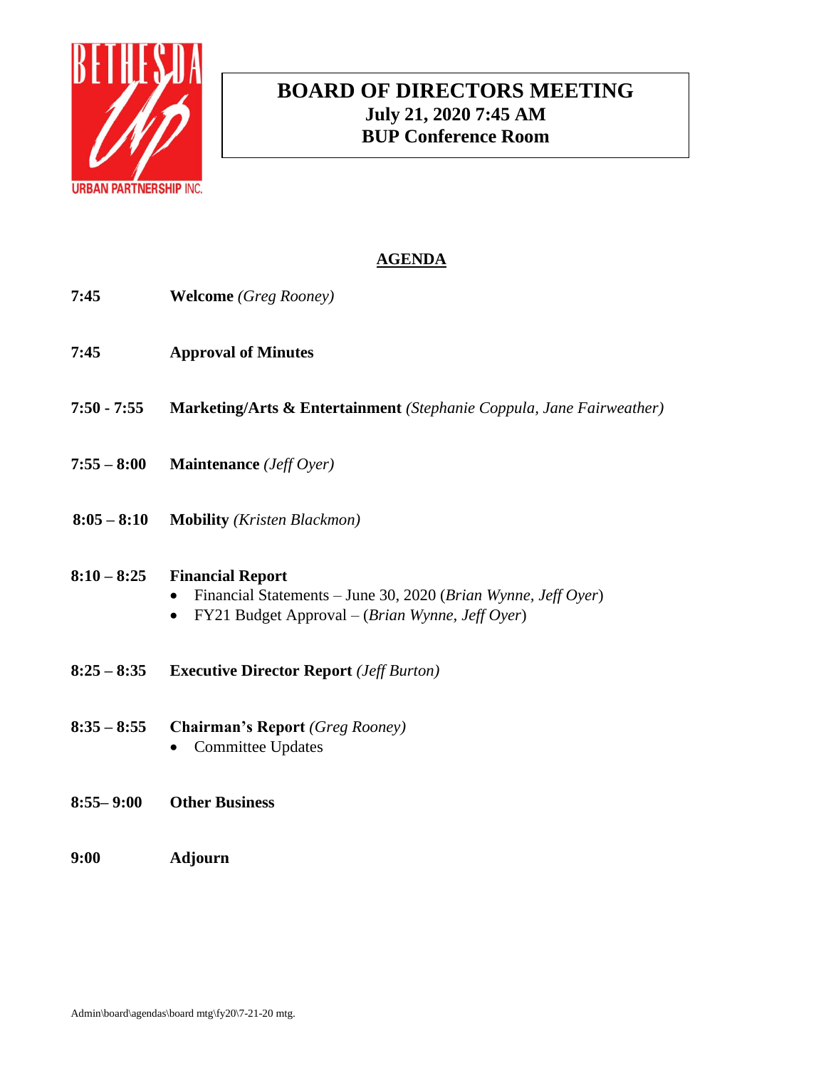BETHESDA Up URBAN PARTNERSHIP INC.

# BOARD OF DIRECTORS MEETING
**July 21, 2020 7:45 AM**
**BUP Conference Room**

## AGENDA

**7:45** **Welcome** *(Greg Rooney)*

**7:45** **Approval of Minutes**

**7:50 - 7:55** **Marketing/Arts & Entertainment** *(Stephanie Coppula, Jane Fairweather)*

**7:55 – 8:00** **Maintenance** *(Jeff Oyer)*

**8:05 – 8:10** **Mobility** *(Kristen Blackmon)*

**8:10 – 8:25** **Financial Report**
- Financial Statements – June 30, 2020 (*Brian Wynne, Jeff Oyer*)
- FY21 Budget Approval – (*Brian Wynne, Jeff Oyer*)

**8:25 – 8:35** **Executive Director Report** *(Jeff Burton)*

**8:35 – 8:55** **Chairman's Report** *(Greg Rooney)*
- Committee Updates

**8:55– 9:00** **Other Business**

**9:00** **Adjourn**

Admin\board\agendas\board mtg\fy20\7-21-20 mtg.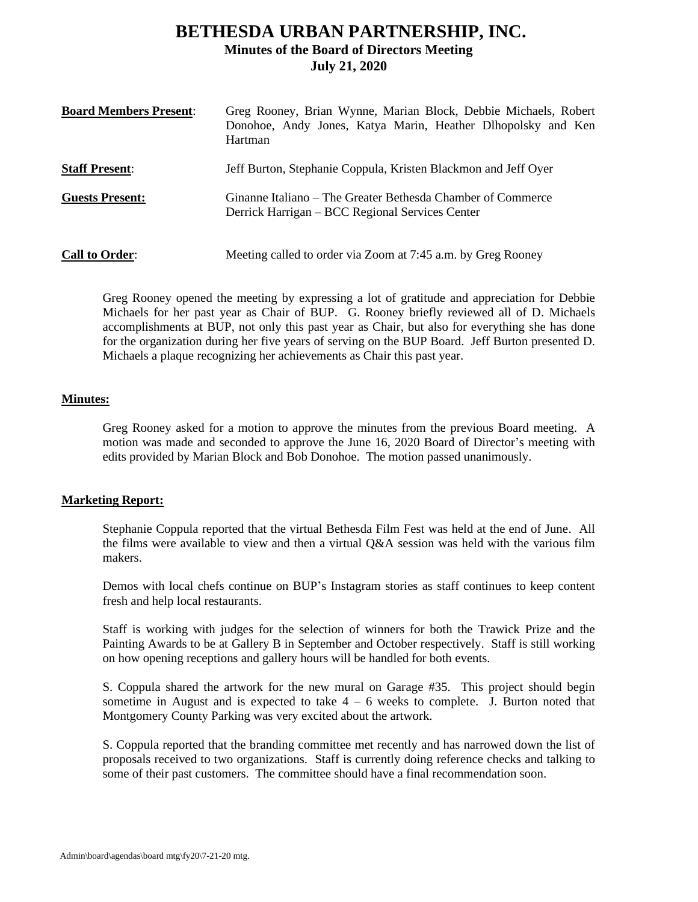# BETHESDA URBAN PARTNERSHIP, INC.

## Minutes of the Board of Directors Meeting

## July 21, 2020

**Board Members Present**: Greg Rooney, Brian Wynne, Marian Block, Debbie Michaels, Robert Donohoe, Andy Jones, Katya Marin, Heather Dlhopolsky and Ken Hartman

**Staff Present**: Jeff Burton, Stephanie Coppula, Kristen Blackmon and Jeff Oyer

**Guests Present:** Ginanne Italiano – The Greater Bethesda Chamber of Commerce
Derrick Harrigan – BCC Regional Services Center

**Call to Order**: Meeting called to order via Zoom at 7:45 a.m. by Greg Rooney

Greg Rooney opened the meeting by expressing a lot of gratitude and appreciation for Debbie Michaels for her past year as Chair of BUP. G. Rooney briefly reviewed all of D. Michaels accomplishments at BUP, not only this past year as Chair, but also for everything she has done for the organization during her five years of serving on the BUP Board. Jeff Burton presented D. Michaels a plaque recognizing her achievements as Chair this past year.

**Minutes:**

Greg Rooney asked for a motion to approve the minutes from the previous Board meeting. A motion was made and seconded to approve the June 16, 2020 Board of Director's meeting with edits provided by Marian Block and Bob Donohoe. The motion passed unanimously.

**Marketing Report:**

Stephanie Coppula reported that the virtual Bethesda Film Fest was held at the end of June. All the films were available to view and then a virtual Q&A session was held with the various film makers.

Demos with local chefs continue on BUP's Instagram stories as staff continues to keep content fresh and help local restaurants.

Staff is working with judges for the selection of winners for both the Trawick Prize and the Painting Awards to be at Gallery B in September and October respectively. Staff is still working on how opening receptions and gallery hours will be handled for both events.

S. Coppula shared the artwork for the new mural on Garage #35. This project should begin sometime in August and is expected to take 4 – 6 weeks to complete. J. Burton noted that Montgomery County Parking was very excited about the artwork.

S. Coppula reported that the branding committee met recently and has narrowed down the list of proposals received to two organizations. Staff is currently doing reference checks and talking to some of their past customers. The committee should have a final recommendation soon.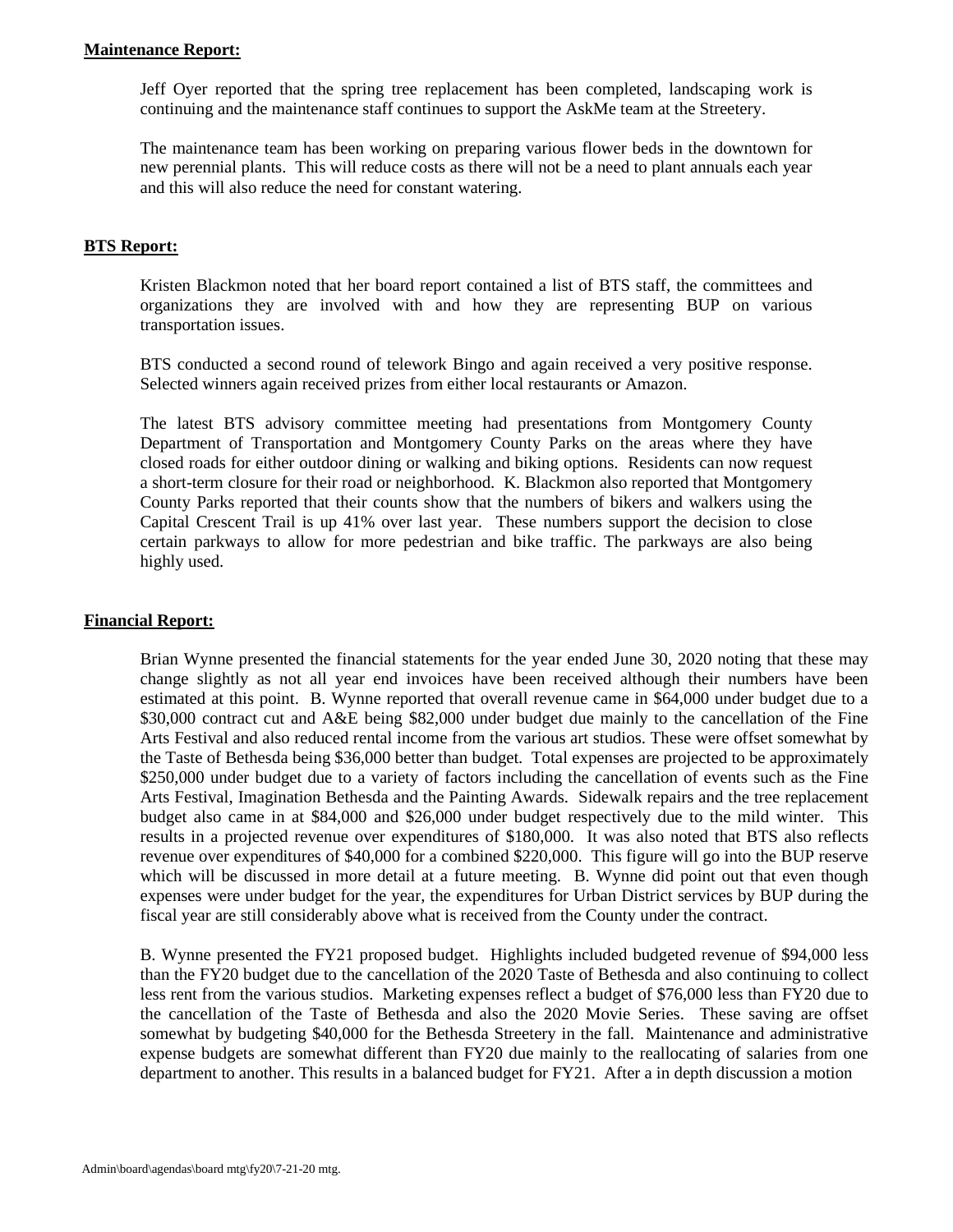**Maintenance Report:**

Jeff Oyer reported that the spring tree replacement has been completed, landscaping work is continuing and the maintenance staff continues to support the AskMe team at the Streetery.

The maintenance team has been working on preparing various flower beds in the downtown for new perennial plants. This will reduce costs as there will not be a need to plant annuals each year and this will also reduce the need for constant watering.

**BTS Report:**

Kristen Blackmon noted that her board report contained a list of BTS staff, the committees and organizations they are involved with and how they are representing BUP on various transportation issues.

BTS conducted a second round of telework Bingo and again received a very positive response. Selected winners again received prizes from either local restaurants or Amazon.

The latest BTS advisory committee meeting had presentations from Montgomery County Department of Transportation and Montgomery County Parks on the areas where they have closed roads for either outdoor dining or walking and biking options. Residents can now request a short-term closure for their road or neighborhood. K. Blackmon also reported that Montgomery County Parks reported that their counts show that the numbers of bikers and walkers using the Capital Crescent Trail is up 41% over last year. These numbers support the decision to close certain parkways to allow for more pedestrian and bike traffic. The parkways are also being highly used.

**Financial Report:**

Brian Wynne presented the financial statements for the year ended June 30, 2020 noting that these may change slightly as not all year end invoices have been received although their numbers have been estimated at this point. B. Wynne reported that overall revenue came in $64,000 under budget due to a $30,000 contract cut and A&E being $82,000 under budget due mainly to the cancellation of the Fine Arts Festival and also reduced rental income from the various art studios. These were offset somewhat by the Taste of Bethesda being $36,000 better than budget. Total expenses are projected to be approximately $250,000 under budget due to a variety of factors including the cancellation of events such as the Fine Arts Festival, Imagination Bethesda and the Painting Awards. Sidewalk repairs and the tree replacement budget also came in at $84,000 and $26,000 under budget respectively due to the mild winter. This results in a projected revenue over expenditures of $180,000. It was also noted that BTS also reflects revenue over expenditures of $40,000 for a combined $220,000. This figure will go into the BUP reserve which will be discussed in more detail at a future meeting. B. Wynne did point out that even though expenses were under budget for the year, the expenditures for Urban District services by BUP during the fiscal year are still considerably above what is received from the County under the contract.

B. Wynne presented the FY21 proposed budget. Highlights included budgeted revenue of $94,000 less than the FY20 budget due to the cancellation of the 2020 Taste of Bethesda and also continuing to collect less rent from the various studios. Marketing expenses reflect a budget of $76,000 less than FY20 due to the cancellation of the Taste of Bethesda and also the 2020 Movie Series. These saving are offset somewhat by budgeting $40,000 for the Bethesda Streetery in the fall. Maintenance and administrative expense budgets are somewhat different than FY20 due mainly to the reallocating of salaries from one department to another. This results in a balanced budget for FY21. After a in depth discussion a motion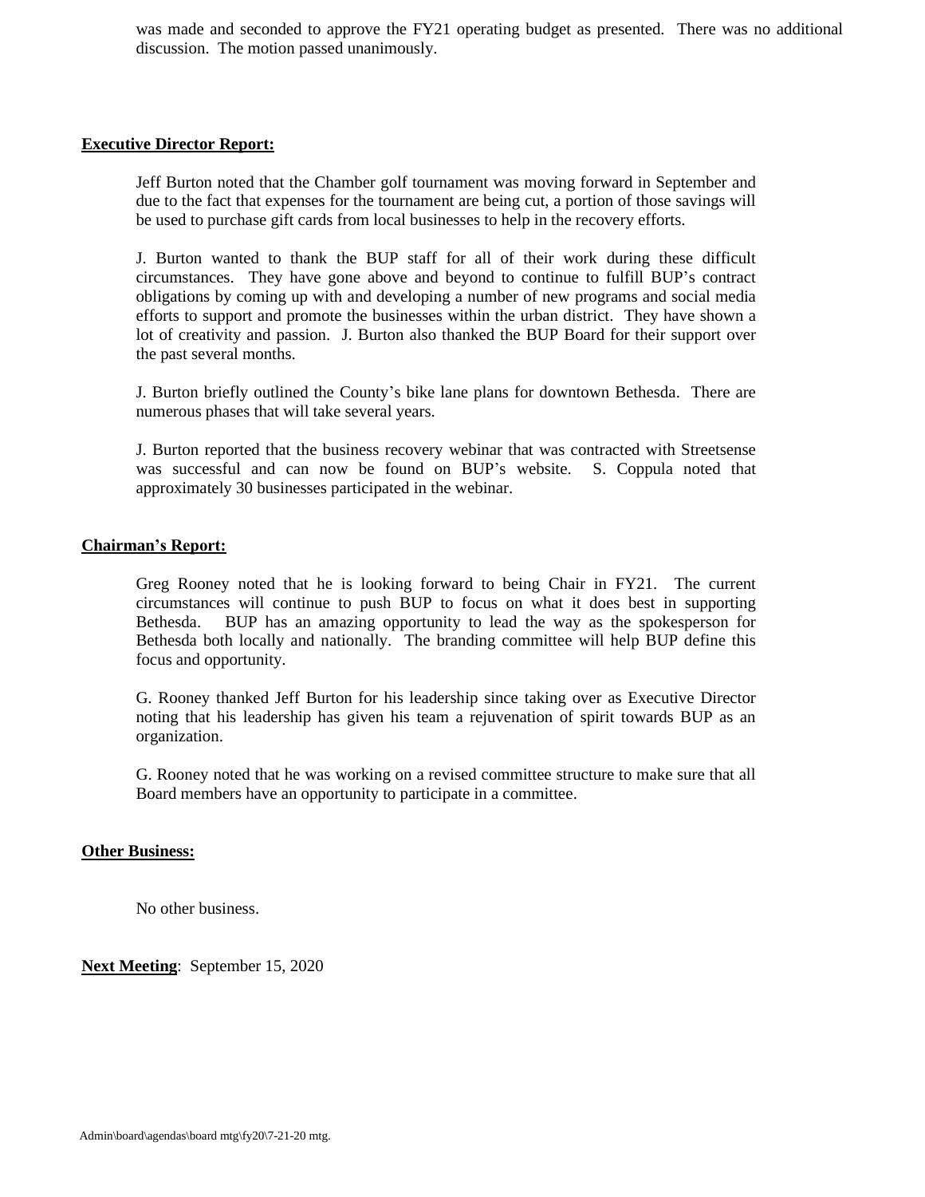was made and seconded to approve the FY21 operating budget as presented. There was no additional discussion. The motion passed unanimously.

**Executive Director Report:**

Jeff Burton noted that the Chamber golf tournament was moving forward in September and due to the fact that expenses for the tournament are being cut, a portion of those savings will be used to purchase gift cards from local businesses to help in the recovery efforts.

J. Burton wanted to thank the BUP staff for all of their work during these difficult circumstances. They have gone above and beyond to continue to fulfill BUP's contract obligations by coming up with and developing a number of new programs and social media efforts to support and promote the businesses within the urban district. They have shown a lot of creativity and passion. J. Burton also thanked the BUP Board for their support over the past several months.

J. Burton briefly outlined the County's bike lane plans for downtown Bethesda. There are numerous phases that will take several years.

J. Burton reported that the business recovery webinar that was contracted with Streetsense was successful and can now be found on BUP's website. S. Coppula noted that approximately 30 businesses participated in the webinar.

**Chairman's Report:**

Greg Rooney noted that he is looking forward to being Chair in FY21. The current circumstances will continue to push BUP to focus on what it does best in supporting Bethesda. BUP has an amazing opportunity to lead the way as the spokesperson for Bethesda both locally and nationally. The branding committee will help BUP define this focus and opportunity.

G. Rooney thanked Jeff Burton for his leadership since taking over as Executive Director noting that his leadership has given his team a rejuvenation of spirit towards BUP as an organization.

G. Rooney noted that he was working on a revised committee structure to make sure that all Board members have an opportunity to participate in a committee.

**Other Business:**

No other business.

**Next Meeting**: September 15, 2020

Admin\board\agendas\board mtg\fy20\7-21-20 mtg.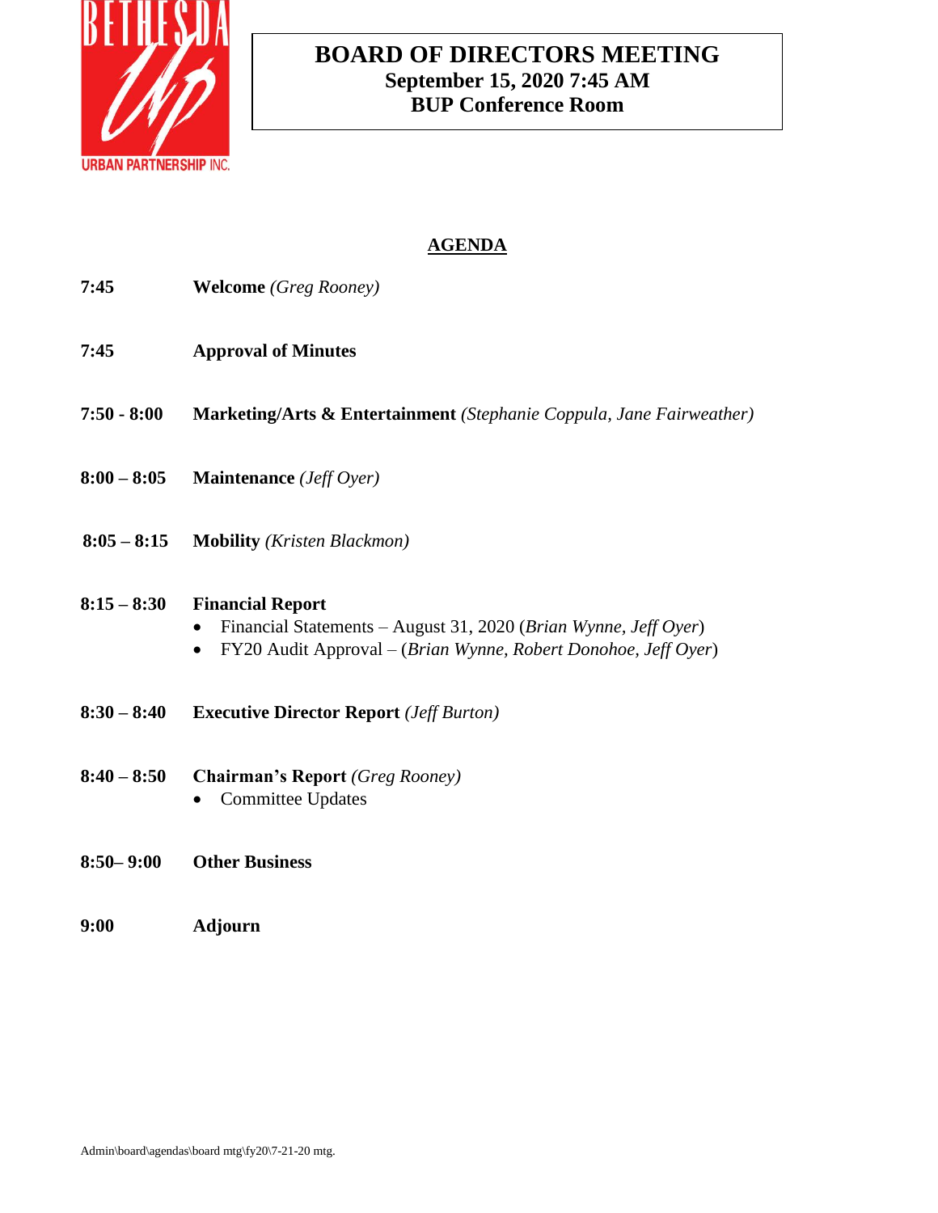BETHESDA Up URBAN PARTNERSHIP INC.

# BOARD OF DIRECTORS MEETING
**September 15, 2020 7:45 AM**
**BUP Conference Room**

## AGENDA

**7:45** **Welcome** *(Greg Rooney)*

**7:45** **Approval of Minutes**

**7:50 - 8:00** **Marketing/Arts & Entertainment** *(Stephanie Coppula, Jane Fairweather)*

**8:00 – 8:05** **Maintenance** *(Jeff Oyer)*

**8:05 – 8:15** **Mobility** *(Kristen Blackmon)*

**8:15 – 8:30** **Financial Report**
- Financial Statements – August 31, 2020 (*Brian Wynne, Jeff Oyer*)
- FY20 Audit Approval – (*Brian Wynne, Robert Donohoe, Jeff Oyer*)

**8:30 – 8:40** **Executive Director Report** *(Jeff Burton)*

**8:40 – 8:50** **Chairman's Report** *(Greg Rooney)*
- Committee Updates

**8:50– 9:00** **Other Business**

**9:00** **Adjourn**

Admin\board\agendas\board mtg\fy20\7-21-20 mtg.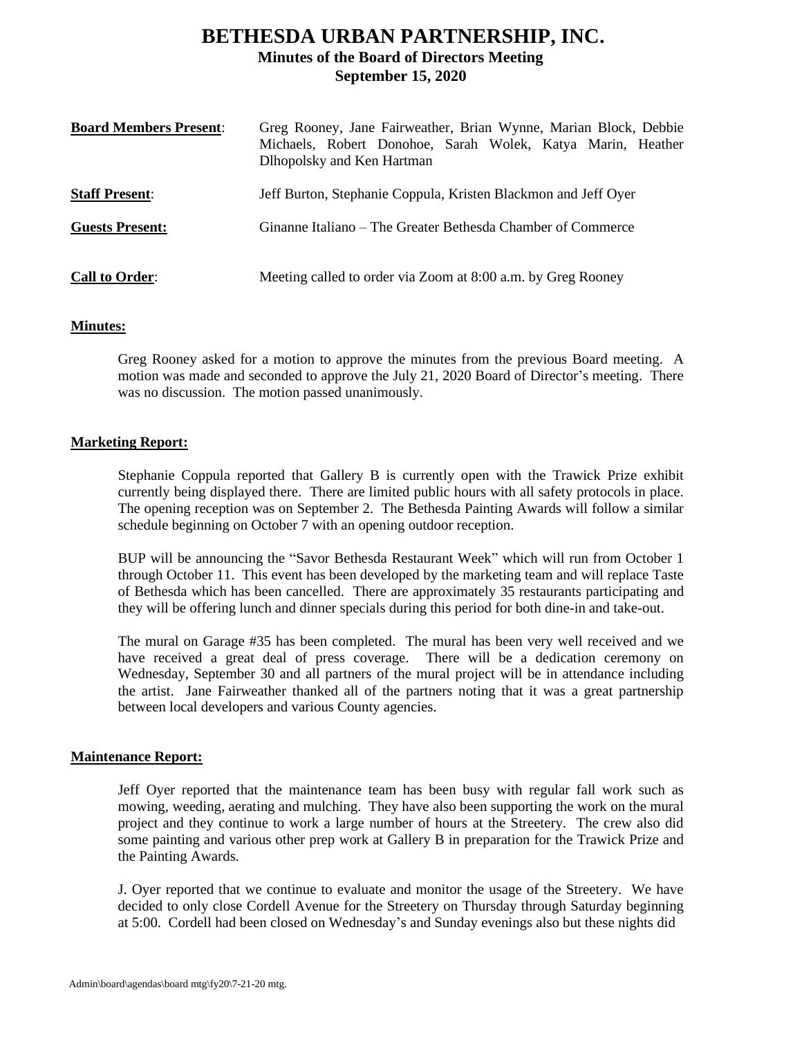# BETHESDA URBAN PARTNERSHIP, INC.

## Minutes of the Board of Directors Meeting

## September 15, 2020

| | |
|---|---|
| **Board Members Present**: | Greg Rooney, Jane Fairweather, Brian Wynne, Marian Block, Debbie Michaels, Robert Donohoe, Sarah Wolek, Katya Marin, Heather Dlhopolsky and Ken Hartman |
| **Staff Present**: | Jeff Burton, Stephanie Coppula, Kristen Blackmon and Jeff Oyer |
| **Guests Present:** | Ginanne Italiano – The Greater Bethesda Chamber of Commerce |
| **Call to Order**: | Meeting called to order via Zoom at 8:00 a.m. by Greg Rooney |

**Minutes:**

Greg Rooney asked for a motion to approve the minutes from the previous Board meeting. A motion was made and seconded to approve the July 21, 2020 Board of Director's meeting. There was no discussion. The motion passed unanimously.

**Marketing Report:**

Stephanie Coppula reported that Gallery B is currently open with the Trawick Prize exhibit currently being displayed there. There are limited public hours with all safety protocols in place. The opening reception was on September 2. The Bethesda Painting Awards will follow a similar schedule beginning on October 7 with an opening outdoor reception.

BUP will be announcing the "Savor Bethesda Restaurant Week" which will run from October 1 through October 11. This event has been developed by the marketing team and will replace Taste of Bethesda which has been cancelled. There are approximately 35 restaurants participating and they will be offering lunch and dinner specials during this period for both dine-in and take-out.

The mural on Garage #35 has been completed. The mural has been very well received and we have received a great deal of press coverage. There will be a dedication ceremony on Wednesday, September 30 and all partners of the mural project will be in attendance including the artist. Jane Fairweather thanked all of the partners noting that it was a great partnership between local developers and various County agencies.

**Maintenance Report:**

Jeff Oyer reported that the maintenance team has been busy with regular fall work such as mowing, weeding, aerating and mulching. They have also been supporting the work on the mural project and they continue to work a large number of hours at the Streetery. The crew also did some painting and various other prep work at Gallery B in preparation for the Trawick Prize and the Painting Awards.

J. Oyer reported that we continue to evaluate and monitor the usage of the Streetery. We have decided to only close Cordell Avenue for the Streetery on Thursday through Saturday beginning at 5:00. Cordell had been closed on Wednesday's and Sunday evenings also but these nights did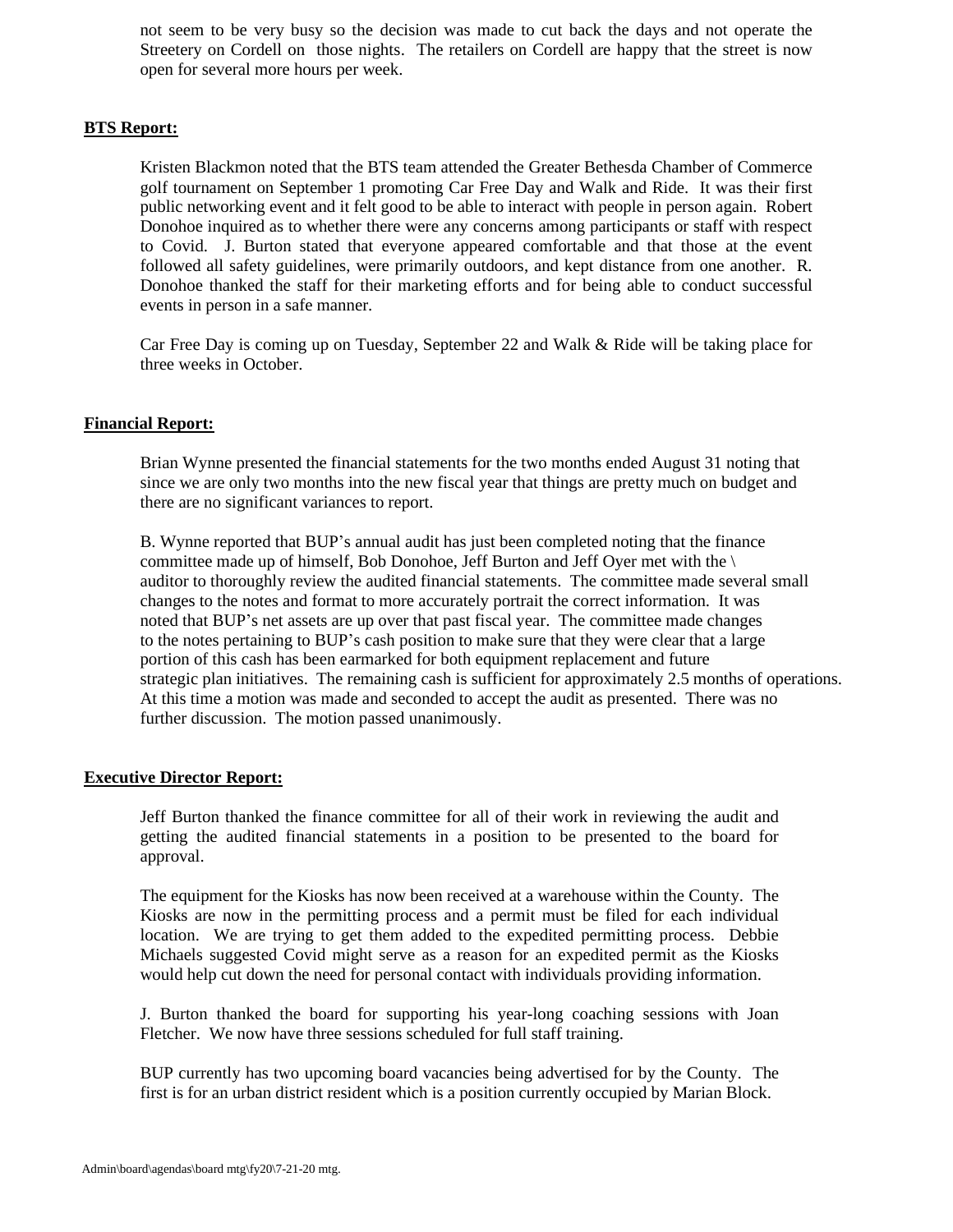not seem to be very busy so the decision was made to cut back the days and not operate the Streetery on Cordell on those nights. The retailers on Cordell are happy that the street is now open for several more hours per week.

**BTS Report:**

Kristen Blackmon noted that the BTS team attended the Greater Bethesda Chamber of Commerce golf tournament on September 1 promoting Car Free Day and Walk and Ride. It was their first public networking event and it felt good to be able to interact with people in person again. Robert Donohoe inquired as to whether there were any concerns among participants or staff with respect to Covid. J. Burton stated that everyone appeared comfortable and that those at the event followed all safety guidelines, were primarily outdoors, and kept distance from one another. R. Donohoe thanked the staff for their marketing efforts and for being able to conduct successful events in person in a safe manner.

Car Free Day is coming up on Tuesday, September 22 and Walk & Ride will be taking place for three weeks in October.

**Financial Report:**

Brian Wynne presented the financial statements for the two months ended August 31 noting that since we are only two months into the new fiscal year that things are pretty much on budget and there are no significant variances to report.

B. Wynne reported that BUP's annual audit has just been completed noting that the finance committee made up of himself, Bob Donohoe, Jeff Burton and Jeff Oyer met with the \ auditor to thoroughly review the audited financial statements. The committee made several small changes to the notes and format to more accurately portrait the correct information. It was noted that BUP's net assets are up over that past fiscal year. The committee made changes to the notes pertaining to BUP's cash position to make sure that they were clear that a large portion of this cash has been earmarked for both equipment replacement and future strategic plan initiatives. The remaining cash is sufficient for approximately 2.5 months of operations. At this time a motion was made and seconded to accept the audit as presented. There was no further discussion. The motion passed unanimously.

**Executive Director Report:**

Jeff Burton thanked the finance committee for all of their work in reviewing the audit and getting the audited financial statements in a position to be presented to the board for approval.

The equipment for the Kiosks has now been received at a warehouse within the County. The Kiosks are now in the permitting process and a permit must be filed for each individual location. We are trying to get them added to the expedited permitting process. Debbie Michaels suggested Covid might serve as a reason for an expedited permit as the Kiosks would help cut down the need for personal contact with individuals providing information.

J. Burton thanked the board for supporting his year-long coaching sessions with Joan Fletcher. We now have three sessions scheduled for full staff training.

BUP currently has two upcoming board vacancies being advertised for by the County. The first is for an urban district resident which is a position currently occupied by Marian Block.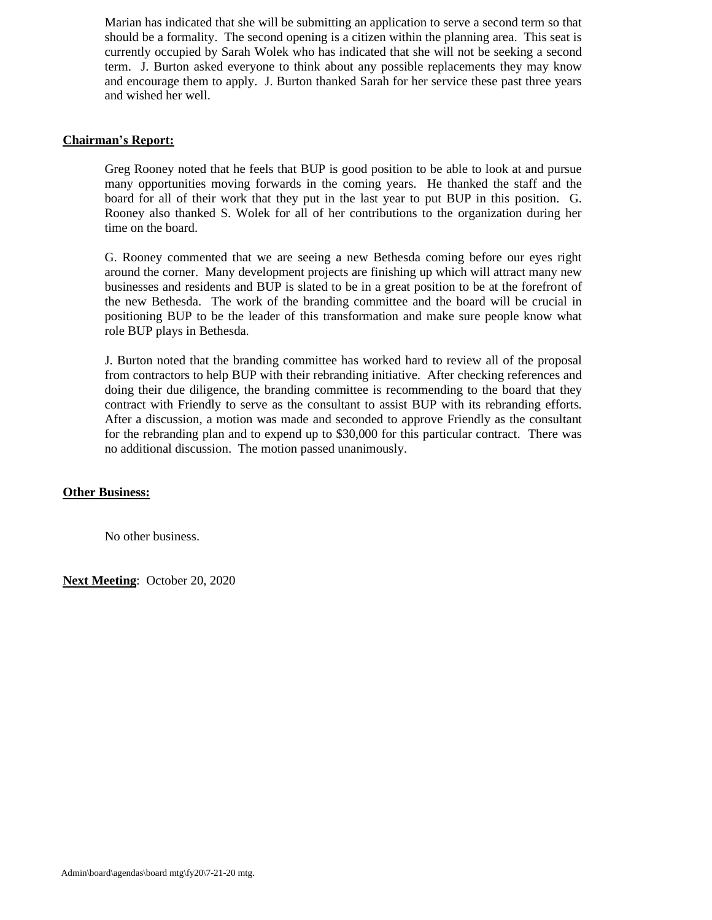Marian has indicated that she will be submitting an application to serve a second term so that should be a formality. The second opening is a citizen within the planning area. This seat is currently occupied by Sarah Wolek who has indicated that she will not be seeking a second term. J. Burton asked everyone to think about any possible replacements they may know and encourage them to apply. J. Burton thanked Sarah for her service these past three years and wished her well.

**Chairman's Report:**

Greg Rooney noted that he feels that BUP is good position to be able to look at and pursue many opportunities moving forwards in the coming years. He thanked the staff and the board for all of their work that they put in the last year to put BUP in this position. G. Rooney also thanked S. Wolek for all of her contributions to the organization during her time on the board.

G. Rooney commented that we are seeing a new Bethesda coming before our eyes right around the corner. Many development projects are finishing up which will attract many new businesses and residents and BUP is slated to be in a great position to be at the forefront of the new Bethesda. The work of the branding committee and the board will be crucial in positioning BUP to be the leader of this transformation and make sure people know what role BUP plays in Bethesda.

J. Burton noted that the branding committee has worked hard to review all of the proposal from contractors to help BUP with their rebranding initiative. After checking references and doing their due diligence, the branding committee is recommending to the board that they contract with Friendly to serve as the consultant to assist BUP with its rebranding efforts. After a discussion, a motion was made and seconded to approve Friendly as the consultant for the rebranding plan and to expend up to $30,000 for this particular contract. There was no additional discussion. The motion passed unanimously.

**Other Business:**

No other business.

**Next Meeting**: October 20, 2020

Admin\board\agendas\board mtg\fy20\7-21-20 mtg.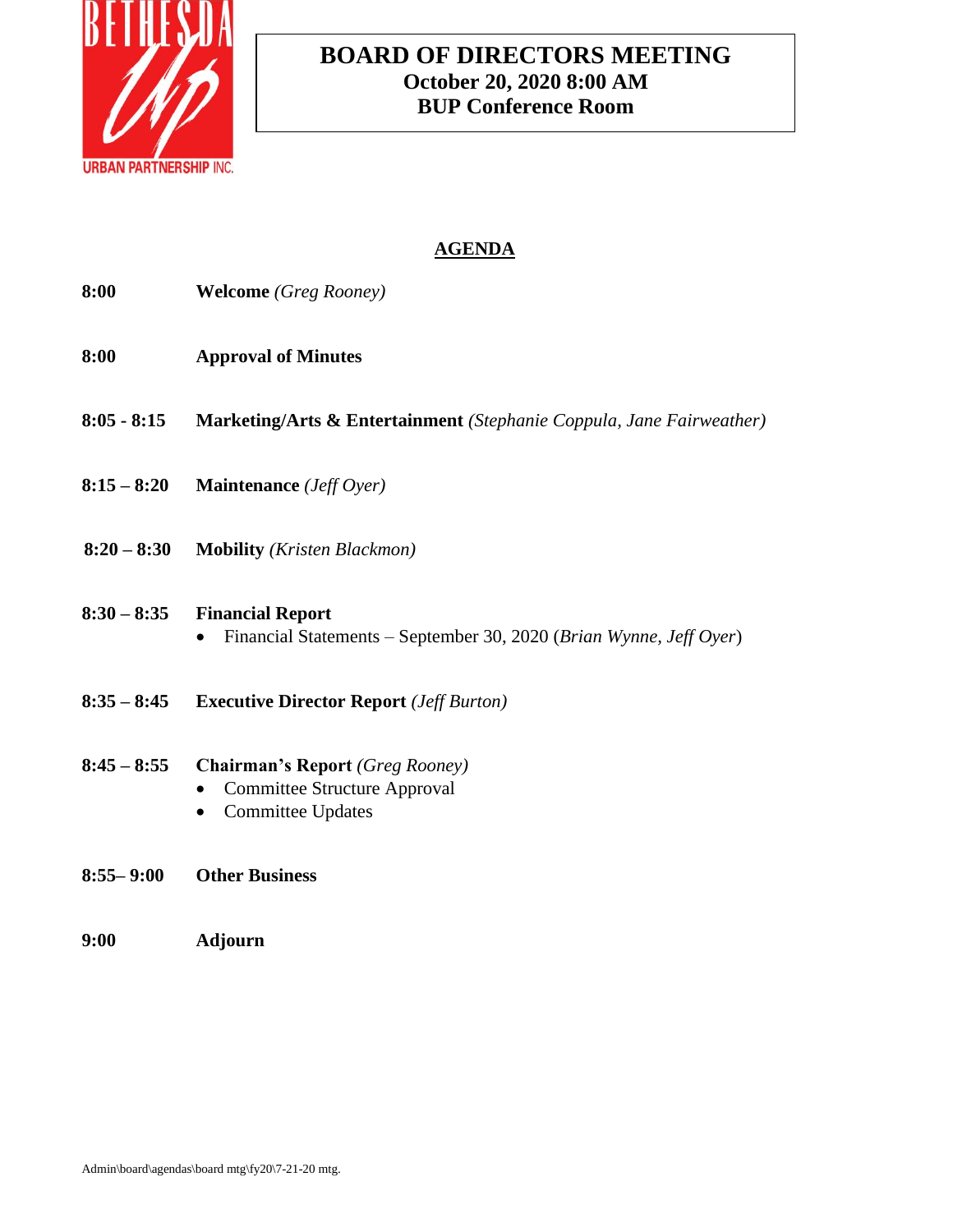# BOARD OF DIRECTORS MEETING

**October 20, 2020 8:00 AM**

**BUP Conference Room**

## AGENDA

**8:00** **Welcome** *(Greg Rooney)*

**8:00** **Approval of Minutes**

**8:05 - 8:15** **Marketing/Arts & Entertainment** *(Stephanie Coppula, Jane Fairweather)*

**8:15 – 8:20** **Maintenance** *(Jeff Oyer)*

**8:20 – 8:30** **Mobility** *(Kristen Blackmon)*

**8:30 – 8:35** **Financial Report**

- Financial Statements – September 30, 2020 (*Brian Wynne, Jeff Oyer*)

**8:35 – 8:45** **Executive Director Report** *(Jeff Burton)*

**8:45 – 8:55** **Chairman's Report** *(Greg Rooney)*

- Committee Structure Approval
- Committee Updates

**8:55– 9:00** **Other Business**

**9:00** **Adjourn**

Admin\board\agendas\board mtg\fy20\7-21-20 mtg.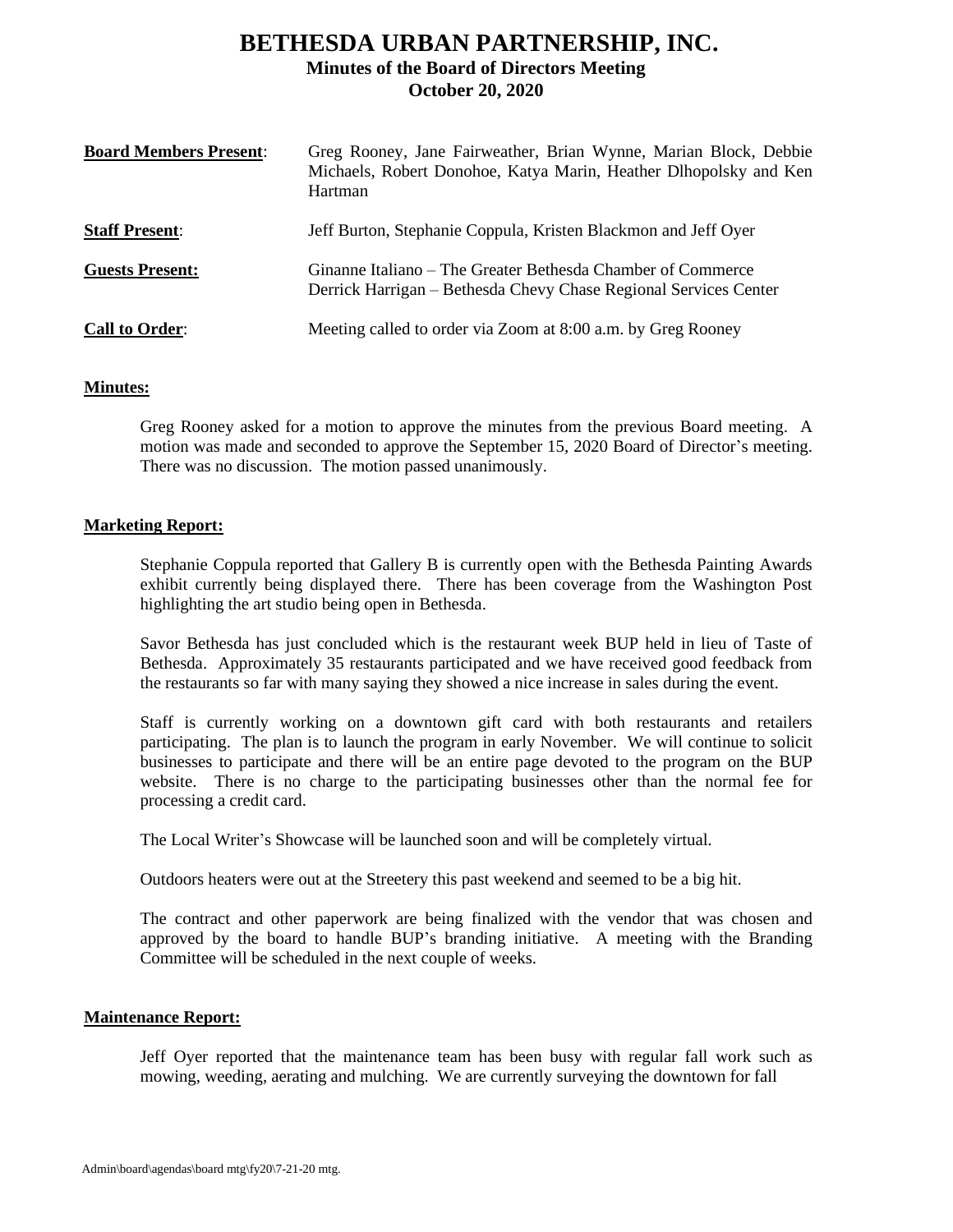# BETHESDA URBAN PARTNERSHIP, INC.

## Minutes of the Board of Directors Meeting
## October 20, 2020

**Board Members Present**: Greg Rooney, Jane Fairweather, Brian Wynne, Marian Block, Debbie Michaels, Robert Donohoe, Katya Marin, Heather Dlhopolsky and Ken Hartman

**Staff Present**: Jeff Burton, Stephanie Coppula, Kristen Blackmon and Jeff Oyer

**Guests Present:** Ginanne Italiano – The Greater Bethesda Chamber of Commerce
Derrick Harrigan – Bethesda Chevy Chase Regional Services Center

**Call to Order**: Meeting called to order via Zoom at 8:00 a.m. by Greg Rooney

**Minutes:**

Greg Rooney asked for a motion to approve the minutes from the previous Board meeting. A motion was made and seconded to approve the September 15, 2020 Board of Director's meeting. There was no discussion. The motion passed unanimously.

**Marketing Report:**

Stephanie Coppula reported that Gallery B is currently open with the Bethesda Painting Awards exhibit currently being displayed there. There has been coverage from the Washington Post highlighting the art studio being open in Bethesda.

Savor Bethesda has just concluded which is the restaurant week BUP held in lieu of Taste of Bethesda. Approximately 35 restaurants participated and we have received good feedback from the restaurants so far with many saying they showed a nice increase in sales during the event.

Staff is currently working on a downtown gift card with both restaurants and retailers participating. The plan is to launch the program in early November. We will continue to solicit businesses to participate and there will be an entire page devoted to the program on the BUP website. There is no charge to the participating businesses other than the normal fee for processing a credit card.

The Local Writer's Showcase will be launched soon and will be completely virtual.

Outdoors heaters were out at the Streetery this past weekend and seemed to be a big hit.

The contract and other paperwork are being finalized with the vendor that was chosen and approved by the board to handle BUP's branding initiative. A meeting with the Branding Committee will be scheduled in the next couple of weeks.

**Maintenance Report:**

Jeff Oyer reported that the maintenance team has been busy with regular fall work such as mowing, weeding, aerating and mulching. We are currently surveying the downtown for fall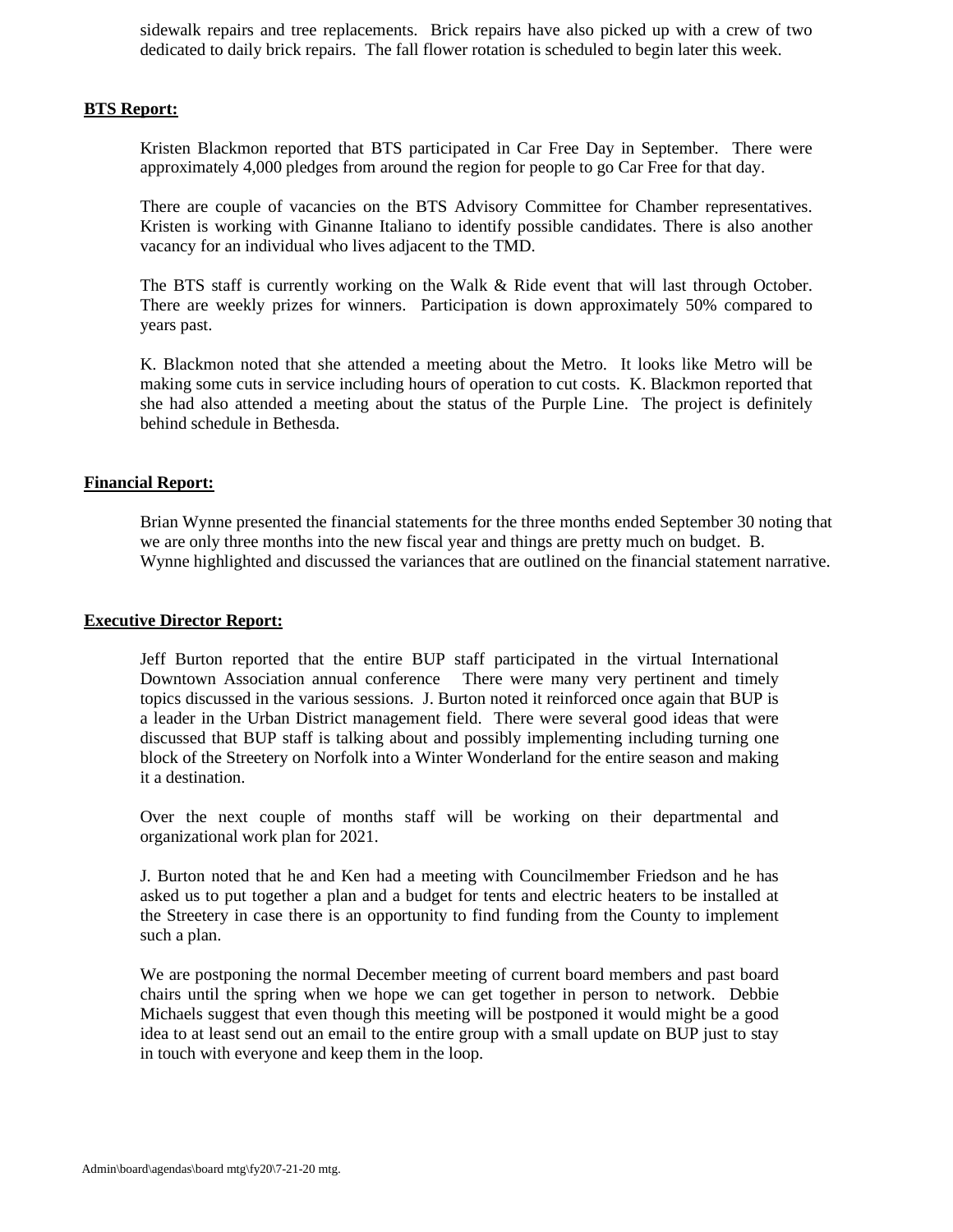sidewalk repairs and tree replacements. Brick repairs have also picked up with a crew of two dedicated to daily brick repairs. The fall flower rotation is scheduled to begin later this week.

**BTS Report:**

Kristen Blackmon reported that BTS participated in Car Free Day in September. There were approximately 4,000 pledges from around the region for people to go Car Free for that day.

There are couple of vacancies on the BTS Advisory Committee for Chamber representatives. Kristen is working with Ginanne Italiano to identify possible candidates. There is also another vacancy for an individual who lives adjacent to the TMD.

The BTS staff is currently working on the Walk & Ride event that will last through October. There are weekly prizes for winners. Participation is down approximately 50% compared to years past.

K. Blackmon noted that she attended a meeting about the Metro. It looks like Metro will be making some cuts in service including hours of operation to cut costs. K. Blackmon reported that she had also attended a meeting about the status of the Purple Line. The project is definitely behind schedule in Bethesda.

**Financial Report:**

Brian Wynne presented the financial statements for the three months ended September 30 noting that we are only three months into the new fiscal year and things are pretty much on budget. B. Wynne highlighted and discussed the variances that are outlined on the financial statement narrative.

**Executive Director Report:**

Jeff Burton reported that the entire BUP staff participated in the virtual International Downtown Association annual conference There were many very pertinent and timely topics discussed in the various sessions. J. Burton noted it reinforced once again that BUP is a leader in the Urban District management field. There were several good ideas that were discussed that BUP staff is talking about and possibly implementing including turning one block of the Streetery on Norfolk into a Winter Wonderland for the entire season and making it a destination.

Over the next couple of months staff will be working on their departmental and organizational work plan for 2021.

J. Burton noted that he and Ken had a meeting with Councilmember Friedson and he has asked us to put together a plan and a budget for tents and electric heaters to be installed at the Streetery in case there is an opportunity to find funding from the County to implement such a plan.

We are postponing the normal December meeting of current board members and past board chairs until the spring when we hope we can get together in person to network. Debbie Michaels suggest that even though this meeting will be postponed it would might be a good idea to at least send out an email to the entire group with a small update on BUP just to stay in touch with everyone and keep them in the loop.

Admin\board\agendas\board mtg\fy20\7-21-20 mtg.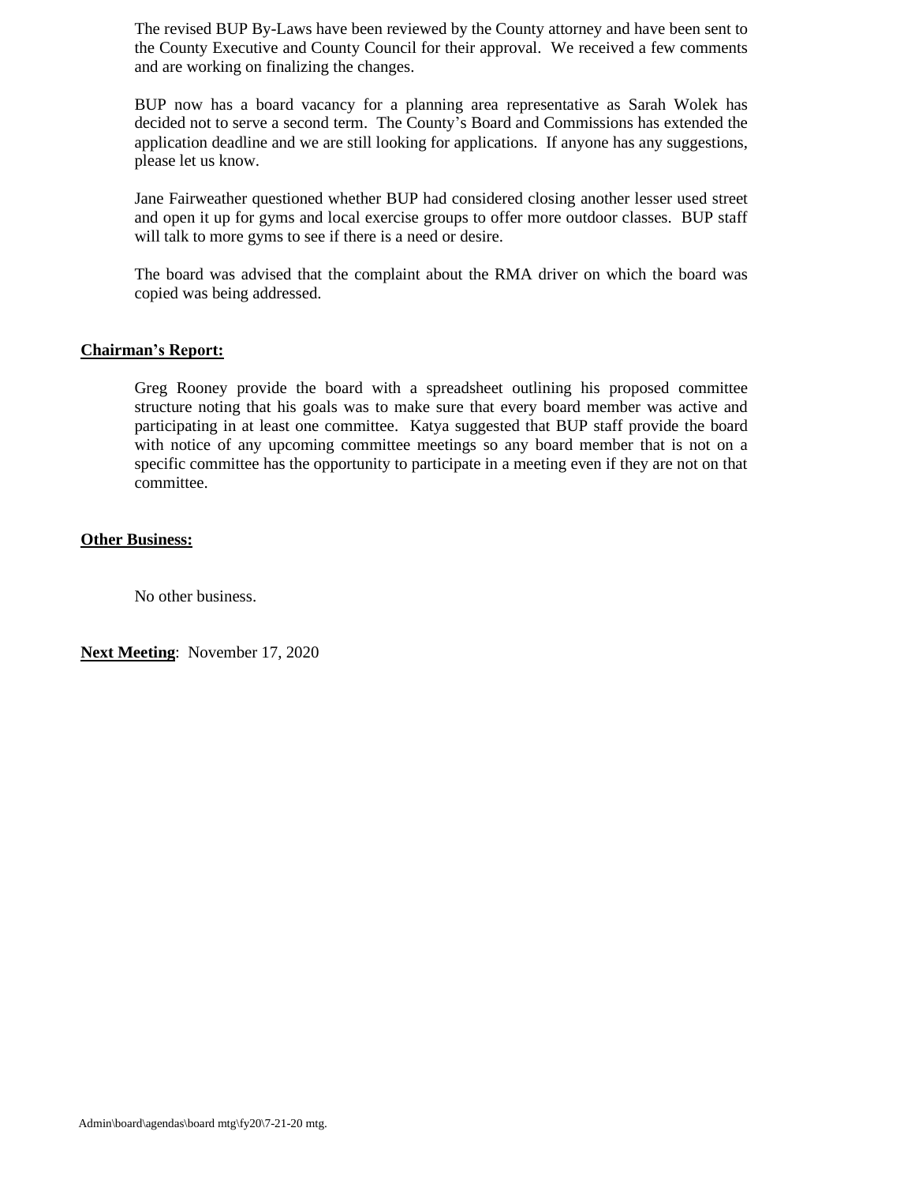The revised BUP By-Laws have been reviewed by the County attorney and have been sent to the County Executive and County Council for their approval. We received a few comments and are working on finalizing the changes.

BUP now has a board vacancy for a planning area representative as Sarah Wolek has decided not to serve a second term. The County's Board and Commissions has extended the application deadline and we are still looking for applications. If anyone has any suggestions, please let us know.

Jane Fairweather questioned whether BUP had considered closing another lesser used street and open it up for gyms and local exercise groups to offer more outdoor classes. BUP staff will talk to more gyms to see if there is a need or desire.

The board was advised that the complaint about the RMA driver on which the board was copied was being addressed.

**Chairman's Report:**

Greg Rooney provide the board with a spreadsheet outlining his proposed committee structure noting that his goals was to make sure that every board member was active and participating in at least one committee. Katya suggested that BUP staff provide the board with notice of any upcoming committee meetings so any board member that is not on a specific committee has the opportunity to participate in a meeting even if they are not on that committee.

**Other Business:**

No other business.

**Next Meeting**: November 17, 2020

Admin\board\agendas\board mtg\fy20\7-21-20 mtg.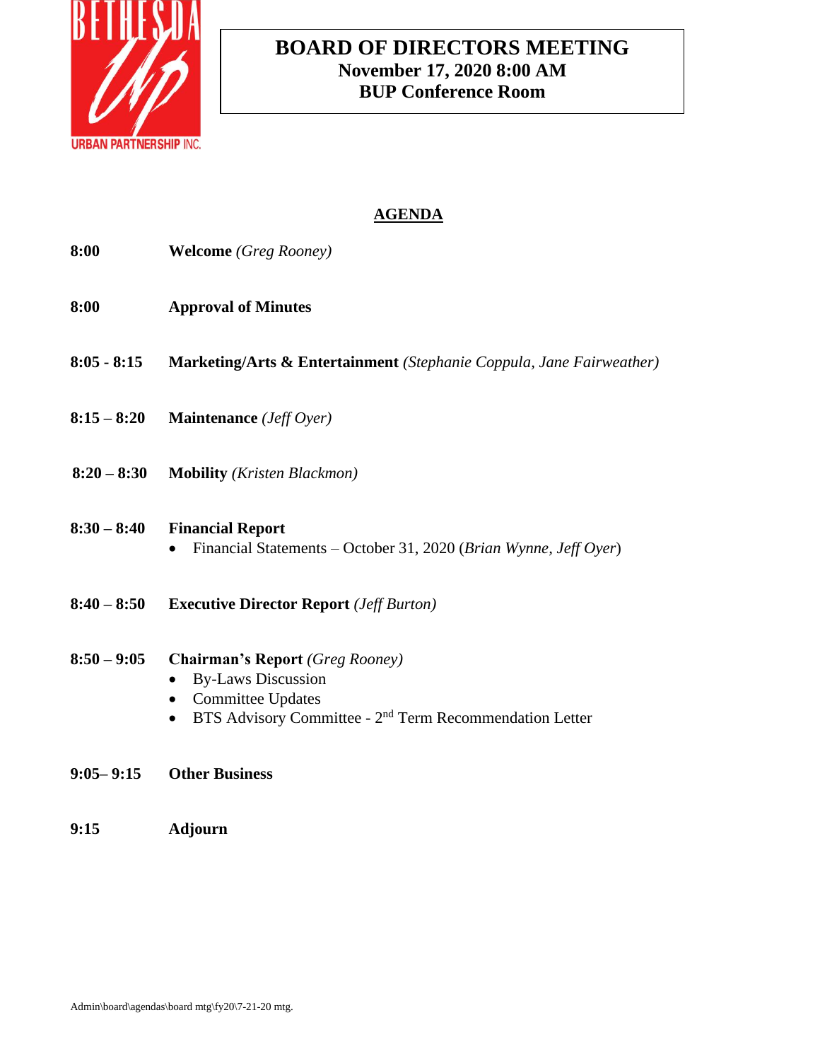# BOARD OF DIRECTORS MEETING

**November 17, 2020 8:00 AM**

**BUP Conference Room**

## AGENDA

**8:00** **Welcome** *(Greg Rooney)*

**8:00** **Approval of Minutes**

**8:05 - 8:15** **Marketing/Arts & Entertainment** *(Stephanie Coppula, Jane Fairweather)*

**8:15 – 8:20** **Maintenance** *(Jeff Oyer)*

**8:20 – 8:30** **Mobility** *(Kristen Blackmon)*

**8:30 – 8:40** **Financial Report**

- Financial Statements – October 31, 2020 (*Brian Wynne, Jeff Oyer*)

**8:40 – 8:50** **Executive Director Report** *(Jeff Burton)*

**8:50 – 9:05** **Chairman's Report** *(Greg Rooney)*

- By-Laws Discussion
- Committee Updates
- BTS Advisory Committee - 2nd Term Recommendation Letter

**9:05– 9:15** **Other Business**

**9:15** **Adjourn**

Admin\board\agendas\board mtg\fy20\7-21-20 mtg.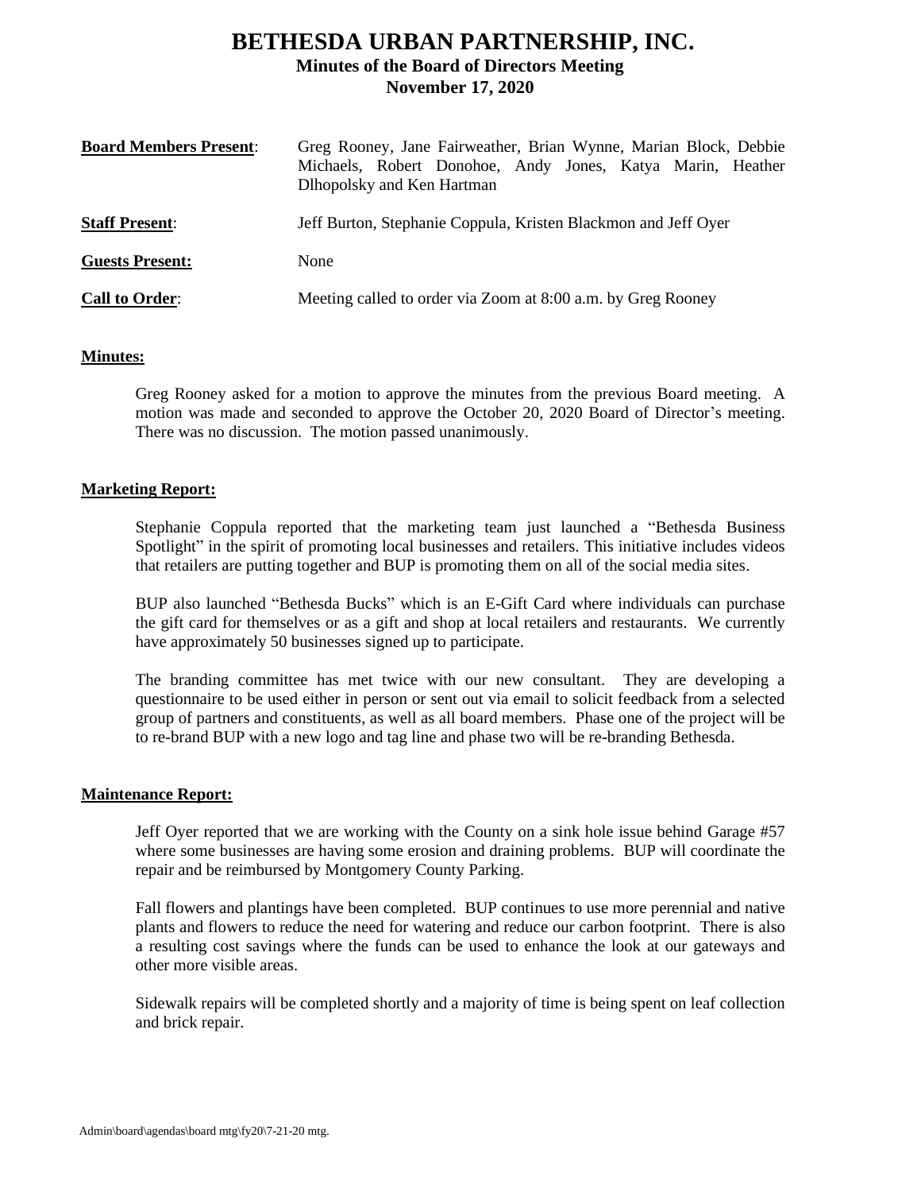# BETHESDA URBAN PARTNERSHIP, INC.

## Minutes of the Board of Directors Meeting

## November 17, 2020

**Board Members Present**: Greg Rooney, Jane Fairweather, Brian Wynne, Marian Block, Debbie Michaels, Robert Donohoe, Andy Jones, Katya Marin, Heather Dlhopolsky and Ken Hartman

**Staff Present**: Jeff Burton, Stephanie Coppula, Kristen Blackmon and Jeff Oyer

**Guests Present:** None

**Call to Order**: Meeting called to order via Zoom at 8:00 a.m. by Greg Rooney

**Minutes:**

Greg Rooney asked for a motion to approve the minutes from the previous Board meeting. A motion was made and seconded to approve the October 20, 2020 Board of Director's meeting. There was no discussion. The motion passed unanimously.

**Marketing Report:**

Stephanie Coppula reported that the marketing team just launched a "Bethesda Business Spotlight" in the spirit of promoting local businesses and retailers. This initiative includes videos that retailers are putting together and BUP is promoting them on all of the social media sites.

BUP also launched "Bethesda Bucks" which is an E-Gift Card where individuals can purchase the gift card for themselves or as a gift and shop at local retailers and restaurants. We currently have approximately 50 businesses signed up to participate.

The branding committee has met twice with our new consultant. They are developing a questionnaire to be used either in person or sent out via email to solicit feedback from a selected group of partners and constituents, as well as all board members. Phase one of the project will be to re-brand BUP with a new logo and tag line and phase two will be re-branding Bethesda.

**Maintenance Report:**

Jeff Oyer reported that we are working with the County on a sink hole issue behind Garage #57 where some businesses are having some erosion and draining problems. BUP will coordinate the repair and be reimbursed by Montgomery County Parking.

Fall flowers and plantings have been completed. BUP continues to use more perennial and native plants and flowers to reduce the need for watering and reduce our carbon footprint. There is also a resulting cost savings where the funds can be used to enhance the look at our gateways and other more visible areas.

Sidewalk repairs will be completed shortly and a majority of time is being spent on leaf collection and brick repair.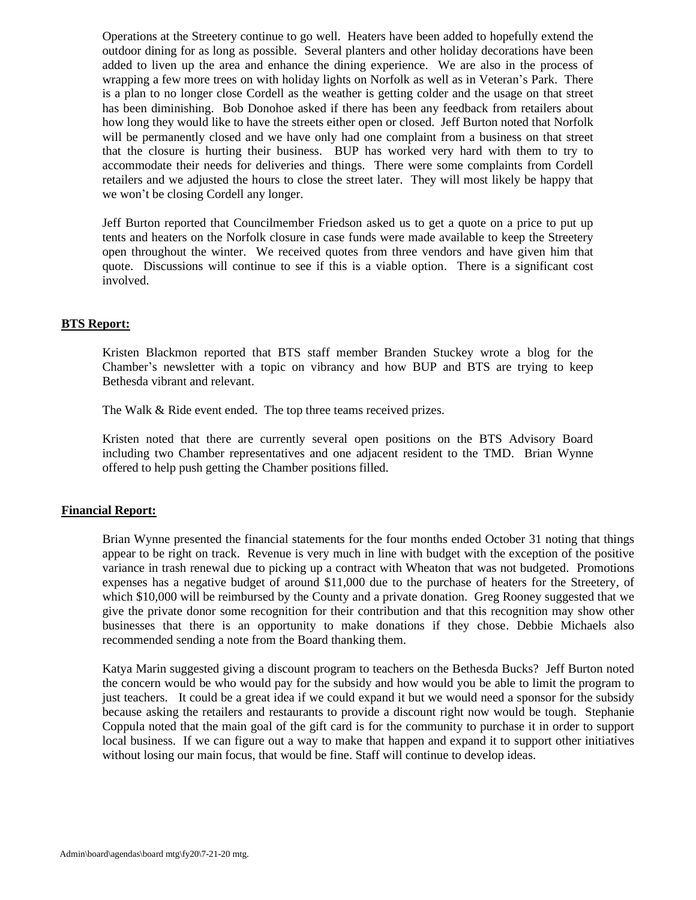Operations at the Streetery continue to go well. Heaters have been added to hopefully extend the outdoor dining for as long as possible. Several planters and other holiday decorations have been added to liven up the area and enhance the dining experience. We are also in the process of wrapping a few more trees on with holiday lights on Norfolk as well as in Veteran's Park. There is a plan to no longer close Cordell as the weather is getting colder and the usage on that street has been diminishing. Bob Donohoe asked if there has been any feedback from retailers about how long they would like to have the streets either open or closed. Jeff Burton noted that Norfolk will be permanently closed and we have only had one complaint from a business on that street that the closure is hurting their business. BUP has worked very hard with them to try to accommodate their needs for deliveries and things. There were some complaints from Cordell retailers and we adjusted the hours to close the street later. They will most likely be happy that we won't be closing Cordell any longer.

Jeff Burton reported that Councilmember Friedson asked us to get a quote on a price to put up tents and heaters on the Norfolk closure in case funds were made available to keep the Streetery open throughout the winter. We received quotes from three vendors and have given him that quote. Discussions will continue to see if this is a viable option. There is a significant cost involved.

**BTS Report:**

Kristen Blackmon reported that BTS staff member Branden Stuckey wrote a blog for the Chamber's newsletter with a topic on vibrancy and how BUP and BTS are trying to keep Bethesda vibrant and relevant.

The Walk & Ride event ended. The top three teams received prizes.

Kristen noted that there are currently several open positions on the BTS Advisory Board including two Chamber representatives and one adjacent resident to the TMD. Brian Wynne offered to help push getting the Chamber positions filled.

**Financial Report:**

Brian Wynne presented the financial statements for the four months ended October 31 noting that things appear to be right on track. Revenue is very much in line with budget with the exception of the positive variance in trash renewal due to picking up a contract with Wheaton that was not budgeted. Promotions expenses has a negative budget of around $11,000 due to the purchase of heaters for the Streetery, of which $10,000 will be reimbursed by the County and a private donation. Greg Rooney suggested that we give the private donor some recognition for their contribution and that this recognition may show other businesses that there is an opportunity to make donations if they chose. Debbie Michaels also recommended sending a note from the Board thanking them.

Katya Marin suggested giving a discount program to teachers on the Bethesda Bucks? Jeff Burton noted the concern would be who would pay for the subsidy and how would you be able to limit the program to just teachers. It could be a great idea if we could expand it but we would need a sponsor for the subsidy because asking the retailers and restaurants to provide a discount right now would be tough. Stephanie Coppula noted that the main goal of the gift card is for the community to purchase it in order to support local business. If we can figure out a way to make that happen and expand it to support other initiatives without losing our main focus, that would be fine. Staff will continue to develop ideas.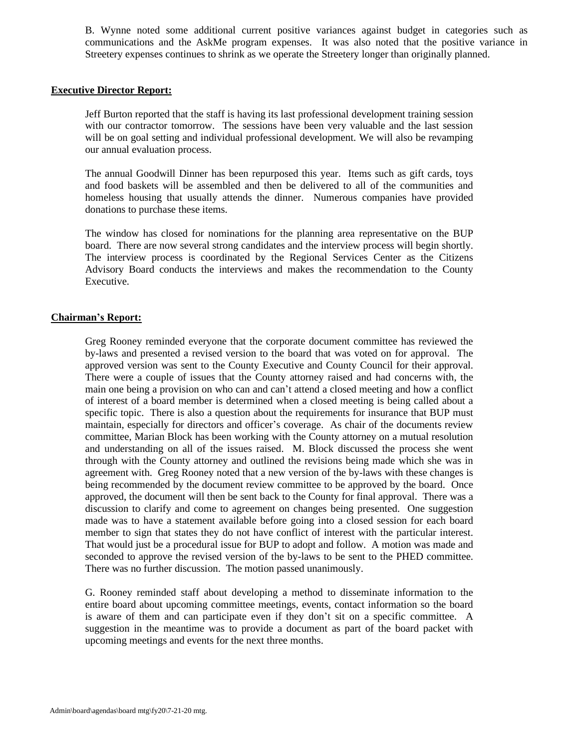B. Wynne noted some additional current positive variances against budget in categories such as communications and the AskMe program expenses. It was also noted that the positive variance in Streetery expenses continues to shrink as we operate the Streetery longer than originally planned.

**Executive Director Report:**

Jeff Burton reported that the staff is having its last professional development training session with our contractor tomorrow. The sessions have been very valuable and the last session will be on goal setting and individual professional development. We will also be revamping our annual evaluation process.

The annual Goodwill Dinner has been repurposed this year. Items such as gift cards, toys and food baskets will be assembled and then be delivered to all of the communities and homeless housing that usually attends the dinner. Numerous companies have provided donations to purchase these items.

The window has closed for nominations for the planning area representative on the BUP board. There are now several strong candidates and the interview process will begin shortly. The interview process is coordinated by the Regional Services Center as the Citizens Advisory Board conducts the interviews and makes the recommendation to the County Executive.

**Chairman's Report:**

Greg Rooney reminded everyone that the corporate document committee has reviewed the by-laws and presented a revised version to the board that was voted on for approval. The approved version was sent to the County Executive and County Council for their approval. There were a couple of issues that the County attorney raised and had concerns with, the main one being a provision on who can and can't attend a closed meeting and how a conflict of interest of a board member is determined when a closed meeting is being called about a specific topic. There is also a question about the requirements for insurance that BUP must maintain, especially for directors and officer's coverage. As chair of the documents review committee, Marian Block has been working with the County attorney on a mutual resolution and understanding on all of the issues raised. M. Block discussed the process she went through with the County attorney and outlined the revisions being made which she was in agreement with. Greg Rooney noted that a new version of the by-laws with these changes is being recommended by the document review committee to be approved by the board. Once approved, the document will then be sent back to the County for final approval. There was a discussion to clarify and come to agreement on changes being presented. One suggestion made was to have a statement available before going into a closed session for each board member to sign that states they do not have conflict of interest with the particular interest. That would just be a procedural issue for BUP to adopt and follow. A motion was made and seconded to approve the revised version of the by-laws to be sent to the PHED committee. There was no further discussion. The motion passed unanimously.

G. Rooney reminded staff about developing a method to disseminate information to the entire board about upcoming committee meetings, events, contact information so the board is aware of them and can participate even if they don't sit on a specific committee. A suggestion in the meantime was to provide a document as part of the board packet with upcoming meetings and events for the next three months.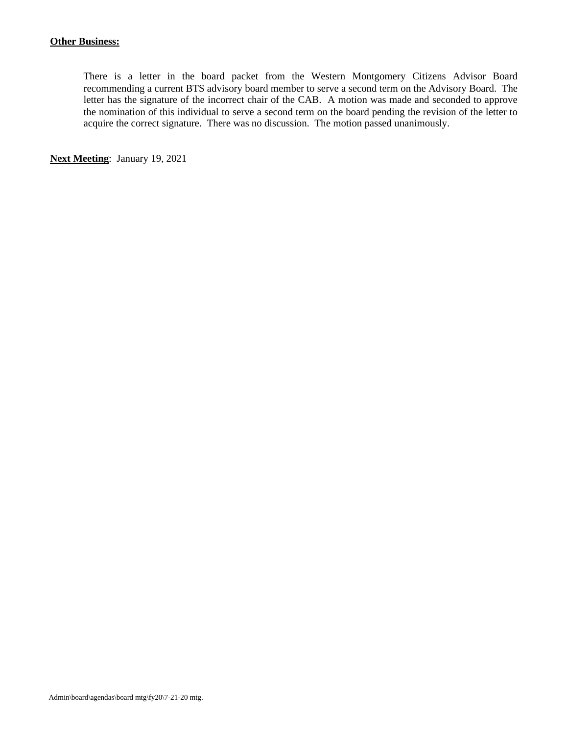**Other Business:**

There is a letter in the board packet from the Western Montgomery Citizens Advisor Board recommending a current BTS advisory board member to serve a second term on the Advisory Board. The letter has the signature of the incorrect chair of the CAB. A motion was made and seconded to approve the nomination of this individual to serve a second term on the board pending the revision of the letter to acquire the correct signature. There was no discussion. The motion passed unanimously.

**Next Meeting**: January 19, 2021

Admin\board\agendas\board mtg\fy20\7-21-20 mtg.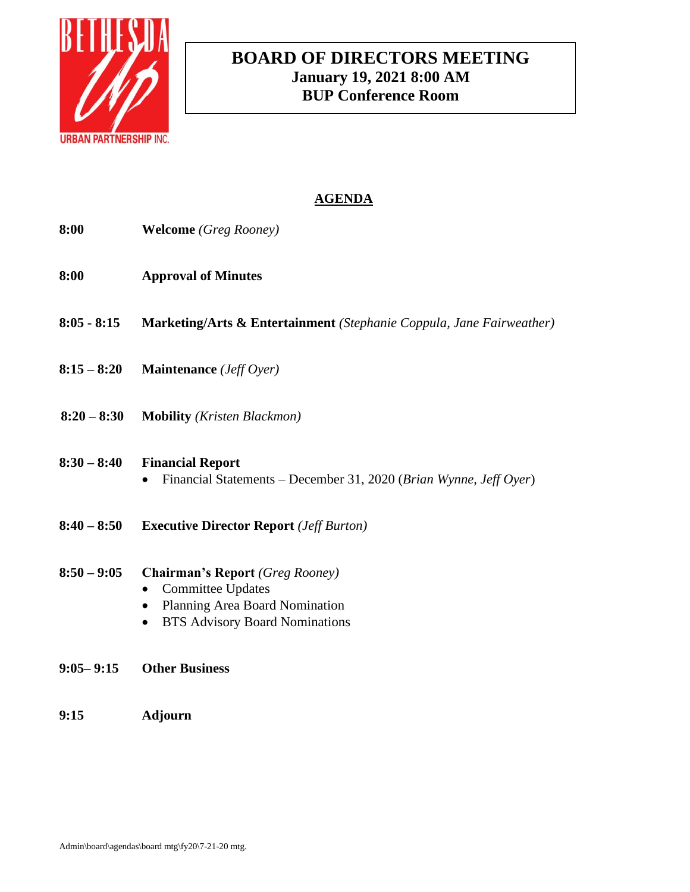BETHESDA Up URBAN PARTNERSHIP INC.

# BOARD OF DIRECTORS MEETING
**January 19, 2021 8:00 AM**
**BUP Conference Room**

## AGENDA

**8:00** **Welcome** *(Greg Rooney)*

**8:00** **Approval of Minutes**

**8:05 - 8:15** **Marketing/Arts & Entertainment** *(Stephanie Coppula, Jane Fairweather)*

**8:15 – 8:20** **Maintenance** *(Jeff Oyer)*

**8:20 – 8:30** **Mobility** *(Kristen Blackmon)*

**8:30 – 8:40** **Financial Report**
- Financial Statements – December 31, 2020 (*Brian Wynne, Jeff Oyer*)

**8:40 – 8:50** **Executive Director Report** *(Jeff Burton)*

**8:50 – 9:05** **Chairman's Report** *(Greg Rooney)*
- Committee Updates
- Planning Area Board Nomination
- BTS Advisory Board Nominations

**9:05– 9:15** **Other Business**

**9:15** **Adjourn**

Admin\board\agendas\board mtg\fy20\7-21-20 mtg.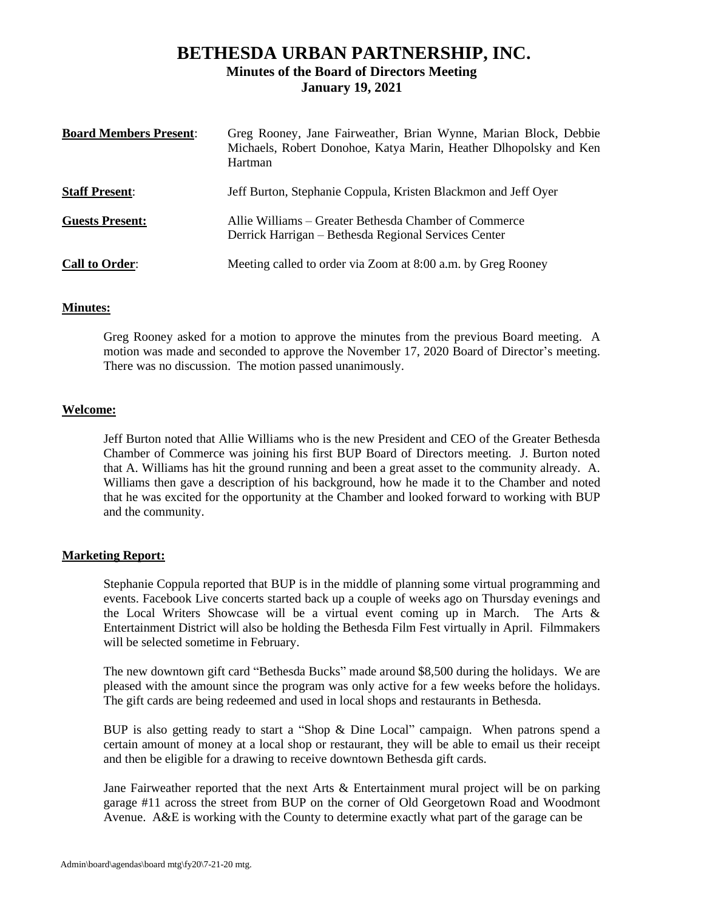# BETHESDA URBAN PARTNERSHIP, INC.

## Minutes of the Board of Directors Meeting

## January 19, 2021

**Board Members Present**: Greg Rooney, Jane Fairweather, Brian Wynne, Marian Block, Debbie Michaels, Robert Donohoe, Katya Marin, Heather Dlhopolsky and Ken Hartman

**Staff Present**: Jeff Burton, Stephanie Coppula, Kristen Blackmon and Jeff Oyer

**Guests Present:** Allie Williams – Greater Bethesda Chamber of Commerce
Derrick Harrigan – Bethesda Regional Services Center

**Call to Order**: Meeting called to order via Zoom at 8:00 a.m. by Greg Rooney

**Minutes:**

Greg Rooney asked for a motion to approve the minutes from the previous Board meeting. A motion was made and seconded to approve the November 17, 2020 Board of Director's meeting. There was no discussion. The motion passed unanimously.

**Welcome:**

Jeff Burton noted that Allie Williams who is the new President and CEO of the Greater Bethesda Chamber of Commerce was joining his first BUP Board of Directors meeting. J. Burton noted that A. Williams has hit the ground running and been a great asset to the community already. A. Williams then gave a description of his background, how he made it to the Chamber and noted that he was excited for the opportunity at the Chamber and looked forward to working with BUP and the community.

**Marketing Report:**

Stephanie Coppula reported that BUP is in the middle of planning some virtual programming and events. Facebook Live concerts started back up a couple of weeks ago on Thursday evenings and the Local Writers Showcase will be a virtual event coming up in March. The Arts & Entertainment District will also be holding the Bethesda Film Fest virtually in April. Filmmakers will be selected sometime in February.

The new downtown gift card "Bethesda Bucks" made around $8,500 during the holidays. We are pleased with the amount since the program was only active for a few weeks before the holidays. The gift cards are being redeemed and used in local shops and restaurants in Bethesda.

BUP is also getting ready to start a "Shop & Dine Local" campaign. When patrons spend a certain amount of money at a local shop or restaurant, they will be able to email us their receipt and then be eligible for a drawing to receive downtown Bethesda gift cards.

Jane Fairweather reported that the next Arts & Entertainment mural project will be on parking garage #11 across the street from BUP on the corner of Old Georgetown Road and Woodmont Avenue. A&E is working with the County to determine exactly what part of the garage can be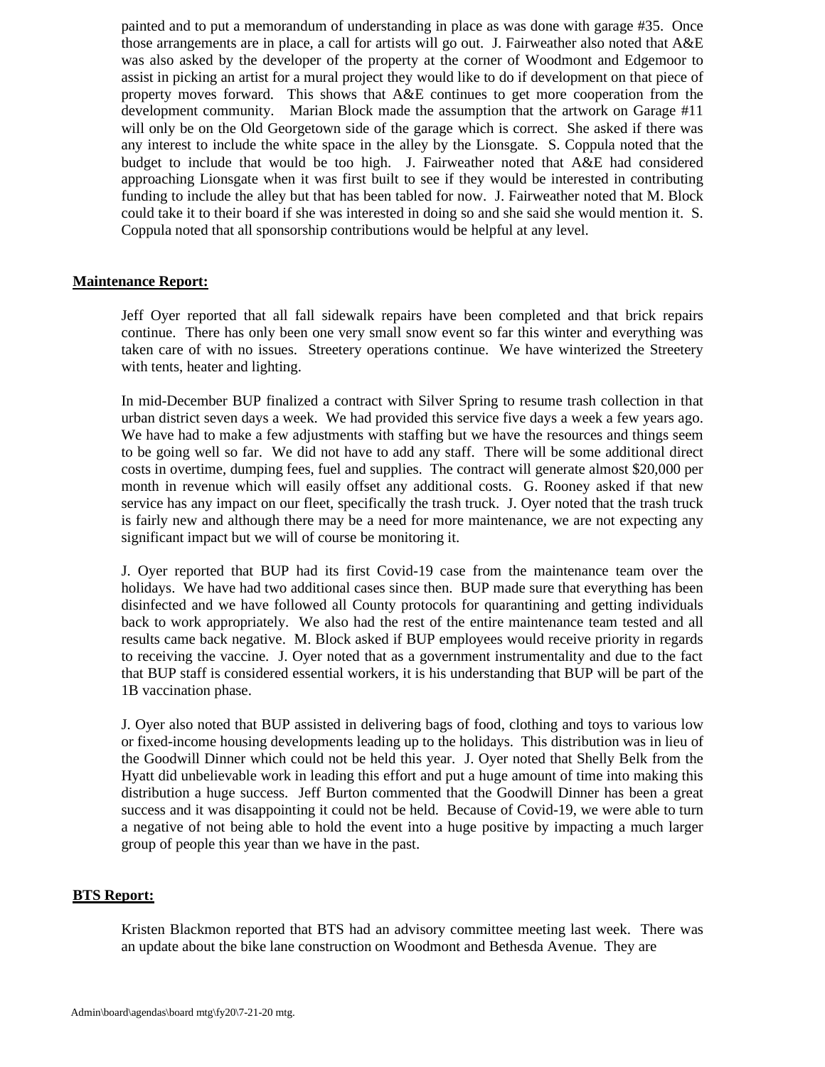painted and to put a memorandum of understanding in place as was done with garage #35. Once those arrangements are in place, a call for artists will go out. J. Fairweather also noted that A&E was also asked by the developer of the property at the corner of Woodmont and Edgemoor to assist in picking an artist for a mural project they would like to do if development on that piece of property moves forward. This shows that A&E continues to get more cooperation from the development community. Marian Block made the assumption that the artwork on Garage #11 will only be on the Old Georgetown side of the garage which is correct. She asked if there was any interest to include the white space in the alley by the Lionsgate. S. Coppula noted that the budget to include that would be too high. J. Fairweather noted that A&E had considered approaching Lionsgate when it was first built to see if they would be interested in contributing funding to include the alley but that has been tabled for now. J. Fairweather noted that M. Block could take it to their board if she was interested in doing so and she said she would mention it. S. Coppula noted that all sponsorship contributions would be helpful at any level.

**Maintenance Report:**

Jeff Oyer reported that all fall sidewalk repairs have been completed and that brick repairs continue. There has only been one very small snow event so far this winter and everything was taken care of with no issues. Streetery operations continue. We have winterized the Streetery with tents, heater and lighting.

In mid-December BUP finalized a contract with Silver Spring to resume trash collection in that urban district seven days a week. We had provided this service five days a week a few years ago. We have had to make a few adjustments with staffing but we have the resources and things seem to be going well so far. We did not have to add any staff. There will be some additional direct costs in overtime, dumping fees, fuel and supplies. The contract will generate almost $20,000 per month in revenue which will easily offset any additional costs. G. Rooney asked if that new service has any impact on our fleet, specifically the trash truck. J. Oyer noted that the trash truck is fairly new and although there may be a need for more maintenance, we are not expecting any significant impact but we will of course be monitoring it.

J. Oyer reported that BUP had its first Covid-19 case from the maintenance team over the holidays. We have had two additional cases since then. BUP made sure that everything has been disinfected and we have followed all County protocols for quarantining and getting individuals back to work appropriately. We also had the rest of the entire maintenance team tested and all results came back negative. M. Block asked if BUP employees would receive priority in regards to receiving the vaccine. J. Oyer noted that as a government instrumentality and due to the fact that BUP staff is considered essential workers, it is his understanding that BUP will be part of the 1B vaccination phase.

J. Oyer also noted that BUP assisted in delivering bags of food, clothing and toys to various low or fixed-income housing developments leading up to the holidays. This distribution was in lieu of the Goodwill Dinner which could not be held this year. J. Oyer noted that Shelly Belk from the Hyatt did unbelievable work in leading this effort and put a huge amount of time into making this distribution a huge success. Jeff Burton commented that the Goodwill Dinner has been a great success and it was disappointing it could not be held. Because of Covid-19, we were able to turn a negative of not being able to hold the event into a huge positive by impacting a much larger group of people this year than we have in the past.

**BTS Report:**

Kristen Blackmon reported that BTS had an advisory committee meeting last week. There was an update about the bike lane construction on Woodmont and Bethesda Avenue. They are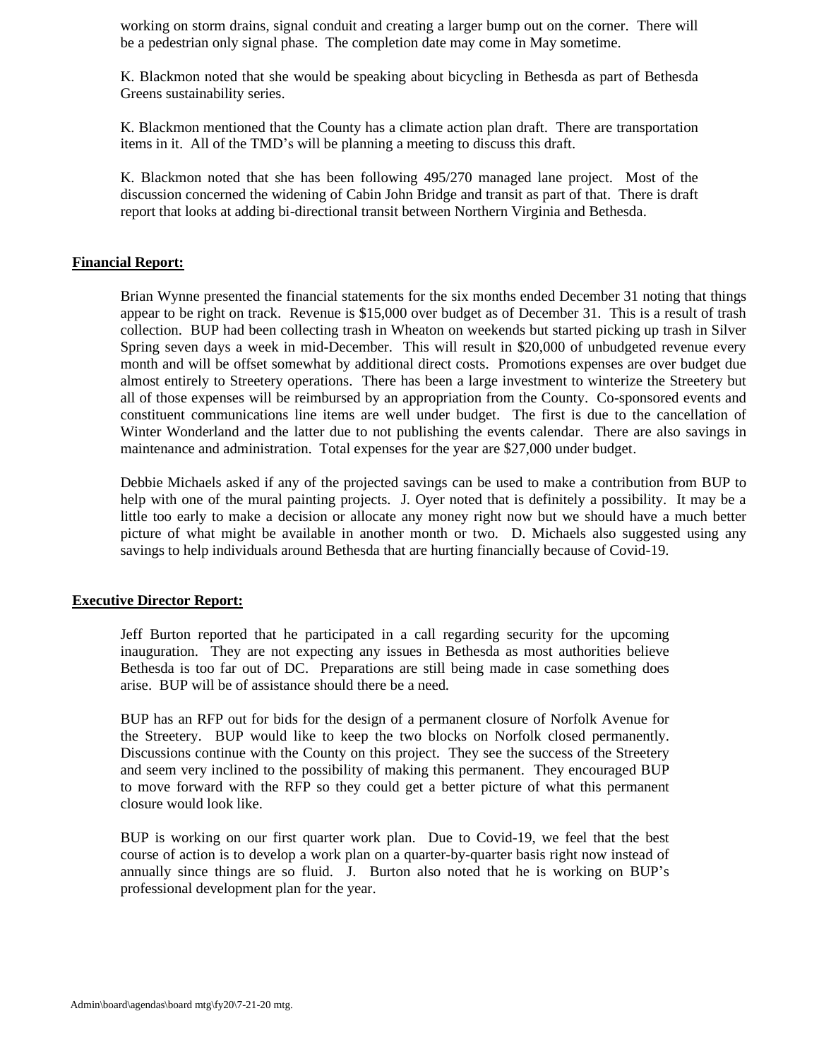working on storm drains, signal conduit and creating a larger bump out on the corner. There will be a pedestrian only signal phase. The completion date may come in May sometime.

K. Blackmon noted that she would be speaking about bicycling in Bethesda as part of Bethesda Greens sustainability series.

K. Blackmon mentioned that the County has a climate action plan draft. There are transportation items in it. All of the TMD's will be planning a meeting to discuss this draft.

K. Blackmon noted that she has been following 495/270 managed lane project. Most of the discussion concerned the widening of Cabin John Bridge and transit as part of that. There is draft report that looks at adding bi-directional transit between Northern Virginia and Bethesda.

**Financial Report:**

Brian Wynne presented the financial statements for the six months ended December 31 noting that things appear to be right on track. Revenue is $15,000 over budget as of December 31. This is a result of trash collection. BUP had been collecting trash in Wheaton on weekends but started picking up trash in Silver Spring seven days a week in mid-December. This will result in $20,000 of unbudgeted revenue every month and will be offset somewhat by additional direct costs. Promotions expenses are over budget due almost entirely to Streetery operations. There has been a large investment to winterize the Streetery but all of those expenses will be reimbursed by an appropriation from the County. Co-sponsored events and constituent communications line items are well under budget. The first is due to the cancellation of Winter Wonderland and the latter due to not publishing the events calendar. There are also savings in maintenance and administration. Total expenses for the year are $27,000 under budget.

Debbie Michaels asked if any of the projected savings can be used to make a contribution from BUP to help with one of the mural painting projects. J. Oyer noted that is definitely a possibility. It may be a little too early to make a decision or allocate any money right now but we should have a much better picture of what might be available in another month or two. D. Michaels also suggested using any savings to help individuals around Bethesda that are hurting financially because of Covid-19.

**Executive Director Report:**

Jeff Burton reported that he participated in a call regarding security for the upcoming inauguration. They are not expecting any issues in Bethesda as most authorities believe Bethesda is too far out of DC. Preparations are still being made in case something does arise. BUP will be of assistance should there be a need.

BUP has an RFP out for bids for the design of a permanent closure of Norfolk Avenue for the Streetery. BUP would like to keep the two blocks on Norfolk closed permanently. Discussions continue with the County on this project. They see the success of the Streetery and seem very inclined to the possibility of making this permanent. They encouraged BUP to move forward with the RFP so they could get a better picture of what this permanent closure would look like.

BUP is working on our first quarter work plan. Due to Covid-19, we feel that the best course of action is to develop a work plan on a quarter-by-quarter basis right now instead of annually since things are so fluid. J. Burton also noted that he is working on BUP's professional development plan for the year.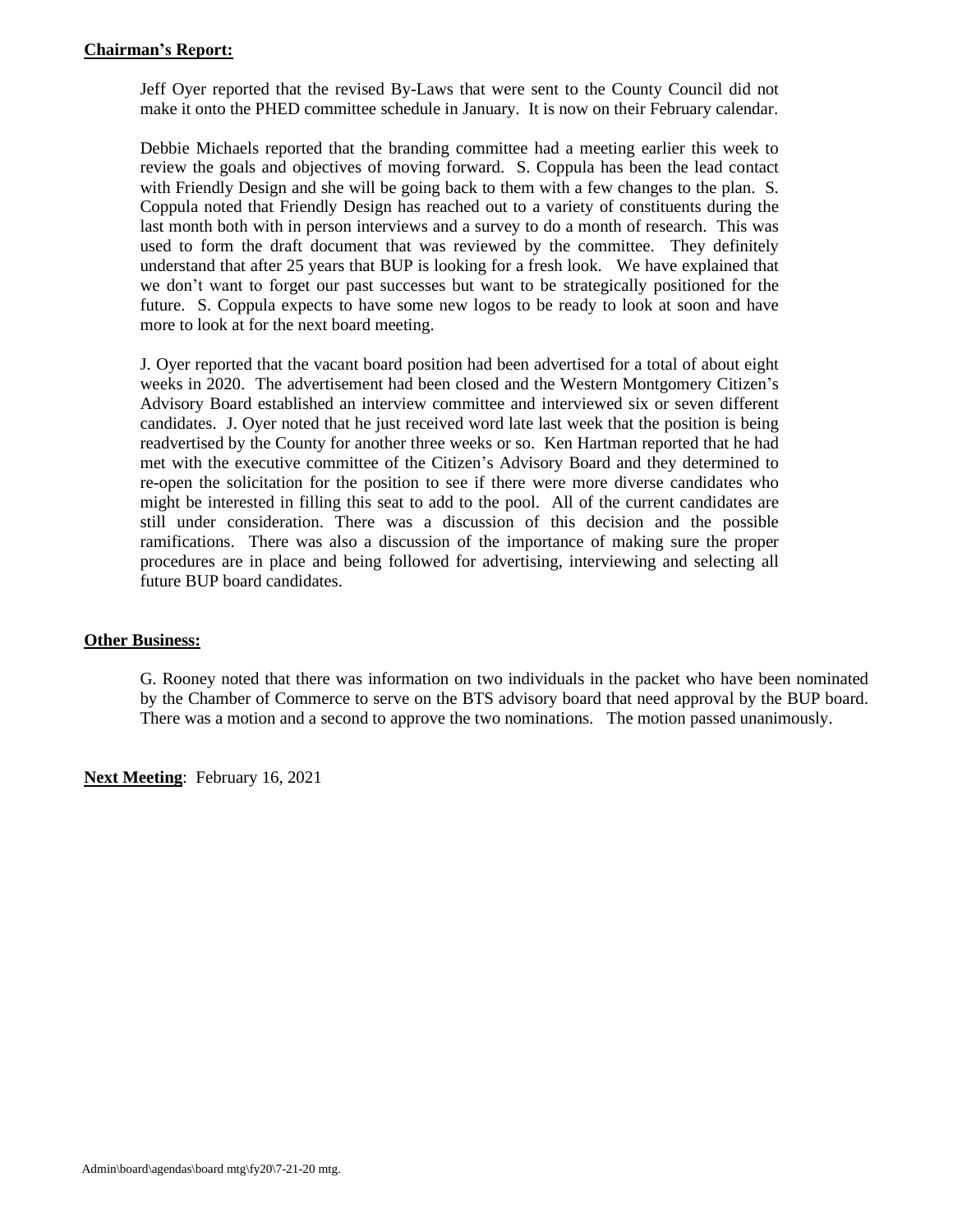**Chairman's Report:**

Jeff Oyer reported that the revised By-Laws that were sent to the County Council did not make it onto the PHED committee schedule in January. It is now on their February calendar.

Debbie Michaels reported that the branding committee had a meeting earlier this week to review the goals and objectives of moving forward. S. Coppula has been the lead contact with Friendly Design and she will be going back to them with a few changes to the plan. S. Coppula noted that Friendly Design has reached out to a variety of constituents during the last month both with in person interviews and a survey to do a month of research. This was used to form the draft document that was reviewed by the committee. They definitely understand that after 25 years that BUP is looking for a fresh look. We have explained that we don't want to forget our past successes but want to be strategically positioned for the future. S. Coppula expects to have some new logos to be ready to look at soon and have more to look at for the next board meeting.

J. Oyer reported that the vacant board position had been advertised for a total of about eight weeks in 2020. The advertisement had been closed and the Western Montgomery Citizen's Advisory Board established an interview committee and interviewed six or seven different candidates. J. Oyer noted that he just received word late last week that the position is being readvertised by the County for another three weeks or so. Ken Hartman reported that he had met with the executive committee of the Citizen's Advisory Board and they determined to re-open the solicitation for the position to see if there were more diverse candidates who might be interested in filling this seat to add to the pool. All of the current candidates are still under consideration. There was a discussion of this decision and the possible ramifications. There was also a discussion of the importance of making sure the proper procedures are in place and being followed for advertising, interviewing and selecting all future BUP board candidates.

**Other Business:**

G. Rooney noted that there was information on two individuals in the packet who have been nominated by the Chamber of Commerce to serve on the BTS advisory board that need approval by the BUP board. There was a motion and a second to approve the two nominations. The motion passed unanimously.

**Next Meeting**: February 16, 2021

Admin\board\agendas\board mtg\fy20\7-21-20 mtg.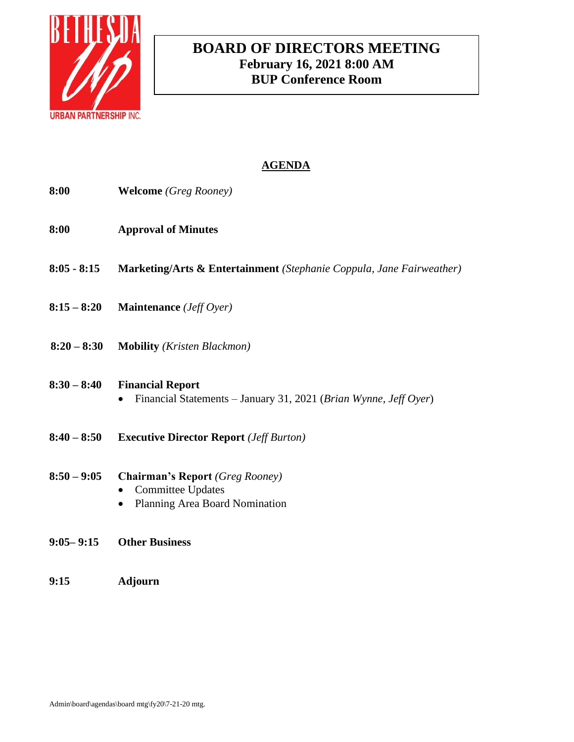# BOARD OF DIRECTORS MEETING
**February 16, 2021 8:00 AM**
**BUP Conference Room**

## AGENDA

**8:00** **Welcome** *(Greg Rooney)*

**8:00** **Approval of Minutes**

**8:05 - 8:15** **Marketing/Arts & Entertainment** *(Stephanie Coppula, Jane Fairweather)*

**8:15 – 8:20** **Maintenance** *(Jeff Oyer)*

**8:20 – 8:30** **Mobility** *(Kristen Blackmon)*

**8:30 – 8:40** **Financial Report**
- Financial Statements – January 31, 2021 (*Brian Wynne, Jeff Oyer*)

**8:40 – 8:50** **Executive Director Report** *(Jeff Burton)*

**8:50 – 9:05** **Chairman's Report** *(Greg Rooney)*
- Committee Updates
- Planning Area Board Nomination

**9:05– 9:15** **Other Business**

**9:15** **Adjourn**

Admin\board\agendas\board mtg\fy20\7-21-20 mtg.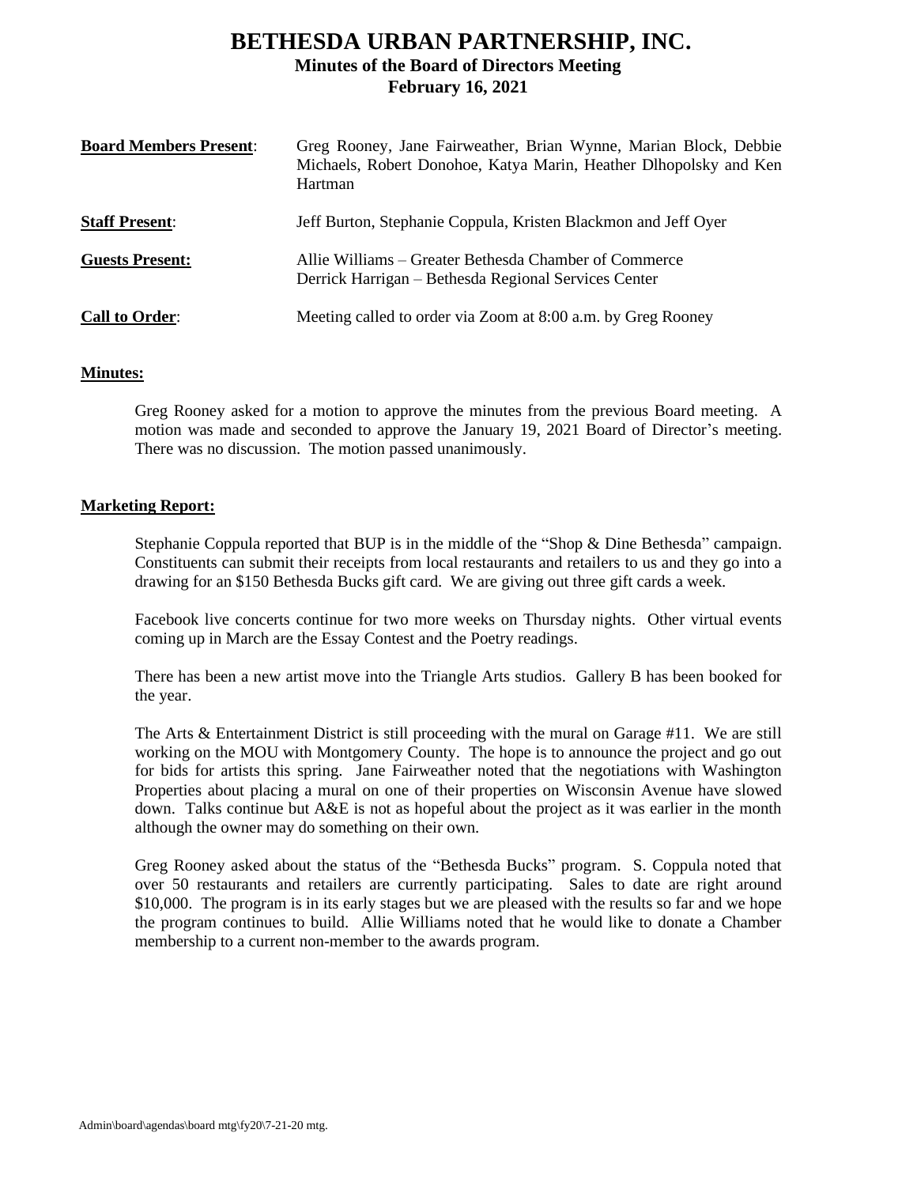# BETHESDA URBAN PARTNERSHIP, INC.

## Minutes of the Board of Directors Meeting
## February 16, 2021

| | |
|---|---|
| **Board Members Present**: | Greg Rooney, Jane Fairweather, Brian Wynne, Marian Block, Debbie Michaels, Robert Donohoe, Katya Marin, Heather Dlhopolsky and Ken Hartman |
| **Staff Present**: | Jeff Burton, Stephanie Coppula, Kristen Blackmon and Jeff Oyer |
| **Guests Present:** | Allie Williams – Greater Bethesda Chamber of Commerce<br>Derrick Harrigan – Bethesda Regional Services Center |
| **Call to Order**: | Meeting called to order via Zoom at 8:00 a.m. by Greg Rooney |

**Minutes:**

Greg Rooney asked for a motion to approve the minutes from the previous Board meeting. A motion was made and seconded to approve the January 19, 2021 Board of Director's meeting. There was no discussion. The motion passed unanimously.

**Marketing Report:**

Stephanie Coppula reported that BUP is in the middle of the "Shop & Dine Bethesda" campaign. Constituents can submit their receipts from local restaurants and retailers to us and they go into a drawing for an $150 Bethesda Bucks gift card. We are giving out three gift cards a week.

Facebook live concerts continue for two more weeks on Thursday nights. Other virtual events coming up in March are the Essay Contest and the Poetry readings.

There has been a new artist move into the Triangle Arts studios. Gallery B has been booked for the year.

The Arts & Entertainment District is still proceeding with the mural on Garage #11. We are still working on the MOU with Montgomery County. The hope is to announce the project and go out for bids for artists this spring. Jane Fairweather noted that the negotiations with Washington Properties about placing a mural on one of their properties on Wisconsin Avenue have slowed down. Talks continue but A&E is not as hopeful about the project as it was earlier in the month although the owner may do something on their own.

Greg Rooney asked about the status of the "Bethesda Bucks" program. S. Coppula noted that over 50 restaurants and retailers are currently participating. Sales to date are right around $10,000. The program is in its early stages but we are pleased with the results so far and we hope the program continues to build. Allie Williams noted that he would like to donate a Chamber membership to a current non-member to the awards program.

Admin\board\agendas\board mtg\fy20\7-21-20 mtg.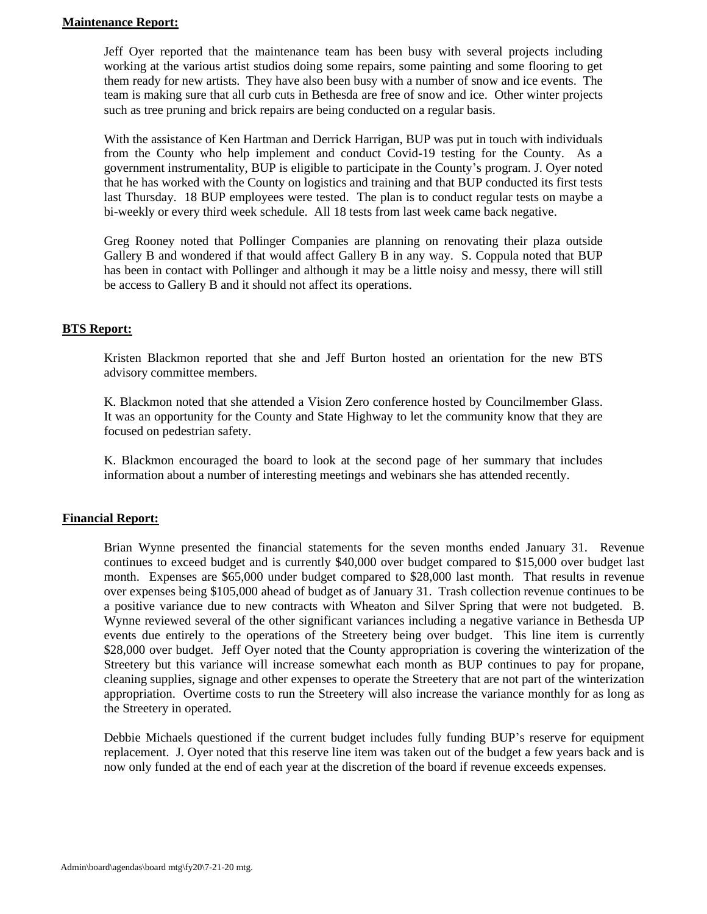**Maintenance Report:**

Jeff Oyer reported that the maintenance team has been busy with several projects including working at the various artist studios doing some repairs, some painting and some flooring to get them ready for new artists. They have also been busy with a number of snow and ice events. The team is making sure that all curb cuts in Bethesda are free of snow and ice. Other winter projects such as tree pruning and brick repairs are being conducted on a regular basis.

With the assistance of Ken Hartman and Derrick Harrigan, BUP was put in touch with individuals from the County who help implement and conduct Covid-19 testing for the County. As a government instrumentality, BUP is eligible to participate in the County's program. J. Oyer noted that he has worked with the County on logistics and training and that BUP conducted its first tests last Thursday. 18 BUP employees were tested. The plan is to conduct regular tests on maybe a bi-weekly or every third week schedule. All 18 tests from last week came back negative.

Greg Rooney noted that Pollinger Companies are planning on renovating their plaza outside Gallery B and wondered if that would affect Gallery B in any way. S. Coppula noted that BUP has been in contact with Pollinger and although it may be a little noisy and messy, there will still be access to Gallery B and it should not affect its operations.

**BTS Report:**

Kristen Blackmon reported that she and Jeff Burton hosted an orientation for the new BTS advisory committee members.

K. Blackmon noted that she attended a Vision Zero conference hosted by Councilmember Glass. It was an opportunity for the County and State Highway to let the community know that they are focused on pedestrian safety.

K. Blackmon encouraged the board to look at the second page of her summary that includes information about a number of interesting meetings and webinars she has attended recently.

**Financial Report:**

Brian Wynne presented the financial statements for the seven months ended January 31. Revenue continues to exceed budget and is currently $40,000 over budget compared to $15,000 over budget last month. Expenses are $65,000 under budget compared to $28,000 last month. That results in revenue over expenses being $105,000 ahead of budget as of January 31. Trash collection revenue continues to be a positive variance due to new contracts with Wheaton and Silver Spring that were not budgeted. B. Wynne reviewed several of the other significant variances including a negative variance in Bethesda UP events due entirely to the operations of the Streetery being over budget. This line item is currently $28,000 over budget. Jeff Oyer noted that the County appropriation is covering the winterization of the Streetery but this variance will increase somewhat each month as BUP continues to pay for propane, cleaning supplies, signage and other expenses to operate the Streetery that are not part of the winterization appropriation. Overtime costs to run the Streetery will also increase the variance monthly for as long as the Streetery in operated.

Debbie Michaels questioned if the current budget includes fully funding BUP's reserve for equipment replacement. J. Oyer noted that this reserve line item was taken out of the budget a few years back and is now only funded at the end of each year at the discretion of the board if revenue exceeds expenses.

Admin\board\agendas\board mtg\fy20\7-21-20 mtg.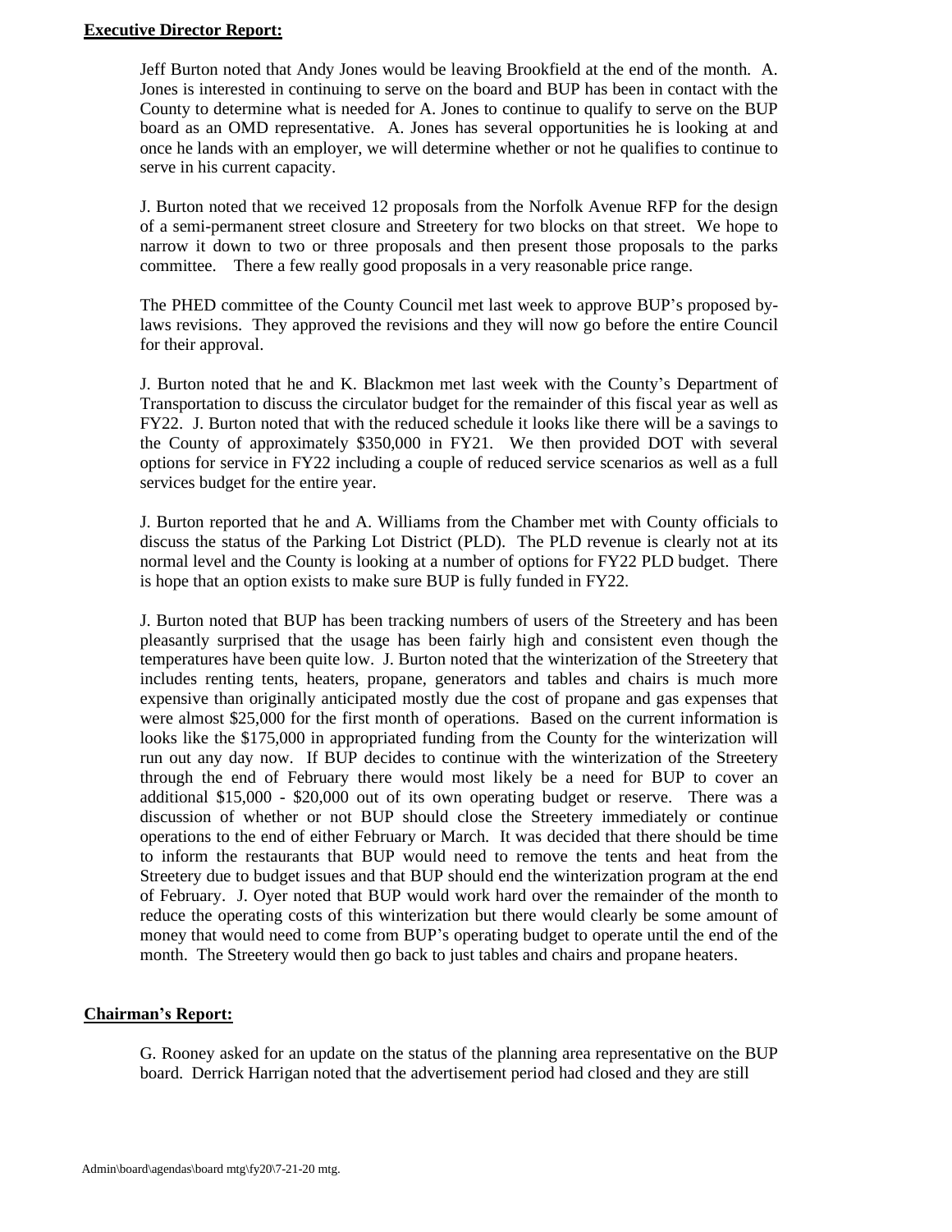**Executive Director Report:**

Jeff Burton noted that Andy Jones would be leaving Brookfield at the end of the month. A. Jones is interested in continuing to serve on the board and BUP has been in contact with the County to determine what is needed for A. Jones to continue to qualify to serve on the BUP board as an OMD representative. A. Jones has several opportunities he is looking at and once he lands with an employer, we will determine whether or not he qualifies to continue to serve in his current capacity.

J. Burton noted that we received 12 proposals from the Norfolk Avenue RFP for the design of a semi-permanent street closure and Streetery for two blocks on that street. We hope to narrow it down to two or three proposals and then present those proposals to the parks committee. There a few really good proposals in a very reasonable price range.

The PHED committee of the County Council met last week to approve BUP's proposed by-laws revisions. They approved the revisions and they will now go before the entire Council for their approval.

J. Burton noted that he and K. Blackmon met last week with the County's Department of Transportation to discuss the circulator budget for the remainder of this fiscal year as well as FY22. J. Burton noted that with the reduced schedule it looks like there will be a savings to the County of approximately $350,000 in FY21. We then provided DOT with several options for service in FY22 including a couple of reduced service scenarios as well as a full services budget for the entire year.

J. Burton reported that he and A. Williams from the Chamber met with County officials to discuss the status of the Parking Lot District (PLD). The PLD revenue is clearly not at its normal level and the County is looking at a number of options for FY22 PLD budget. There is hope that an option exists to make sure BUP is fully funded in FY22.

J. Burton noted that BUP has been tracking numbers of users of the Streetery and has been pleasantly surprised that the usage has been fairly high and consistent even though the temperatures have been quite low. J. Burton noted that the winterization of the Streetery that includes renting tents, heaters, propane, generators and tables and chairs is much more expensive than originally anticipated mostly due the cost of propane and gas expenses that were almost $25,000 for the first month of operations. Based on the current information is looks like the $175,000 in appropriated funding from the County for the winterization will run out any day now. If BUP decides to continue with the winterization of the Streetery through the end of February there would most likely be a need for BUP to cover an additional $15,000 - $20,000 out of its own operating budget or reserve. There was a discussion of whether or not BUP should close the Streetery immediately or continue operations to the end of either February or March. It was decided that there should be time to inform the restaurants that BUP would need to remove the tents and heat from the Streetery due to budget issues and that BUP should end the winterization program at the end of February. J. Oyer noted that BUP would work hard over the remainder of the month to reduce the operating costs of this winterization but there would clearly be some amount of money that would need to come from BUP's operating budget to operate until the end of the month. The Streetery would then go back to just tables and chairs and propane heaters.

**Chairman's Report:**

G. Rooney asked for an update on the status of the planning area representative on the BUP board. Derrick Harrigan noted that the advertisement period had closed and they are still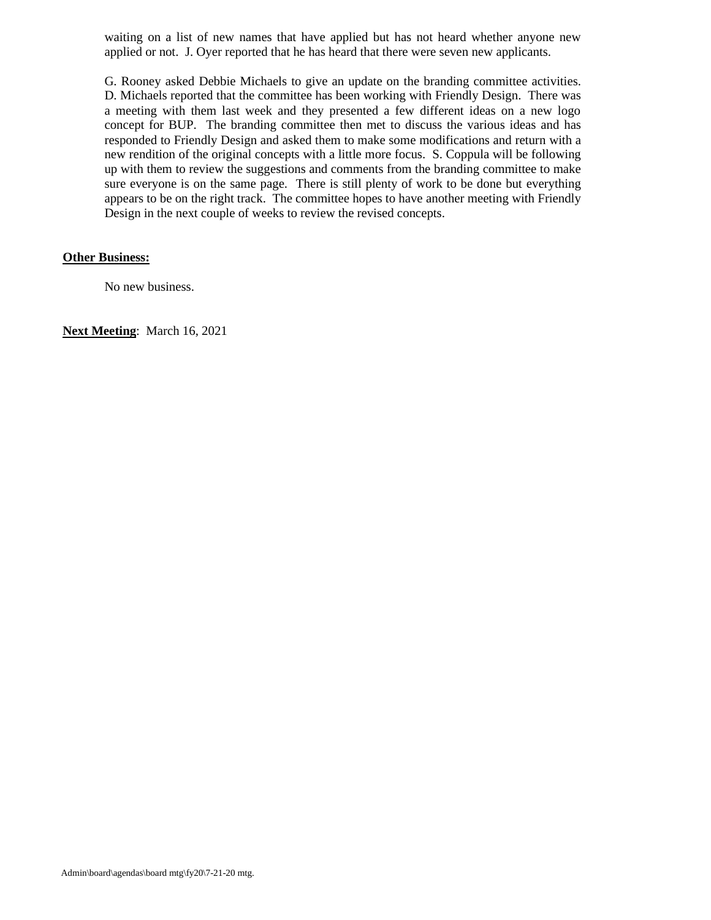waiting on a list of new names that have applied but has not heard whether anyone new applied or not. J. Oyer reported that he has heard that there were seven new applicants.

G. Rooney asked Debbie Michaels to give an update on the branding committee activities. D. Michaels reported that the committee has been working with Friendly Design. There was a meeting with them last week and they presented a few different ideas on a new logo concept for BUP. The branding committee then met to discuss the various ideas and has responded to Friendly Design and asked them to make some modifications and return with a new rendition of the original concepts with a little more focus. S. Coppula will be following up with them to review the suggestions and comments from the branding committee to make sure everyone is on the same page. There is still plenty of work to be done but everything appears to be on the right track. The committee hopes to have another meeting with Friendly Design in the next couple of weeks to review the revised concepts.

**Other Business:**

No new business.

**Next Meeting**: March 16, 2021

Admin\board\agendas\board mtg\fy20\7-21-20 mtg.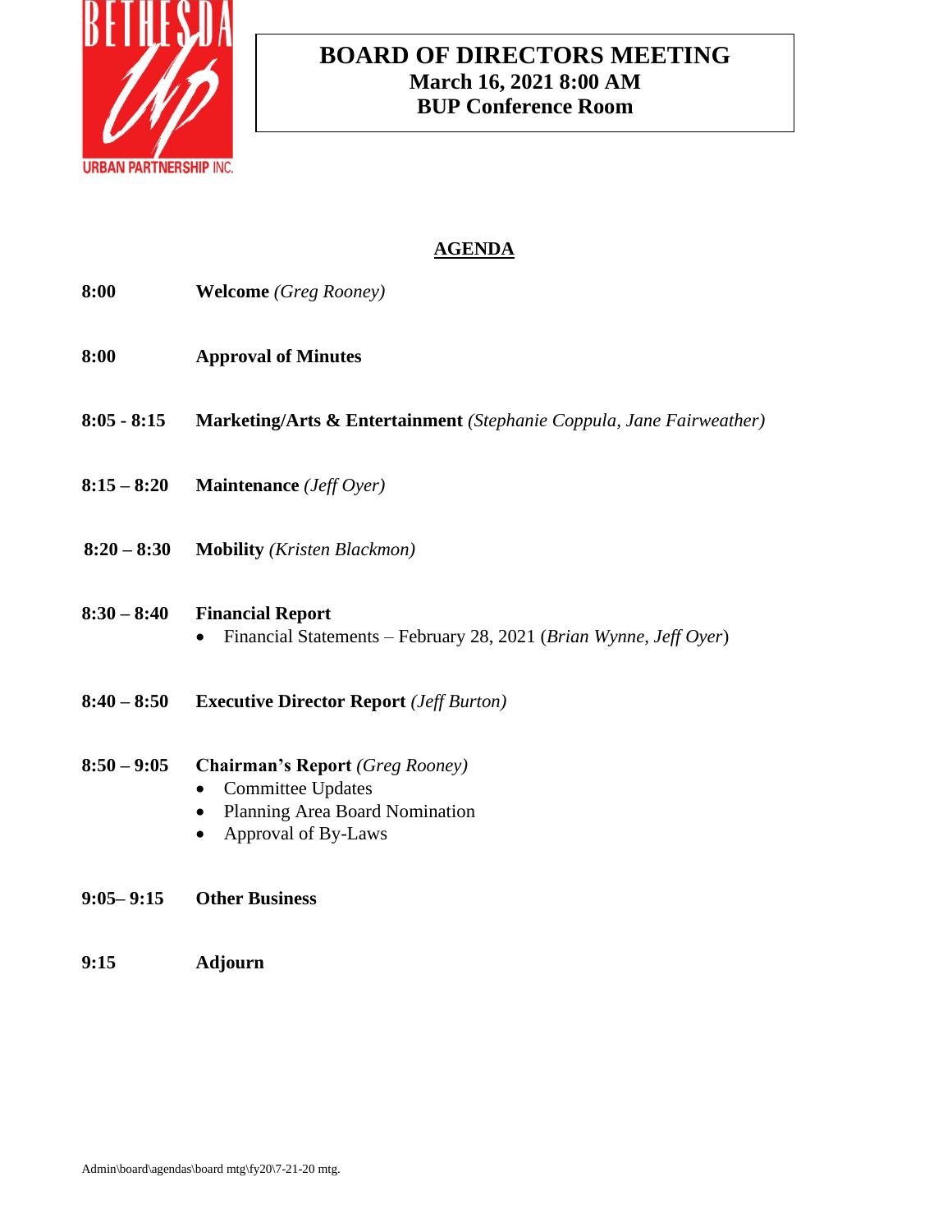# BOARD OF DIRECTORS MEETING
**March 16, 2021 8:00 AM**
**BUP Conference Room**

## AGENDA

**8:00** **Welcome** *(Greg Rooney)*

**8:00** **Approval of Minutes**

**8:05 - 8:15** **Marketing/Arts & Entertainment** *(Stephanie Coppula, Jane Fairweather)*

**8:15 – 8:20** **Maintenance** *(Jeff Oyer)*

**8:20 – 8:30** **Mobility** *(Kristen Blackmon)*

**8:30 – 8:40** **Financial Report**

- Financial Statements – February 28, 2021 (*Brian Wynne*, *Jeff Oyer*)

**8:40 – 8:50** **Executive Director Report** *(Jeff Burton)*

**8:50 – 9:05** **Chairman's Report** *(Greg Rooney)*

- Committee Updates
- Planning Area Board Nomination
- Approval of By-Laws

**9:05– 9:15** **Other Business**

**9:15** **Adjourn**

Admin\board\agendas\board mtg\fy20\7-21-20 mtg.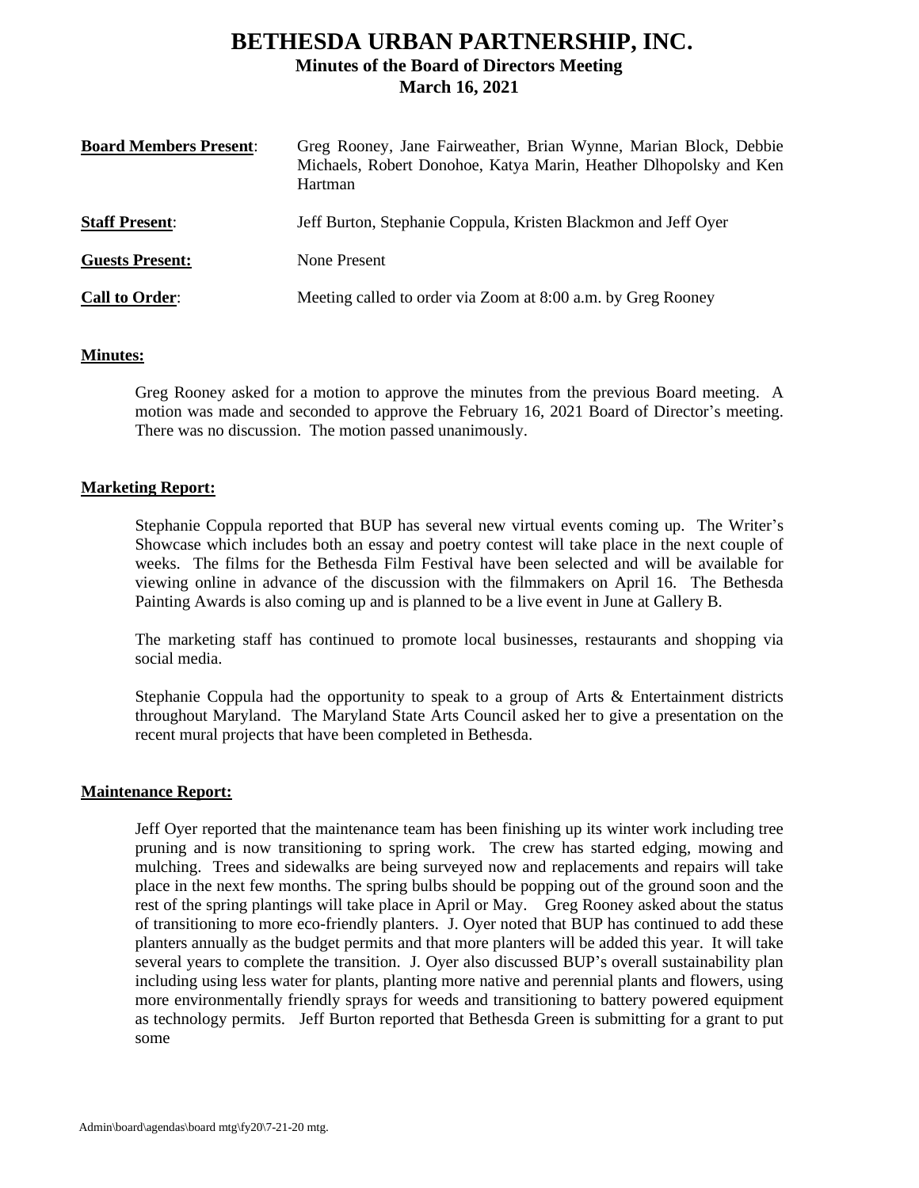# BETHESDA URBAN PARTNERSHIP, INC.

### Minutes of the Board of Directors Meeting
### March 16, 2021

| | |
|---|---|
| **Board Members Present**: | Greg Rooney, Jane Fairweather, Brian Wynne, Marian Block, Debbie Michaels, Robert Donohoe, Katya Marin, Heather Dlhopolsky and Ken Hartman |
| **Staff Present**: | Jeff Burton, Stephanie Coppula, Kristen Blackmon and Jeff Oyer |
| **Guests Present:** | None Present |
| **Call to Order**: | Meeting called to order via Zoom at 8:00 a.m. by Greg Rooney |

**Minutes:**

Greg Rooney asked for a motion to approve the minutes from the previous Board meeting. A motion was made and seconded to approve the February 16, 2021 Board of Director's meeting. There was no discussion. The motion passed unanimously.

**Marketing Report:**

Stephanie Coppula reported that BUP has several new virtual events coming up. The Writer's Showcase which includes both an essay and poetry contest will take place in the next couple of weeks. The films for the Bethesda Film Festival have been selected and will be available for viewing online in advance of the discussion with the filmmakers on April 16. The Bethesda Painting Awards is also coming up and is planned to be a live event in June at Gallery B.

The marketing staff has continued to promote local businesses, restaurants and shopping via social media.

Stephanie Coppula had the opportunity to speak to a group of Arts & Entertainment districts throughout Maryland. The Maryland State Arts Council asked her to give a presentation on the recent mural projects that have been completed in Bethesda.

**Maintenance Report:**

Jeff Oyer reported that the maintenance team has been finishing up its winter work including tree pruning and is now transitioning to spring work. The crew has started edging, mowing and mulching. Trees and sidewalks are being surveyed now and replacements and repairs will take place in the next few months. The spring bulbs should be popping out of the ground soon and the rest of the spring plantings will take place in April or May. Greg Rooney asked about the status of transitioning to more eco-friendly planters. J. Oyer noted that BUP has continued to add these planters annually as the budget permits and that more planters will be added this year. It will take several years to complete the transition. J. Oyer also discussed BUP's overall sustainability plan including using less water for plants, planting more native and perennial plants and flowers, using more environmentally friendly sprays for weeds and transitioning to battery powered equipment as technology permits. Jeff Burton reported that Bethesda Green is submitting for a grant to put some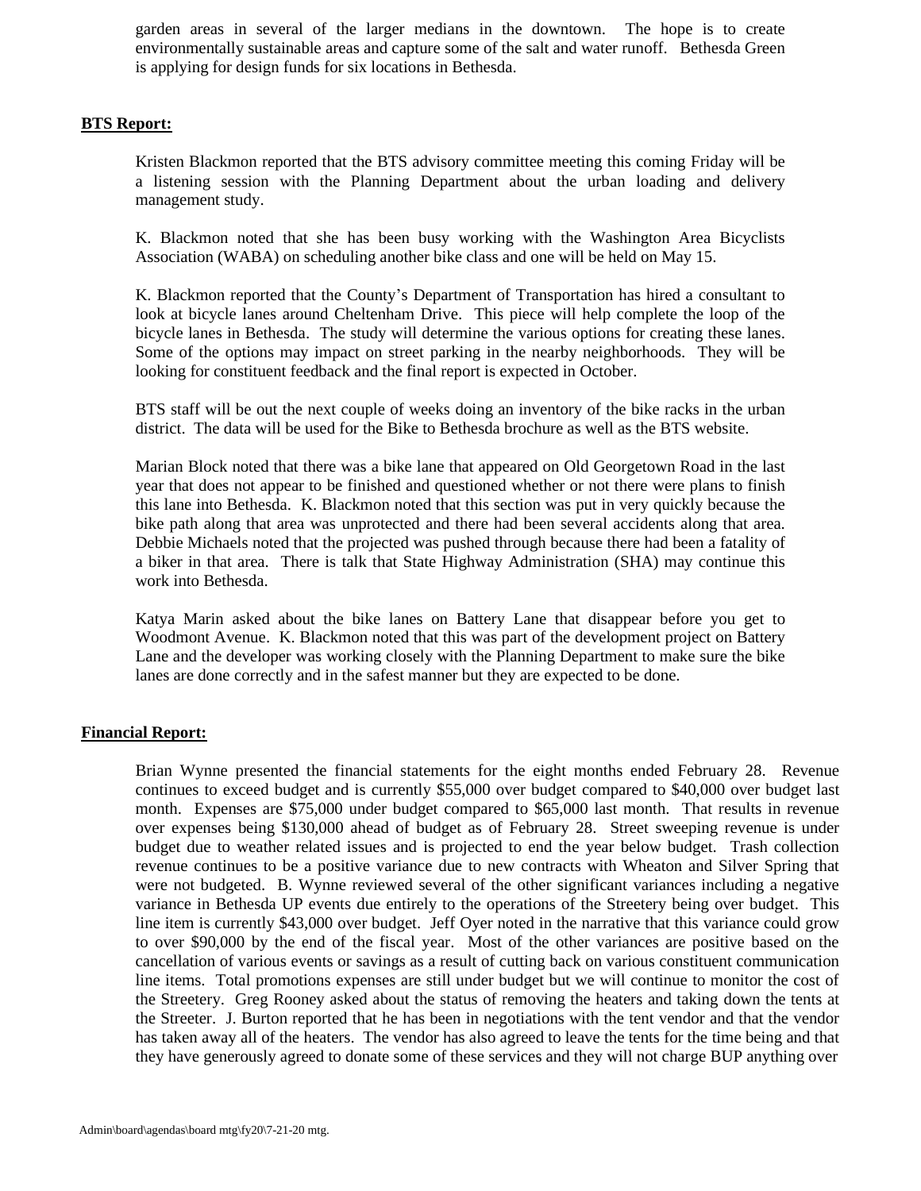garden areas in several of the larger medians in the downtown. The hope is to create environmentally sustainable areas and capture some of the salt and water runoff. Bethesda Green is applying for design funds for six locations in Bethesda.

**BTS Report:**

Kristen Blackmon reported that the BTS advisory committee meeting this coming Friday will be a listening session with the Planning Department about the urban loading and delivery management study.

K. Blackmon noted that she has been busy working with the Washington Area Bicyclists Association (WABA) on scheduling another bike class and one will be held on May 15.

K. Blackmon reported that the County's Department of Transportation has hired a consultant to look at bicycle lanes around Cheltenham Drive. This piece will help complete the loop of the bicycle lanes in Bethesda. The study will determine the various options for creating these lanes. Some of the options may impact on street parking in the nearby neighborhoods. They will be looking for constituent feedback and the final report is expected in October.

BTS staff will be out the next couple of weeks doing an inventory of the bike racks in the urban district. The data will be used for the Bike to Bethesda brochure as well as the BTS website.

Marian Block noted that there was a bike lane that appeared on Old Georgetown Road in the last year that does not appear to be finished and questioned whether or not there were plans to finish this lane into Bethesda. K. Blackmon noted that this section was put in very quickly because the bike path along that area was unprotected and there had been several accidents along that area. Debbie Michaels noted that the projected was pushed through because there had been a fatality of a biker in that area. There is talk that State Highway Administration (SHA) may continue this work into Bethesda.

Katya Marin asked about the bike lanes on Battery Lane that disappear before you get to Woodmont Avenue. K. Blackmon noted that this was part of the development project on Battery Lane and the developer was working closely with the Planning Department to make sure the bike lanes are done correctly and in the safest manner but they are expected to be done.

**Financial Report:**

Brian Wynne presented the financial statements for the eight months ended February 28. Revenue continues to exceed budget and is currently $55,000 over budget compared to $40,000 over budget last month. Expenses are $75,000 under budget compared to $65,000 last month. That results in revenue over expenses being $130,000 ahead of budget as of February 28. Street sweeping revenue is under budget due to weather related issues and is projected to end the year below budget. Trash collection revenue continues to be a positive variance due to new contracts with Wheaton and Silver Spring that were not budgeted. B. Wynne reviewed several of the other significant variances including a negative variance in Bethesda UP events due entirely to the operations of the Streetery being over budget. This line item is currently $43,000 over budget. Jeff Oyer noted in the narrative that this variance could grow to over $90,000 by the end of the fiscal year. Most of the other variances are positive based on the cancellation of various events or savings as a result of cutting back on various constituent communication line items. Total promotions expenses are still under budget but we will continue to monitor the cost of the Streetery. Greg Rooney asked about the status of removing the heaters and taking down the tents at the Streeter. J. Burton reported that he has been in negotiations with the tent vendor and that the vendor has taken away all of the heaters. The vendor has also agreed to leave the tents for the time being and that they have generously agreed to donate some of these services and they will not charge BUP anything over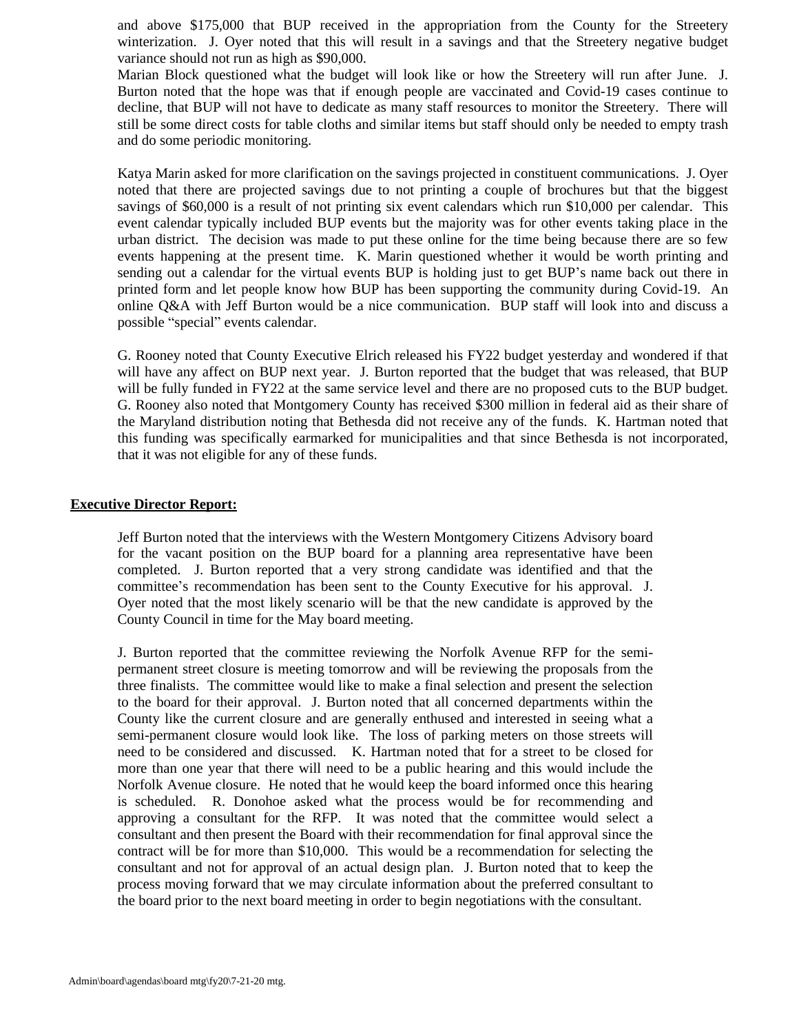and above $175,000 that BUP received in the appropriation from the County for the Streetery winterization. J. Oyer noted that this will result in a savings and that the Streetery negative budget variance should not run as high as $90,000.

Marian Block questioned what the budget will look like or how the Streetery will run after June. J. Burton noted that the hope was that if enough people are vaccinated and Covid-19 cases continue to decline, that BUP will not have to dedicate as many staff resources to monitor the Streetery. There will still be some direct costs for table cloths and similar items but staff should only be needed to empty trash and do some periodic monitoring.

Katya Marin asked for more clarification on the savings projected in constituent communications. J. Oyer noted that there are projected savings due to not printing a couple of brochures but that the biggest savings of $60,000 is a result of not printing six event calendars which run $10,000 per calendar. This event calendar typically included BUP events but the majority was for other events taking place in the urban district. The decision was made to put these online for the time being because there are so few events happening at the present time. K. Marin questioned whether it would be worth printing and sending out a calendar for the virtual events BUP is holding just to get BUP's name back out there in printed form and let people know how BUP has been supporting the community during Covid-19. An online Q&A with Jeff Burton would be a nice communication. BUP staff will look into and discuss a possible "special" events calendar.

G. Rooney noted that County Executive Elrich released his FY22 budget yesterday and wondered if that will have any affect on BUP next year. J. Burton reported that the budget that was released, that BUP will be fully funded in FY22 at the same service level and there are no proposed cuts to the BUP budget. G. Rooney also noted that Montgomery County has received $300 million in federal aid as their share of the Maryland distribution noting that Bethesda did not receive any of the funds. K. Hartman noted that this funding was specifically earmarked for municipalities and that since Bethesda is not incorporated, that it was not eligible for any of these funds.

**Executive Director Report:**

Jeff Burton noted that the interviews with the Western Montgomery Citizens Advisory board for the vacant position on the BUP board for a planning area representative have been completed. J. Burton reported that a very strong candidate was identified and that the committee's recommendation has been sent to the County Executive for his approval. J. Oyer noted that the most likely scenario will be that the new candidate is approved by the County Council in time for the May board meeting.

J. Burton reported that the committee reviewing the Norfolk Avenue RFP for the semi-permanent street closure is meeting tomorrow and will be reviewing the proposals from the three finalists. The committee would like to make a final selection and present the selection to the board for their approval. J. Burton noted that all concerned departments within the County like the current closure and are generally enthused and interested in seeing what a semi-permanent closure would look like. The loss of parking meters on those streets will need to be considered and discussed. K. Hartman noted that for a street to be closed for more than one year that there will need to be a public hearing and this would include the Norfolk Avenue closure. He noted that he would keep the board informed once this hearing is scheduled. R. Donohoe asked what the process would be for recommending and approving a consultant for the RFP. It was noted that the committee would select a consultant and then present the Board with their recommendation for final approval since the contract will be for more than $10,000. This would be a recommendation for selecting the consultant and not for approval of an actual design plan. J. Burton noted that to keep the process moving forward that we may circulate information about the preferred consultant to the board prior to the next board meeting in order to begin negotiations with the consultant.

Admin\board\agendas\board mtg\fy20\7-21-20 mtg.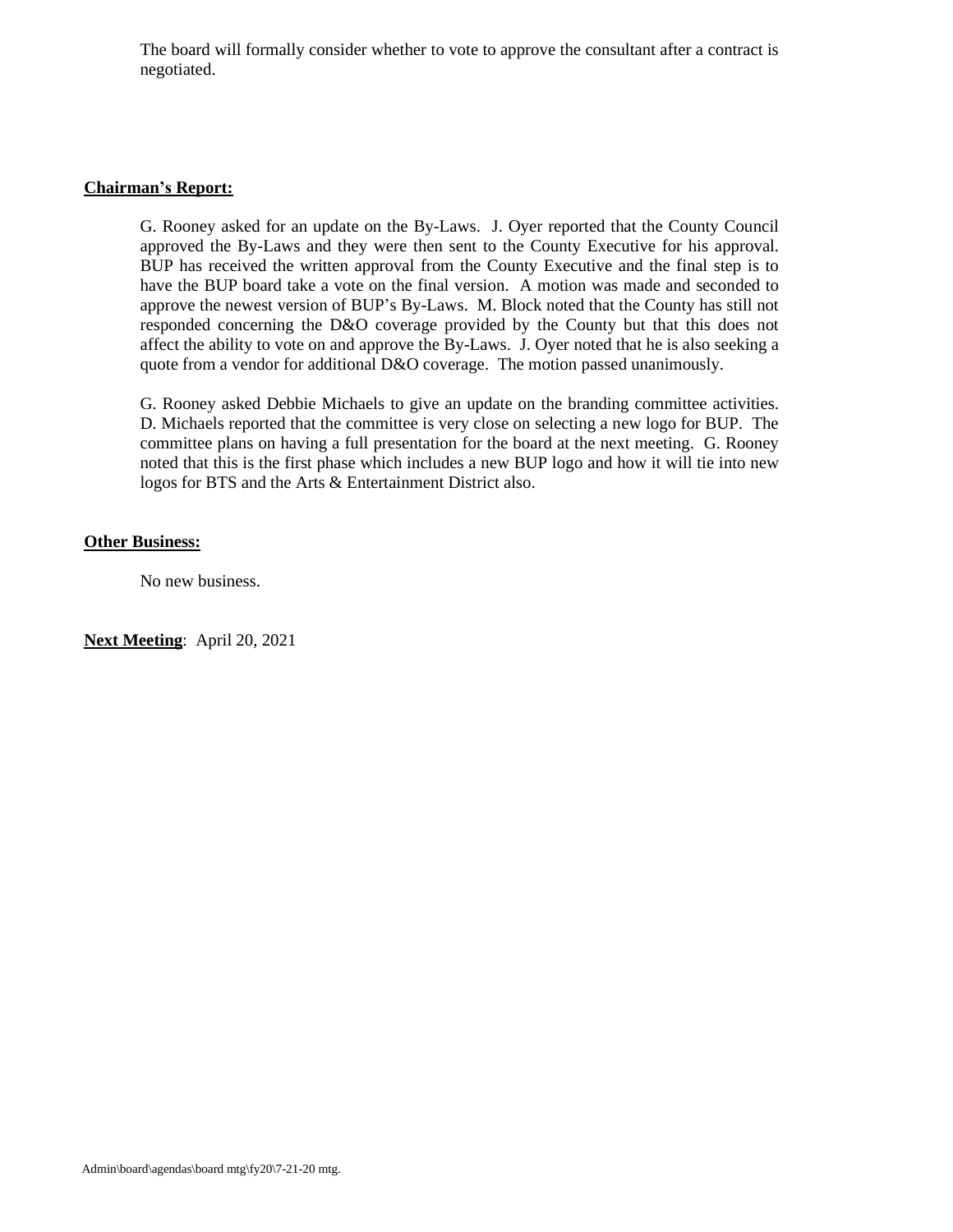The board will formally consider whether to vote to approve the consultant after a contract is negotiated.

**Chairman's Report:**

G. Rooney asked for an update on the By-Laws. J. Oyer reported that the County Council approved the By-Laws and they were then sent to the County Executive for his approval. BUP has received the written approval from the County Executive and the final step is to have the BUP board take a vote on the final version. A motion was made and seconded to approve the newest version of BUP's By-Laws. M. Block noted that the County has still not responded concerning the D&O coverage provided by the County but that this does not affect the ability to vote on and approve the By-Laws. J. Oyer noted that he is also seeking a quote from a vendor for additional D&O coverage. The motion passed unanimously.

G. Rooney asked Debbie Michaels to give an update on the branding committee activities. D. Michaels reported that the committee is very close on selecting a new logo for BUP. The committee plans on having a full presentation for the board at the next meeting. G. Rooney noted that this is the first phase which includes a new BUP logo and how it will tie into new logos for BTS and the Arts & Entertainment District also.

**Other Business:**

No new business.

**Next Meeting**: April 20, 2021

Admin\board\agendas\board mtg\fy20\7-21-20 mtg.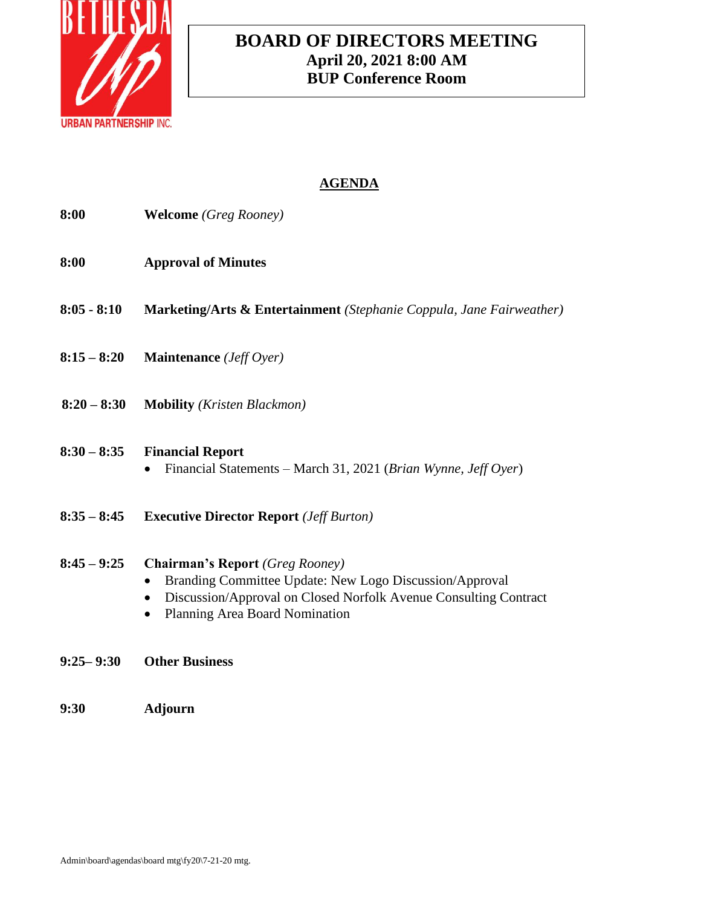# BOARD OF DIRECTORS MEETING

**April 20, 2021 8:00 AM**
**BUP Conference Room**

## AGENDA

**8:00** **Welcome** *(Greg Rooney)*

**8:00** **Approval of Minutes**

**8:05 - 8:10** **Marketing/Arts & Entertainment** *(Stephanie Coppula, Jane Fairweather)*

**8:15 – 8:20** **Maintenance** *(Jeff Oyer)*

**8:20 – 8:30** **Mobility** *(Kristen Blackmon)*

**8:30 – 8:35** **Financial Report**

- Financial Statements – March 31, 2021 (*Brian Wynne, Jeff Oyer*)

**8:35 – 8:45** **Executive Director Report** *(Jeff Burton)*

**8:45 – 9:25** **Chairman's Report** *(Greg Rooney)*

- Branding Committee Update: New Logo Discussion/Approval
- Discussion/Approval on Closed Norfolk Avenue Consulting Contract
- Planning Area Board Nomination

**9:25– 9:30** **Other Business**

**9:30** **Adjourn**

Admin\board\agendas\board mtg\fy20\7-21-20 mtg.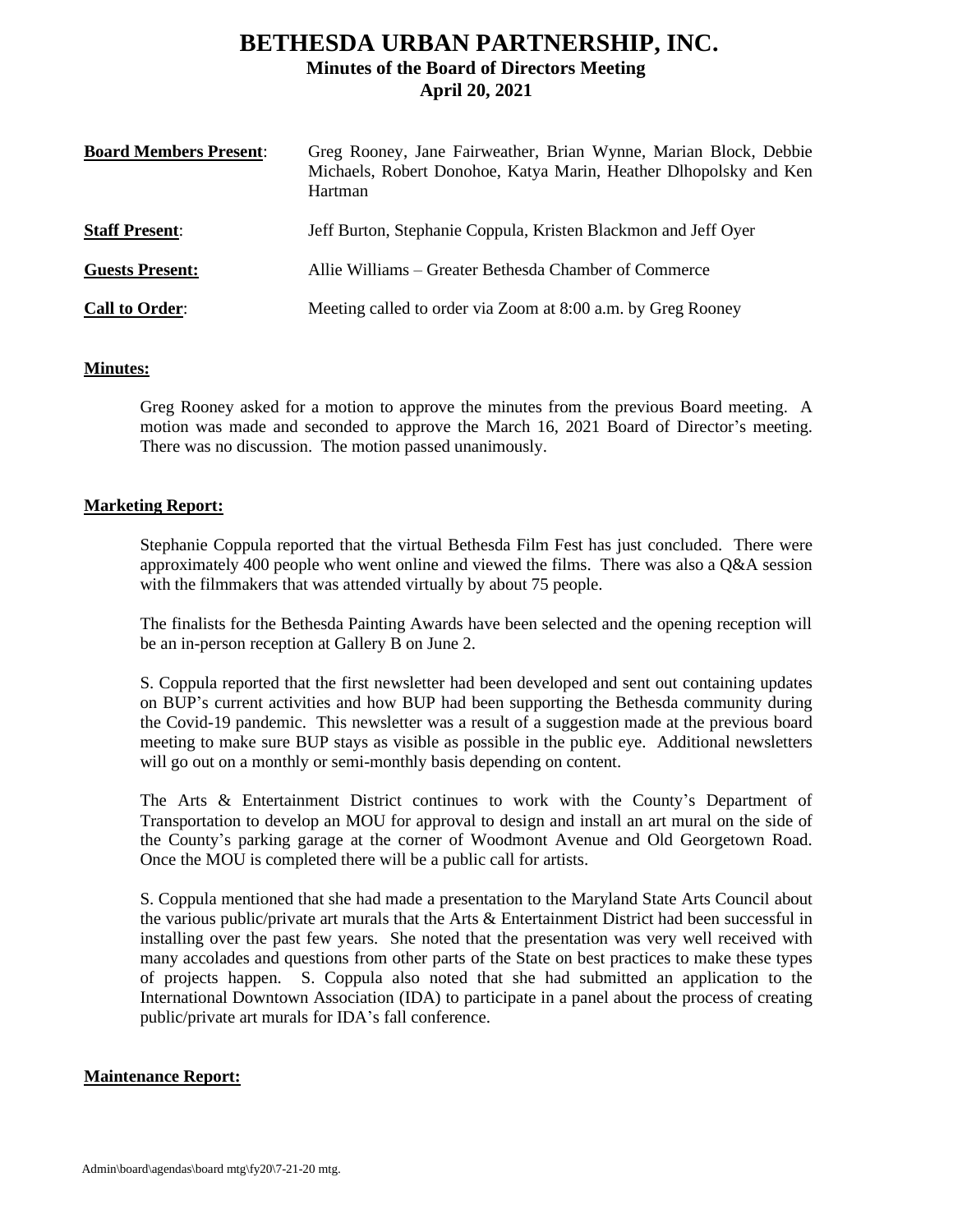# BETHESDA URBAN PARTNERSHIP, INC.

## Minutes of the Board of Directors Meeting

## April 20, 2021

| | |
|---|---|
| **Board Members Present**: | Greg Rooney, Jane Fairweather, Brian Wynne, Marian Block, Debbie Michaels, Robert Donohoe, Katya Marin, Heather Dlhopolsky and Ken Hartman |
| **Staff Present**: | Jeff Burton, Stephanie Coppula, Kristen Blackmon and Jeff Oyer |
| **Guests Present:** | Allie Williams – Greater Bethesda Chamber of Commerce |
| **Call to Order**: | Meeting called to order via Zoom at 8:00 a.m. by Greg Rooney |

**Minutes:**

Greg Rooney asked for a motion to approve the minutes from the previous Board meeting. A motion was made and seconded to approve the March 16, 2021 Board of Director's meeting. There was no discussion. The motion passed unanimously.

**Marketing Report:**

Stephanie Coppula reported that the virtual Bethesda Film Fest has just concluded. There were approximately 400 people who went online and viewed the films. There was also a Q&A session with the filmmakers that was attended virtually by about 75 people.

The finalists for the Bethesda Painting Awards have been selected and the opening reception will be an in-person reception at Gallery B on June 2.

S. Coppula reported that the first newsletter had been developed and sent out containing updates on BUP's current activities and how BUP had been supporting the Bethesda community during the Covid-19 pandemic. This newsletter was a result of a suggestion made at the previous board meeting to make sure BUP stays as visible as possible in the public eye. Additional newsletters will go out on a monthly or semi-monthly basis depending on content.

The Arts & Entertainment District continues to work with the County's Department of Transportation to develop an MOU for approval to design and install an art mural on the side of the County's parking garage at the corner of Woodmont Avenue and Old Georgetown Road. Once the MOU is completed there will be a public call for artists.

S. Coppula mentioned that she had made a presentation to the Maryland State Arts Council about the various public/private art murals that the Arts & Entertainment District had been successful in installing over the past few years. She noted that the presentation was very well received with many accolades and questions from other parts of the State on best practices to make these types of projects happen. S. Coppula also noted that she had submitted an application to the International Downtown Association (IDA) to participate in a panel about the process of creating public/private art murals for IDA's fall conference.

**Maintenance Report:**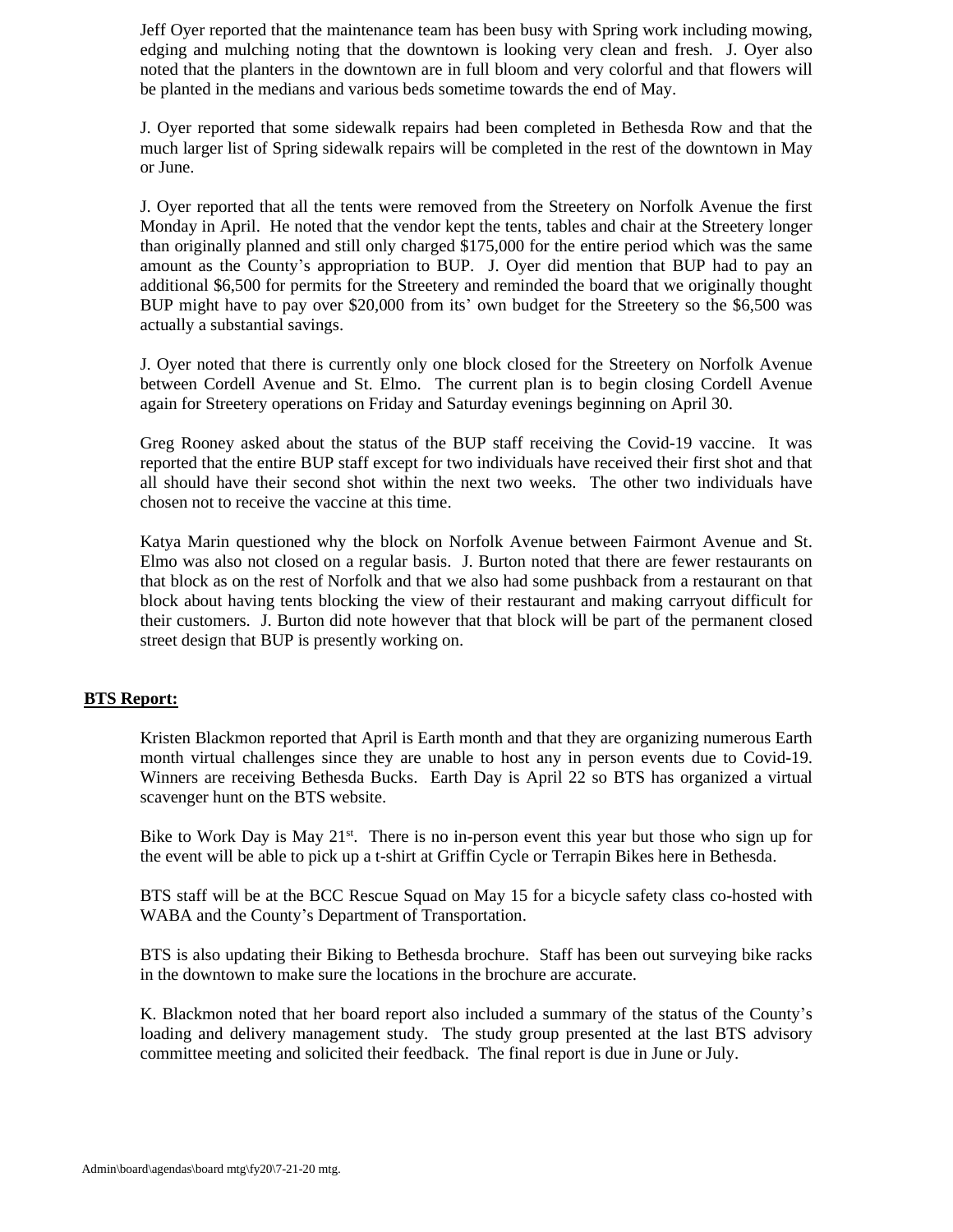Jeff Oyer reported that the maintenance team has been busy with Spring work including mowing, edging and mulching noting that the downtown is looking very clean and fresh. J. Oyer also noted that the planters in the downtown are in full bloom and very colorful and that flowers will be planted in the medians and various beds sometime towards the end of May.

J. Oyer reported that some sidewalk repairs had been completed in Bethesda Row and that the much larger list of Spring sidewalk repairs will be completed in the rest of the downtown in May or June.

J. Oyer reported that all the tents were removed from the Streetery on Norfolk Avenue the first Monday in April. He noted that the vendor kept the tents, tables and chair at the Streetery longer than originally planned and still only charged $175,000 for the entire period which was the same amount as the County's appropriation to BUP. J. Oyer did mention that BUP had to pay an additional $6,500 for permits for the Streetery and reminded the board that we originally thought BUP might have to pay over $20,000 from its' own budget for the Streetery so the $6,500 was actually a substantial savings.

J. Oyer noted that there is currently only one block closed for the Streetery on Norfolk Avenue between Cordell Avenue and St. Elmo. The current plan is to begin closing Cordell Avenue again for Streetery operations on Friday and Saturday evenings beginning on April 30.

Greg Rooney asked about the status of the BUP staff receiving the Covid-19 vaccine. It was reported that the entire BUP staff except for two individuals have received their first shot and that all should have their second shot within the next two weeks. The other two individuals have chosen not to receive the vaccine at this time.

Katya Marin questioned why the block on Norfolk Avenue between Fairmont Avenue and St. Elmo was also not closed on a regular basis. J. Burton noted that there are fewer restaurants on that block as on the rest of Norfolk and that we also had some pushback from a restaurant on that block about having tents blocking the view of their restaurant and making carryout difficult for their customers. J. Burton did note however that that block will be part of the permanent closed street design that BUP is presently working on.

**BTS Report:**

Kristen Blackmon reported that April is Earth month and that they are organizing numerous Earth month virtual challenges since they are unable to host any in person events due to Covid-19. Winners are receiving Bethesda Bucks. Earth Day is April 22 so BTS has organized a virtual scavenger hunt on the BTS website.

Bike to Work Day is May 21st. There is no in-person event this year but those who sign up for the event will be able to pick up a t-shirt at Griffin Cycle or Terrapin Bikes here in Bethesda.

BTS staff will be at the BCC Rescue Squad on May 15 for a bicycle safety class co-hosted with WABA and the County's Department of Transportation.

BTS is also updating their Biking to Bethesda brochure. Staff has been out surveying bike racks in the downtown to make sure the locations in the brochure are accurate.

K. Blackmon noted that her board report also included a summary of the status of the County's loading and delivery management study. The study group presented at the last BTS advisory committee meeting and solicited their feedback. The final report is due in June or July.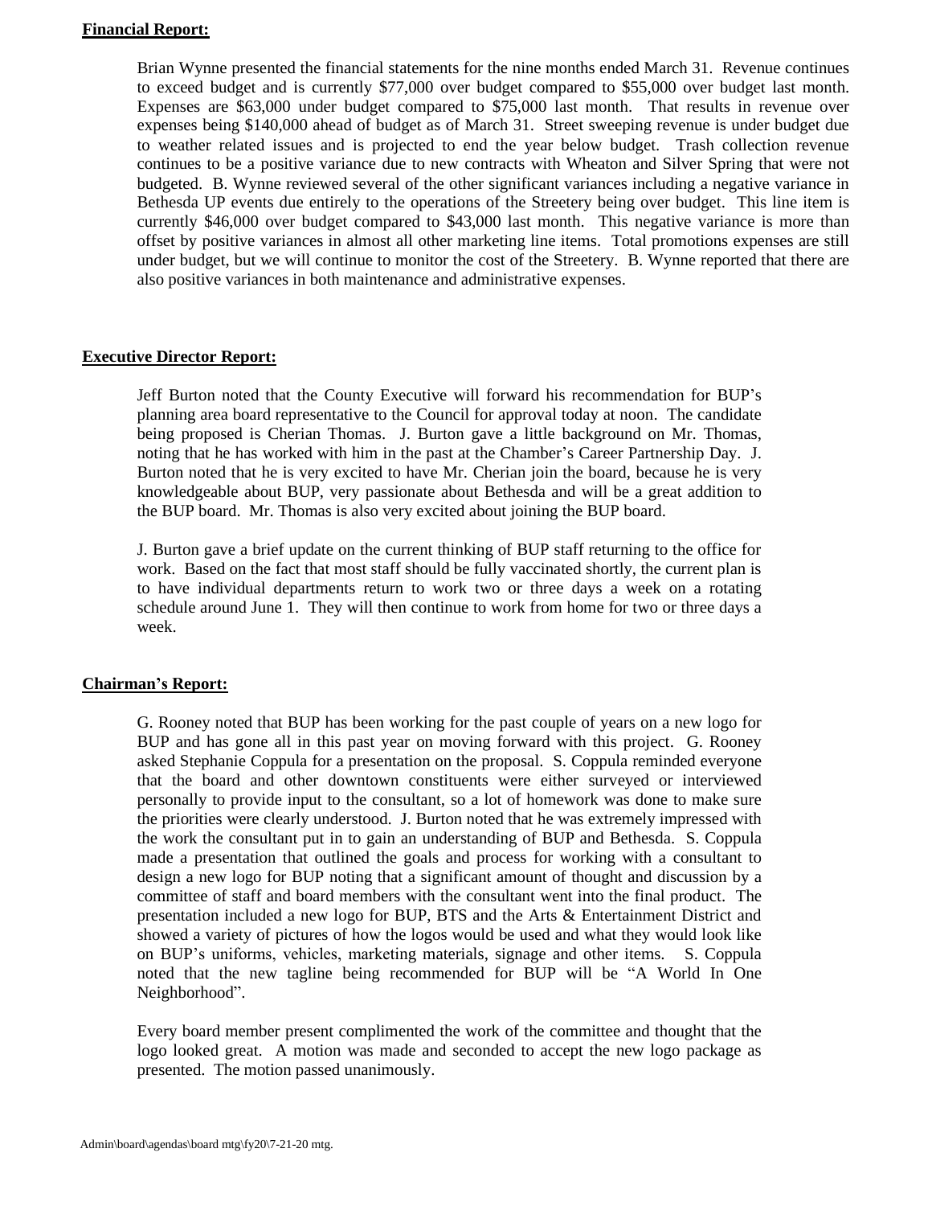**Financial Report:**

Brian Wynne presented the financial statements for the nine months ended March 31. Revenue continues to exceed budget and is currently $77,000 over budget compared to $55,000 over budget last month. Expenses are $63,000 under budget compared to $75,000 last month. That results in revenue over expenses being $140,000 ahead of budget as of March 31. Street sweeping revenue is under budget due to weather related issues and is projected to end the year below budget. Trash collection revenue continues to be a positive variance due to new contracts with Wheaton and Silver Spring that were not budgeted. B. Wynne reviewed several of the other significant variances including a negative variance in Bethesda UP events due entirely to the operations of the Streetery being over budget. This line item is currently $46,000 over budget compared to $43,000 last month. This negative variance is more than offset by positive variances in almost all other marketing line items. Total promotions expenses are still under budget, but we will continue to monitor the cost of the Streetery. B. Wynne reported that there are also positive variances in both maintenance and administrative expenses.

**Executive Director Report:**

Jeff Burton noted that the County Executive will forward his recommendation for BUP's planning area board representative to the Council for approval today at noon. The candidate being proposed is Cherian Thomas. J. Burton gave a little background on Mr. Thomas, noting that he has worked with him in the past at the Chamber's Career Partnership Day. J. Burton noted that he is very excited to have Mr. Cherian join the board, because he is very knowledgeable about BUP, very passionate about Bethesda and will be a great addition to the BUP board. Mr. Thomas is also very excited about joining the BUP board.

J. Burton gave a brief update on the current thinking of BUP staff returning to the office for work. Based on the fact that most staff should be fully vaccinated shortly, the current plan is to have individual departments return to work two or three days a week on a rotating schedule around June 1. They will then continue to work from home for two or three days a week.

**Chairman's Report:**

G. Rooney noted that BUP has been working for the past couple of years on a new logo for BUP and has gone all in this past year on moving forward with this project. G. Rooney asked Stephanie Coppula for a presentation on the proposal. S. Coppula reminded everyone that the board and other downtown constituents were either surveyed or interviewed personally to provide input to the consultant, so a lot of homework was done to make sure the priorities were clearly understood. J. Burton noted that he was extremely impressed with the work the consultant put in to gain an understanding of BUP and Bethesda. S. Coppula made a presentation that outlined the goals and process for working with a consultant to design a new logo for BUP noting that a significant amount of thought and discussion by a committee of staff and board members with the consultant went into the final product. The presentation included a new logo for BUP, BTS and the Arts & Entertainment District and showed a variety of pictures of how the logos would be used and what they would look like on BUP's uniforms, vehicles, marketing materials, signage and other items. S. Coppula noted that the new tagline being recommended for BUP will be "A World In One Neighborhood".

Every board member present complimented the work of the committee and thought that the logo looked great. A motion was made and seconded to accept the new logo package as presented. The motion passed unanimously.

Admin\board\agendas\board mtg\fy20\7-21-20 mtg.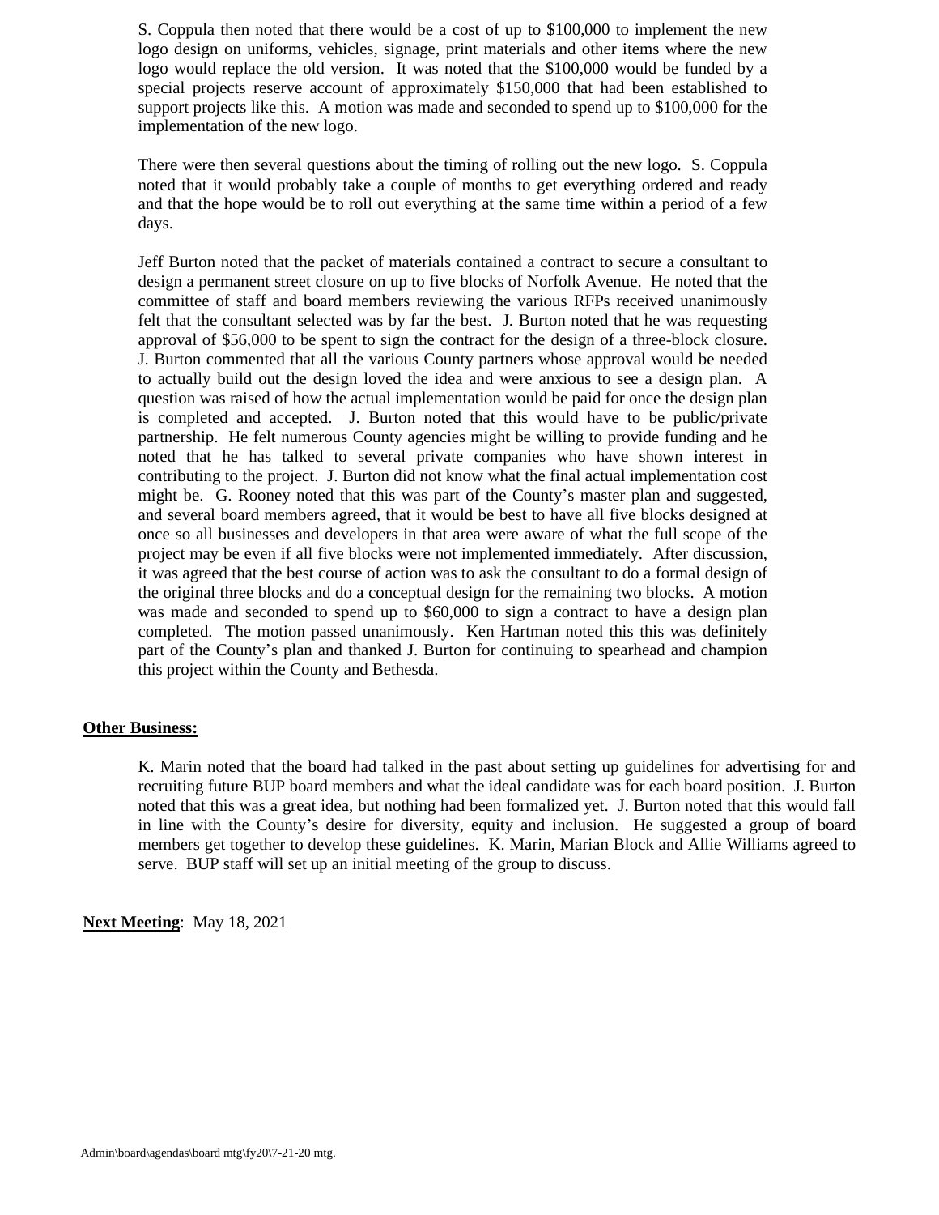S. Coppula then noted that there would be a cost of up to $100,000 to implement the new logo design on uniforms, vehicles, signage, print materials and other items where the new logo would replace the old version. It was noted that the $100,000 would be funded by a special projects reserve account of approximately $150,000 that had been established to support projects like this. A motion was made and seconded to spend up to $100,000 for the implementation of the new logo.

There were then several questions about the timing of rolling out the new logo. S. Coppula noted that it would probably take a couple of months to get everything ordered and ready and that the hope would be to roll out everything at the same time within a period of a few days.

Jeff Burton noted that the packet of materials contained a contract to secure a consultant to design a permanent street closure on up to five blocks of Norfolk Avenue. He noted that the committee of staff and board members reviewing the various RFPs received unanimously felt that the consultant selected was by far the best. J. Burton noted that he was requesting approval of $56,000 to be spent to sign the contract for the design of a three-block closure. J. Burton commented that all the various County partners whose approval would be needed to actually build out the design loved the idea and were anxious to see a design plan. A question was raised of how the actual implementation would be paid for once the design plan is completed and accepted. J. Burton noted that this would have to be public/private partnership. He felt numerous County agencies might be willing to provide funding and he noted that he has talked to several private companies who have shown interest in contributing to the project. J. Burton did not know what the final actual implementation cost might be. G. Rooney noted that this was part of the County's master plan and suggested, and several board members agreed, that it would be best to have all five blocks designed at once so all businesses and developers in that area were aware of what the full scope of the project may be even if all five blocks were not implemented immediately. After discussion, it was agreed that the best course of action was to ask the consultant to do a formal design of the original three blocks and do a conceptual design for the remaining two blocks. A motion was made and seconded to spend up to $60,000 to sign a contract to have a design plan completed. The motion passed unanimously. Ken Hartman noted this this was definitely part of the County's plan and thanked J. Burton for continuing to spearhead and champion this project within the County and Bethesda.

**Other Business:**

K. Marin noted that the board had talked in the past about setting up guidelines for advertising for and recruiting future BUP board members and what the ideal candidate was for each board position. J. Burton noted that this was a great idea, but nothing had been formalized yet. J. Burton noted that this would fall in line with the County's desire for diversity, equity and inclusion. He suggested a group of board members get together to develop these guidelines. K. Marin, Marian Block and Allie Williams agreed to serve. BUP staff will set up an initial meeting of the group to discuss.

**Next Meeting**: May 18, 2021

Admin\board\agendas\board mtg\fy20\7-21-20 mtg.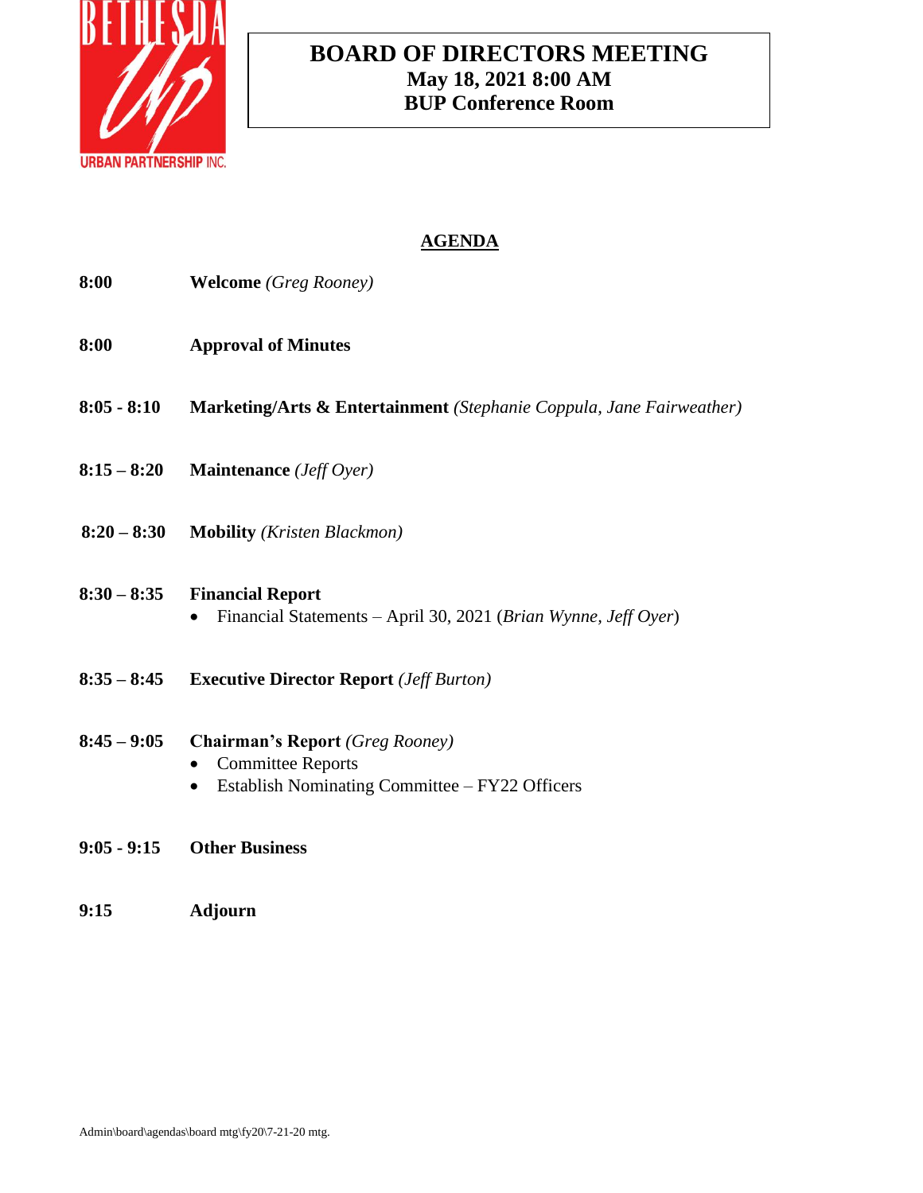# BOARD OF DIRECTORS MEETING
**May 18, 2021 8:00 AM**
**BUP Conference Room**

BETHESDA Up URBAN PARTNERSHIP INC.

## AGENDA

**8:00** **Welcome** *(Greg Rooney)*

**8:00** **Approval of Minutes**

**8:05 - 8:10** **Marketing/Arts & Entertainment** *(Stephanie Coppula, Jane Fairweather)*

**8:15 – 8:20** **Maintenance** *(Jeff Oyer)*

**8:20 – 8:30** **Mobility** *(Kristen Blackmon)*

**8:30 – 8:35** **Financial Report**

- Financial Statements – April 30, 2021 (*Brian Wynne, Jeff Oyer*)

**8:35 – 8:45** **Executive Director Report** *(Jeff Burton)*

**8:45 – 9:05** **Chairman's Report** *(Greg Rooney)*

- Committee Reports
- Establish Nominating Committee – FY22 Officers

**9:05 - 9:15** **Other Business**

**9:15** **Adjourn**

Admin\board\agendas\board mtg\fy20\7-21-20 mtg.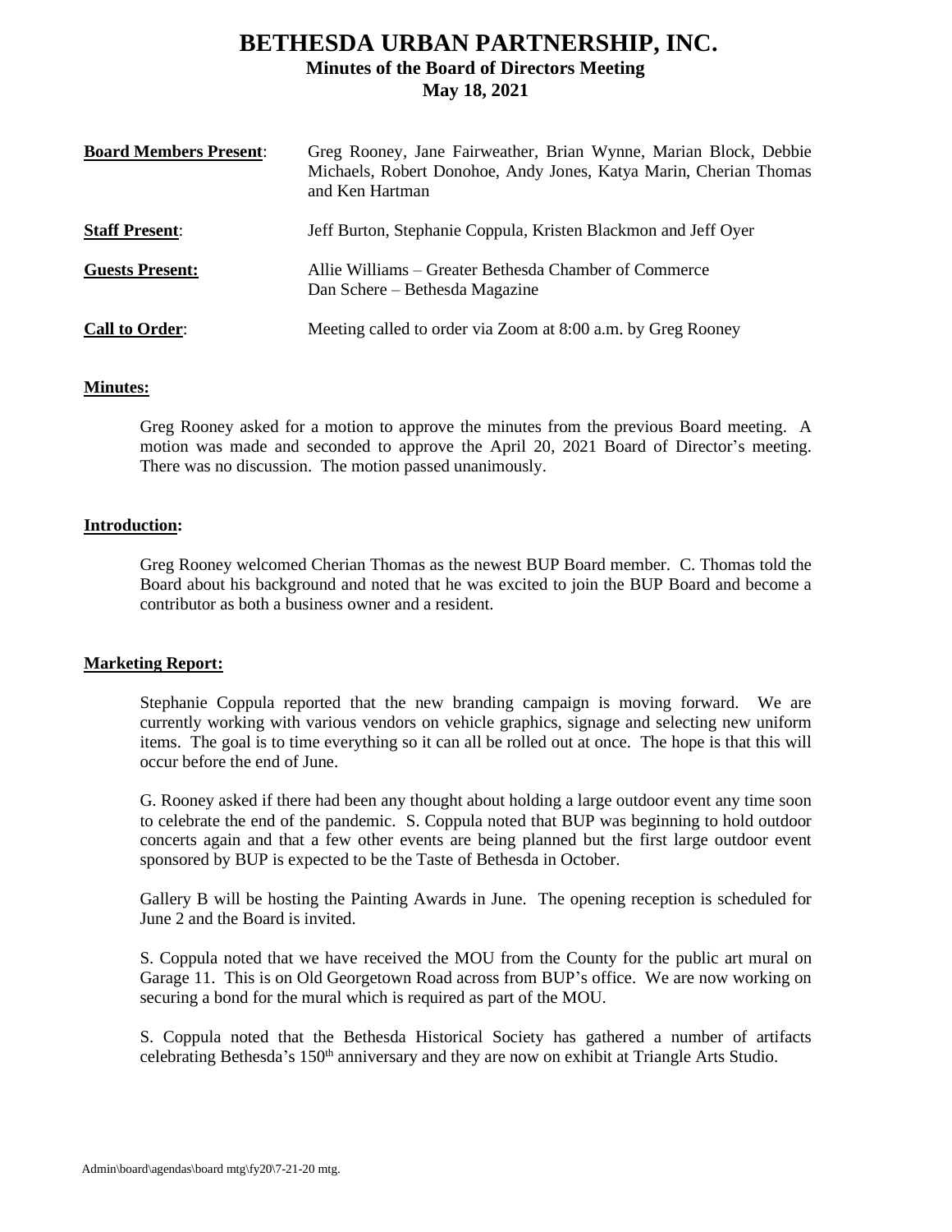# BETHESDA URBAN PARTNERSHIP, INC.

## Minutes of the Board of Directors Meeting

## May 18, 2021

**Board Members Present**: Greg Rooney, Jane Fairweather, Brian Wynne, Marian Block, Debbie Michaels, Robert Donohoe, Andy Jones, Katya Marin, Cherian Thomas and Ken Hartman

**Staff Present**: Jeff Burton, Stephanie Coppula, Kristen Blackmon and Jeff Oyer

**Guests Present:** Allie Williams – Greater Bethesda Chamber of Commerce
Dan Schere – Bethesda Magazine

**Call to Order**: Meeting called to order via Zoom at 8:00 a.m. by Greg Rooney

**Minutes:**

Greg Rooney asked for a motion to approve the minutes from the previous Board meeting. A motion was made and seconded to approve the April 20, 2021 Board of Director's meeting. There was no discussion. The motion passed unanimously.

**Introduction:**

Greg Rooney welcomed Cherian Thomas as the newest BUP Board member. C. Thomas told the Board about his background and noted that he was excited to join the BUP Board and become a contributor as both a business owner and a resident.

**Marketing Report:**

Stephanie Coppula reported that the new branding campaign is moving forward. We are currently working with various vendors on vehicle graphics, signage and selecting new uniform items. The goal is to time everything so it can all be rolled out at once. The hope is that this will occur before the end of June.

G. Rooney asked if there had been any thought about holding a large outdoor event any time soon to celebrate the end of the pandemic. S. Coppula noted that BUP was beginning to hold outdoor concerts again and that a few other events are being planned but the first large outdoor event sponsored by BUP is expected to be the Taste of Bethesda in October.

Gallery B will be hosting the Painting Awards in June. The opening reception is scheduled for June 2 and the Board is invited.

S. Coppula noted that we have received the MOU from the County for the public art mural on Garage 11. This is on Old Georgetown Road across from BUP's office. We are now working on securing a bond for the mural which is required as part of the MOU.

S. Coppula noted that the Bethesda Historical Society has gathered a number of artifacts celebrating Bethesda's 150th anniversary and they are now on exhibit at Triangle Arts Studio.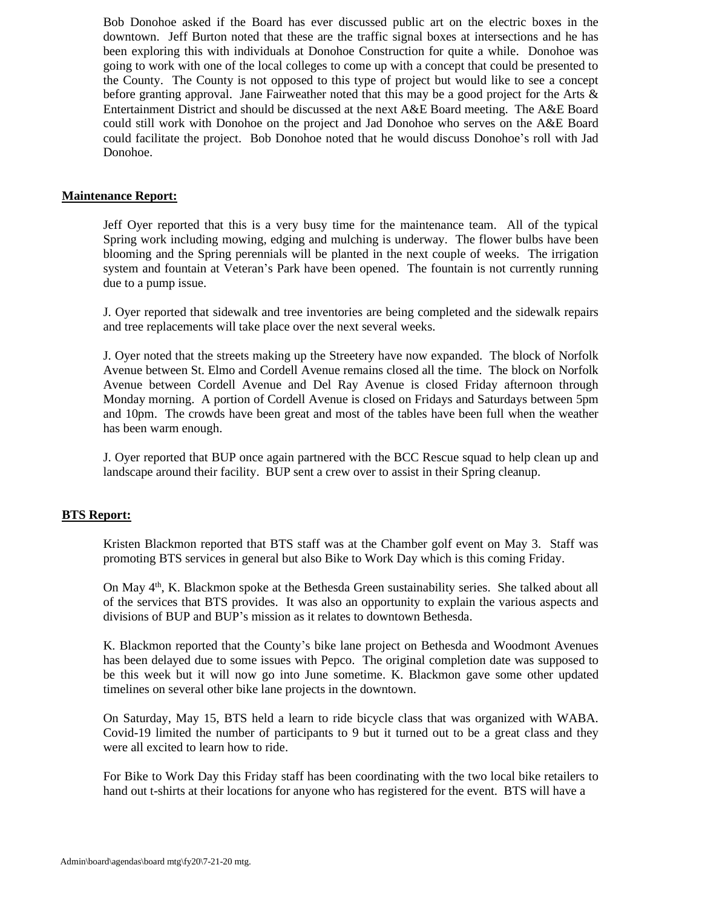Bob Donohoe asked if the Board has ever discussed public art on the electric boxes in the downtown. Jeff Burton noted that these are the traffic signal boxes at intersections and he has been exploring this with individuals at Donohoe Construction for quite a while. Donohoe was going to work with one of the local colleges to come up with a concept that could be presented to the County. The County is not opposed to this type of project but would like to see a concept before granting approval. Jane Fairweather noted that this may be a good project for the Arts & Entertainment District and should be discussed at the next A&E Board meeting. The A&E Board could still work with Donohoe on the project and Jad Donohoe who serves on the A&E Board could facilitate the project. Bob Donohoe noted that he would discuss Donohoe's roll with Jad Donohoe.

**Maintenance Report:**

Jeff Oyer reported that this is a very busy time for the maintenance team. All of the typical Spring work including mowing, edging and mulching is underway. The flower bulbs have been blooming and the Spring perennials will be planted in the next couple of weeks. The irrigation system and fountain at Veteran's Park have been opened. The fountain is not currently running due to a pump issue.

J. Oyer reported that sidewalk and tree inventories are being completed and the sidewalk repairs and tree replacements will take place over the next several weeks.

J. Oyer noted that the streets making up the Streetery have now expanded. The block of Norfolk Avenue between St. Elmo and Cordell Avenue remains closed all the time. The block on Norfolk Avenue between Cordell Avenue and Del Ray Avenue is closed Friday afternoon through Monday morning. A portion of Cordell Avenue is closed on Fridays and Saturdays between 5pm and 10pm. The crowds have been great and most of the tables have been full when the weather has been warm enough.

J. Oyer reported that BUP once again partnered with the BCC Rescue squad to help clean up and landscape around their facility. BUP sent a crew over to assist in their Spring cleanup.

**BTS Report:**

Kristen Blackmon reported that BTS staff was at the Chamber golf event on May 3. Staff was promoting BTS services in general but also Bike to Work Day which is this coming Friday.

On May 4th, K. Blackmon spoke at the Bethesda Green sustainability series. She talked about all of the services that BTS provides. It was also an opportunity to explain the various aspects and divisions of BUP and BUP's mission as it relates to downtown Bethesda.

K. Blackmon reported that the County's bike lane project on Bethesda and Woodmont Avenues has been delayed due to some issues with Pepco. The original completion date was supposed to be this week but it will now go into June sometime. K. Blackmon gave some other updated timelines on several other bike lane projects in the downtown.

On Saturday, May 15, BTS held a learn to ride bicycle class that was organized with WABA. Covid-19 limited the number of participants to 9 but it turned out to be a great class and they were all excited to learn how to ride.

For Bike to Work Day this Friday staff has been coordinating with the two local bike retailers to hand out t-shirts at their locations for anyone who has registered for the event. BTS will have a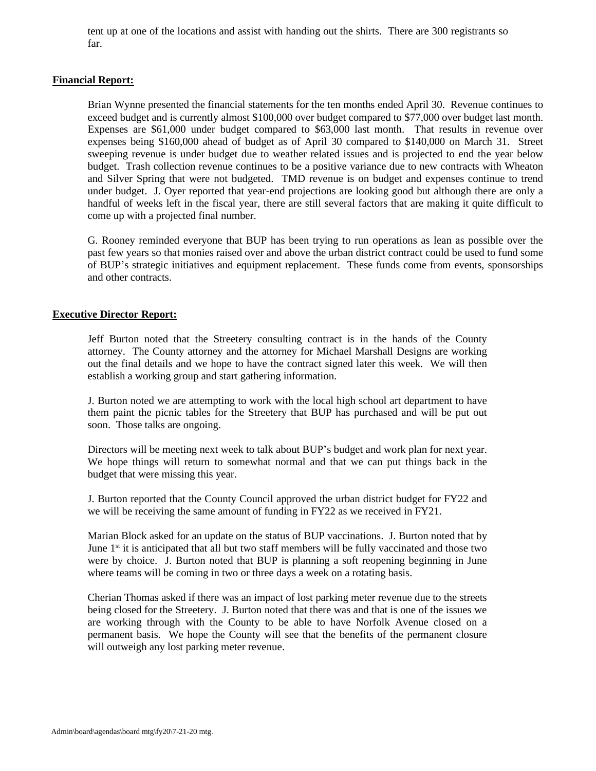tent up at one of the locations and assist with handing out the shirts. There are 300 registrants so far.

**Financial Report:**

Brian Wynne presented the financial statements for the ten months ended April 30. Revenue continues to exceed budget and is currently almost $100,000 over budget compared to $77,000 over budget last month. Expenses are $61,000 under budget compared to $63,000 last month. That results in revenue over expenses being $160,000 ahead of budget as of April 30 compared to $140,000 on March 31. Street sweeping revenue is under budget due to weather related issues and is projected to end the year below budget. Trash collection revenue continues to be a positive variance due to new contracts with Wheaton and Silver Spring that were not budgeted. TMD revenue is on budget and expenses continue to trend under budget. J. Oyer reported that year-end projections are looking good but although there are only a handful of weeks left in the fiscal year, there are still several factors that are making it quite difficult to come up with a projected final number.

G. Rooney reminded everyone that BUP has been trying to run operations as lean as possible over the past few years so that monies raised over and above the urban district contract could be used to fund some of BUP's strategic initiatives and equipment replacement. These funds come from events, sponsorships and other contracts.

**Executive Director Report:**

Jeff Burton noted that the Streetery consulting contract is in the hands of the County attorney. The County attorney and the attorney for Michael Marshall Designs are working out the final details and we hope to have the contract signed later this week. We will then establish a working group and start gathering information.

J. Burton noted we are attempting to work with the local high school art department to have them paint the picnic tables for the Streetery that BUP has purchased and will be put out soon. Those talks are ongoing.

Directors will be meeting next week to talk about BUP's budget and work plan for next year. We hope things will return to somewhat normal and that we can put things back in the budget that were missing this year.

J. Burton reported that the County Council approved the urban district budget for FY22 and we will be receiving the same amount of funding in FY22 as we received in FY21.

Marian Block asked for an update on the status of BUP vaccinations. J. Burton noted that by June 1st it is anticipated that all but two staff members will be fully vaccinated and those two were by choice. J. Burton noted that BUP is planning a soft reopening beginning in June where teams will be coming in two or three days a week on a rotating basis.

Cherian Thomas asked if there was an impact of lost parking meter revenue due to the streets being closed for the Streetery. J. Burton noted that there was and that is one of the issues we are working through with the County to be able to have Norfolk Avenue closed on a permanent basis. We hope the County will see that the benefits of the permanent closure will outweigh any lost parking meter revenue.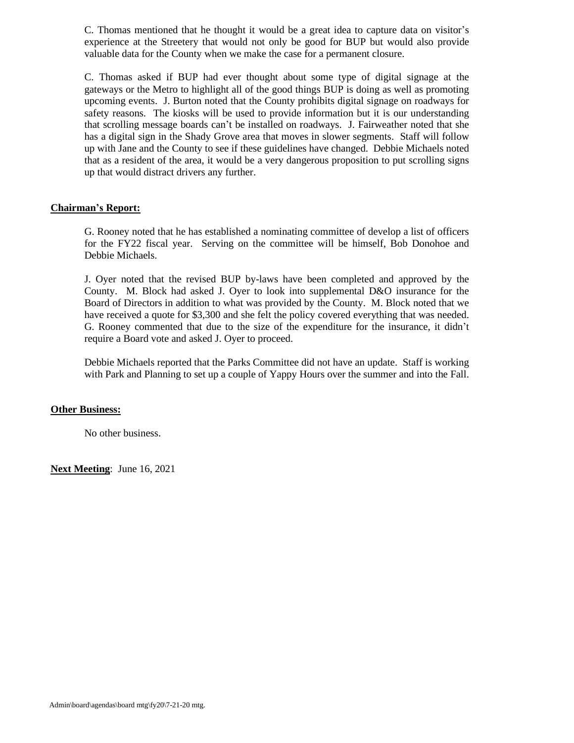C. Thomas mentioned that he thought it would be a great idea to capture data on visitor's experience at the Streetery that would not only be good for BUP but would also provide valuable data for the County when we make the case for a permanent closure.

C. Thomas asked if BUP had ever thought about some type of digital signage at the gateways or the Metro to highlight all of the good things BUP is doing as well as promoting upcoming events. J. Burton noted that the County prohibits digital signage on roadways for safety reasons. The kiosks will be used to provide information but it is our understanding that scrolling message boards can't be installed on roadways. J. Fairweather noted that she has a digital sign in the Shady Grove area that moves in slower segments. Staff will follow up with Jane and the County to see if these guidelines have changed. Debbie Michaels noted that as a resident of the area, it would be a very dangerous proposition to put scrolling signs up that would distract drivers any further.

**Chairman's Report:**

G. Rooney noted that he has established a nominating committee of develop a list of officers for the FY22 fiscal year. Serving on the committee will be himself, Bob Donohoe and Debbie Michaels.

J. Oyer noted that the revised BUP by-laws have been completed and approved by the County. M. Block had asked J. Oyer to look into supplemental D&O insurance for the Board of Directors in addition to what was provided by the County. M. Block noted that we have received a quote for $3,300 and she felt the policy covered everything that was needed. G. Rooney commented that due to the size of the expenditure for the insurance, it didn't require a Board vote and asked J. Oyer to proceed.

Debbie Michaels reported that the Parks Committee did not have an update. Staff is working with Park and Planning to set up a couple of Yappy Hours over the summer and into the Fall.

**Other Business:**

No other business.

**Next Meeting**: June 16, 2021

Admin\board\agendas\board mtg\fy20\7-21-20 mtg.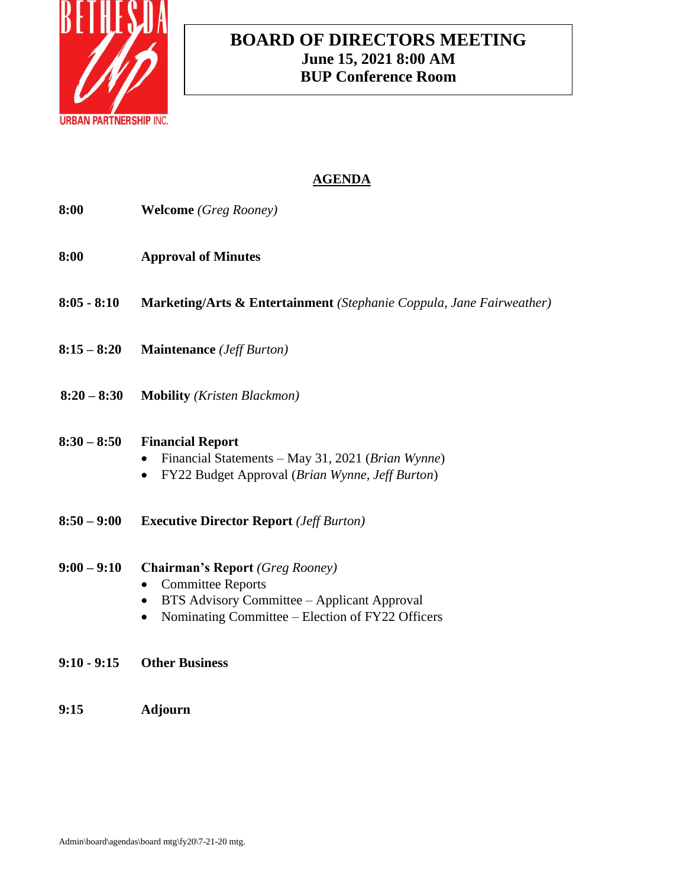BETHESDA Up
URBAN PARTNERSHIP INC.

# BOARD OF DIRECTORS MEETING
**June 15, 2021 8:00 AM**
**BUP Conference Room**

## AGENDA

**8:00** — **Welcome** *(Greg Rooney)*

**8:00** — **Approval of Minutes**

**8:05 - 8:10** — **Marketing/Arts & Entertainment** *(Stephanie Coppula, Jane Fairweather)*

**8:15 – 8:20** — **Maintenance** *(Jeff Burton)*

**8:20 – 8:30** — **Mobility** *(Kristen Blackmon)*

**8:30 – 8:50** — **Financial Report**
- Financial Statements – May 31, 2021 (*Brian Wynne*)
- FY22 Budget Approval (*Brian Wynne, Jeff Burton*)

**8:50 – 9:00** — **Executive Director Report** *(Jeff Burton)*

**9:00 – 9:10** — **Chairman's Report** *(Greg Rooney)*
- Committee Reports
- BTS Advisory Committee – Applicant Approval
- Nominating Committee – Election of FY22 Officers

**9:10 - 9:15** — **Other Business**

**9:15** — **Adjourn**

Admin\board\agendas\board mtg\fy20\7-21-20 mtg.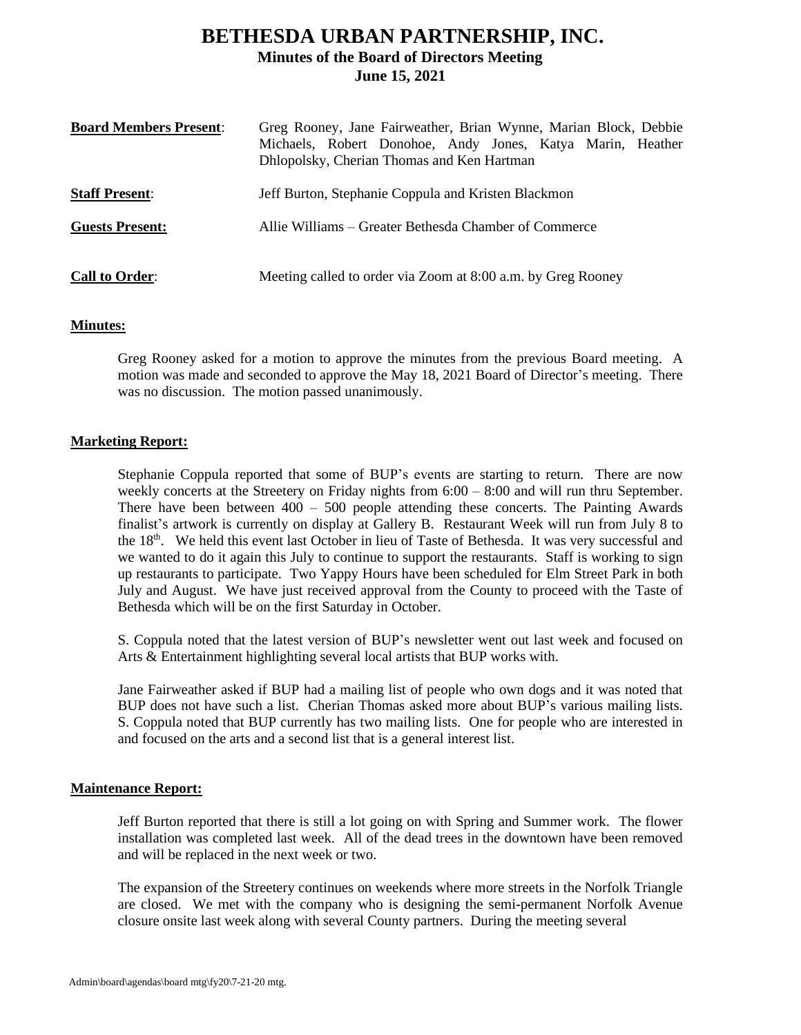# BETHESDA URBAN PARTNERSHIP, INC.

## Minutes of the Board of Directors Meeting

## June 15, 2021

**Board Members Present**: Greg Rooney, Jane Fairweather, Brian Wynne, Marian Block, Debbie Michaels, Robert Donohoe, Andy Jones, Katya Marin, Heather Dhlopolsky, Cherian Thomas and Ken Hartman

**Staff Present**: Jeff Burton, Stephanie Coppula and Kristen Blackmon

**Guests Present:** Allie Williams – Greater Bethesda Chamber of Commerce

**Call to Order**: Meeting called to order via Zoom at 8:00 a.m. by Greg Rooney

**Minutes:**

Greg Rooney asked for a motion to approve the minutes from the previous Board meeting. A motion was made and seconded to approve the May 18, 2021 Board of Director's meeting. There was no discussion. The motion passed unanimously.

**Marketing Report:**

Stephanie Coppula reported that some of BUP's events are starting to return. There are now weekly concerts at the Streetery on Friday nights from 6:00 – 8:00 and will run thru September. There have been between 400 – 500 people attending these concerts. The Painting Awards finalist's artwork is currently on display at Gallery B. Restaurant Week will run from July 8 to the 18th. We held this event last October in lieu of Taste of Bethesda. It was very successful and we wanted to do it again this July to continue to support the restaurants. Staff is working to sign up restaurants to participate. Two Yappy Hours have been scheduled for Elm Street Park in both July and August. We have just received approval from the County to proceed with the Taste of Bethesda which will be on the first Saturday in October.

S. Coppula noted that the latest version of BUP's newsletter went out last week and focused on Arts & Entertainment highlighting several local artists that BUP works with.

Jane Fairweather asked if BUP had a mailing list of people who own dogs and it was noted that BUP does not have such a list. Cherian Thomas asked more about BUP's various mailing lists. S. Coppula noted that BUP currently has two mailing lists. One for people who are interested in and focused on the arts and a second list that is a general interest list.

**Maintenance Report:**

Jeff Burton reported that there is still a lot going on with Spring and Summer work. The flower installation was completed last week. All of the dead trees in the downtown have been removed and will be replaced in the next week or two.

The expansion of the Streetery continues on weekends where more streets in the Norfolk Triangle are closed. We met with the company who is designing the semi-permanent Norfolk Avenue closure onsite last week along with several County partners. During the meeting several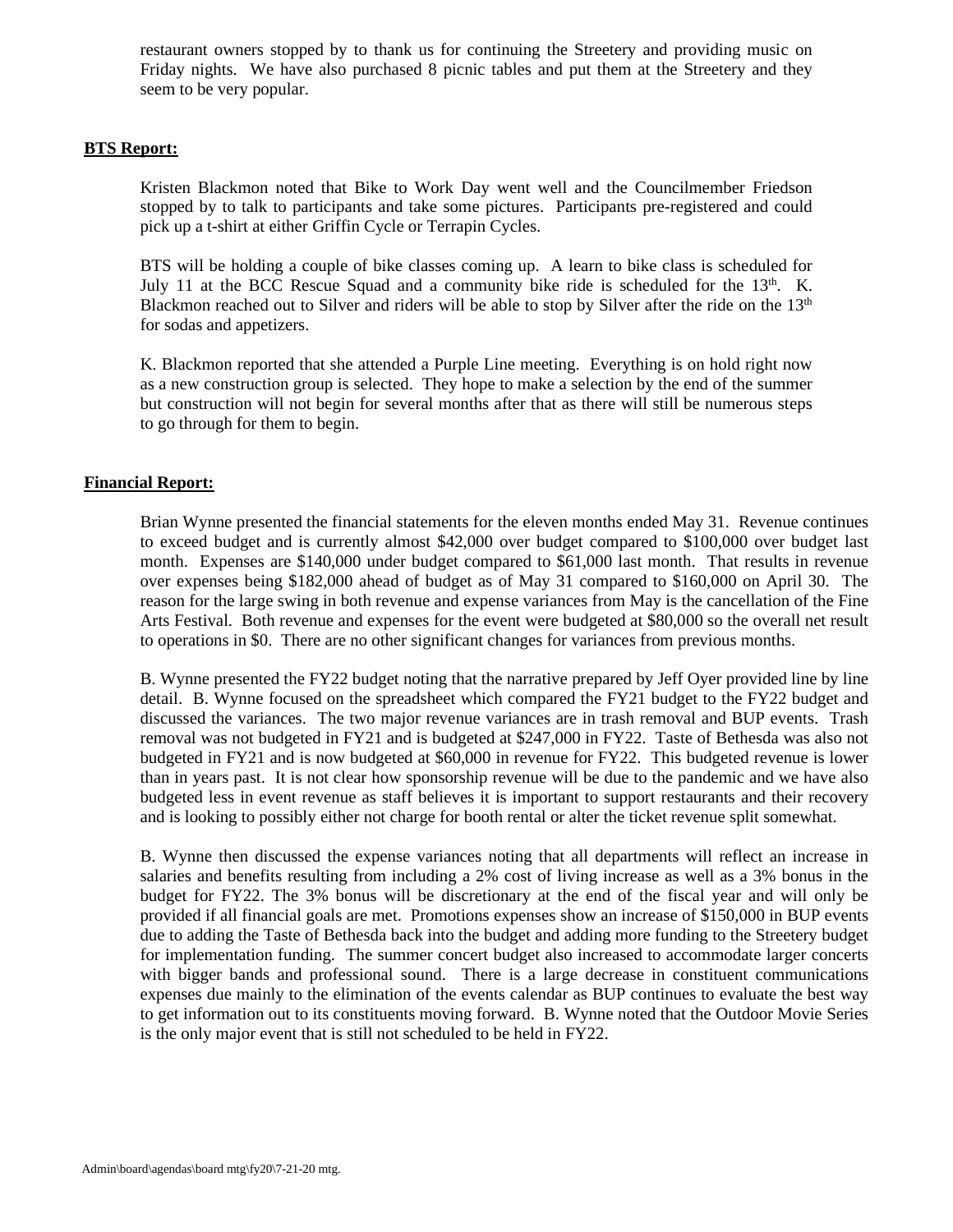restaurant owners stopped by to thank us for continuing the Streetery and providing music on Friday nights. We have also purchased 8 picnic tables and put them at the Streetery and they seem to be very popular.

**BTS Report:**

Kristen Blackmon noted that Bike to Work Day went well and the Councilmember Friedson stopped by to talk to participants and take some pictures. Participants pre-registered and could pick up a t-shirt at either Griffin Cycle or Terrapin Cycles.

BTS will be holding a couple of bike classes coming up. A learn to bike class is scheduled for July 11 at the BCC Rescue Squad and a community bike ride is scheduled for the 13th. K. Blackmon reached out to Silver and riders will be able to stop by Silver after the ride on the 13th for sodas and appetizers.

K. Blackmon reported that she attended a Purple Line meeting. Everything is on hold right now as a new construction group is selected. They hope to make a selection by the end of the summer but construction will not begin for several months after that as there will still be numerous steps to go through for them to begin.

**Financial Report:**

Brian Wynne presented the financial statements for the eleven months ended May 31. Revenue continues to exceed budget and is currently almost $42,000 over budget compared to $100,000 over budget last month. Expenses are $140,000 under budget compared to $61,000 last month. That results in revenue over expenses being $182,000 ahead of budget as of May 31 compared to $160,000 on April 30. The reason for the large swing in both revenue and expense variances from May is the cancellation of the Fine Arts Festival. Both revenue and expenses for the event were budgeted at $80,000 so the overall net result to operations in $0. There are no other significant changes for variances from previous months.

B. Wynne presented the FY22 budget noting that the narrative prepared by Jeff Oyer provided line by line detail. B. Wynne focused on the spreadsheet which compared the FY21 budget to the FY22 budget and discussed the variances. The two major revenue variances are in trash removal and BUP events. Trash removal was not budgeted in FY21 and is budgeted at $247,000 in FY22. Taste of Bethesda was also not budgeted in FY21 and is now budgeted at $60,000 in revenue for FY22. This budgeted revenue is lower than in years past. It is not clear how sponsorship revenue will be due to the pandemic and we have also budgeted less in event revenue as staff believes it is important to support restaurants and their recovery and is looking to possibly either not charge for booth rental or alter the ticket revenue split somewhat.

B. Wynne then discussed the expense variances noting that all departments will reflect an increase in salaries and benefits resulting from including a 2% cost of living increase as well as a 3% bonus in the budget for FY22. The 3% bonus will be discretionary at the end of the fiscal year and will only be provided if all financial goals are met. Promotions expenses show an increase of $150,000 in BUP events due to adding the Taste of Bethesda back into the budget and adding more funding to the Streetery budget for implementation funding. The summer concert budget also increased to accommodate larger concerts with bigger bands and professional sound. There is a large decrease in constituent communications expenses due mainly to the elimination of the events calendar as BUP continues to evaluate the best way to get information out to its constituents moving forward. B. Wynne noted that the Outdoor Movie Series is the only major event that is still not scheduled to be held in FY22.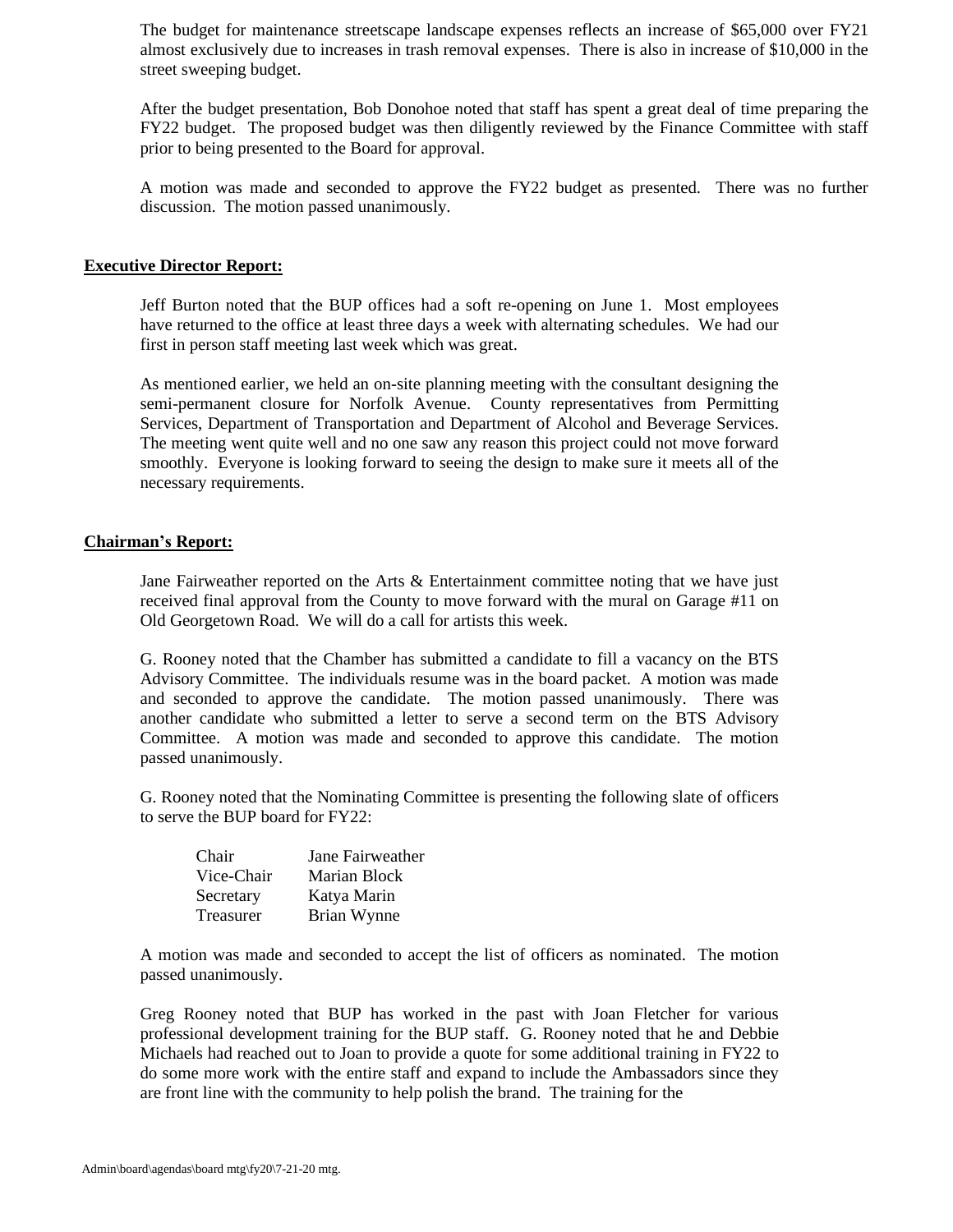The budget for maintenance streetscape landscape expenses reflects an increase of $65,000 over FY21 almost exclusively due to increases in trash removal expenses. There is also in increase of $10,000 in the street sweeping budget.

After the budget presentation, Bob Donohoe noted that staff has spent a great deal of time preparing the FY22 budget. The proposed budget was then diligently reviewed by the Finance Committee with staff prior to being presented to the Board for approval.

A motion was made and seconded to approve the FY22 budget as presented. There was no further discussion. The motion passed unanimously.

**Executive Director Report:**

Jeff Burton noted that the BUP offices had a soft re-opening on June 1. Most employees have returned to the office at least three days a week with alternating schedules. We had our first in person staff meeting last week which was great.

As mentioned earlier, we held an on-site planning meeting with the consultant designing the semi-permanent closure for Norfolk Avenue. County representatives from Permitting Services, Department of Transportation and Department of Alcohol and Beverage Services. The meeting went quite well and no one saw any reason this project could not move forward smoothly. Everyone is looking forward to seeing the design to make sure it meets all of the necessary requirements.

**Chairman's Report:**

Jane Fairweather reported on the Arts & Entertainment committee noting that we have just received final approval from the County to move forward with the mural on Garage #11 on Old Georgetown Road. We will do a call for artists this week.

G. Rooney noted that the Chamber has submitted a candidate to fill a vacancy on the BTS Advisory Committee. The individuals resume was in the board packet. A motion was made and seconded to approve the candidate. The motion passed unanimously. There was another candidate who submitted a letter to serve a second term on the BTS Advisory Committee. A motion was made and seconded to approve this candidate. The motion passed unanimously.

G. Rooney noted that the Nominating Committee is presenting the following slate of officers to serve the BUP board for FY22:

| | |
|---|---|
| Chair | Jane Fairweather |
| Vice-Chair | Marian Block |
| Secretary | Katya Marin |
| Treasurer | Brian Wynne |

A motion was made and seconded to accept the list of officers as nominated. The motion passed unanimously.

Greg Rooney noted that BUP has worked in the past with Joan Fletcher for various professional development training for the BUP staff. G. Rooney noted that he and Debbie Michaels had reached out to Joan to provide a quote for some additional training in FY22 to do some more work with the entire staff and expand to include the Ambassadors since they are front line with the community to help polish the brand. The training for the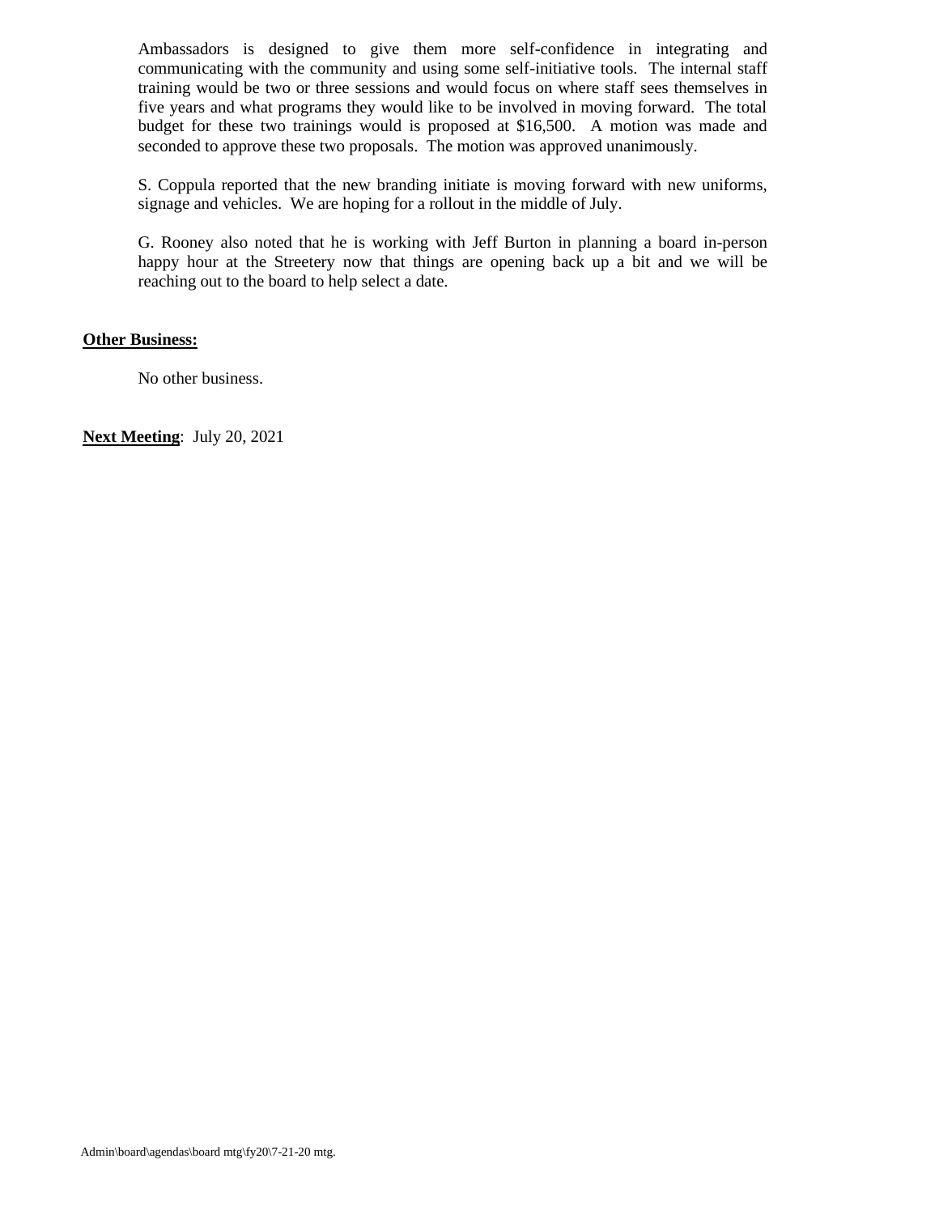Ambassadors is designed to give them more self-confidence in integrating and communicating with the community and using some self-initiative tools. The internal staff training would be two or three sessions and would focus on where staff sees themselves in five years and what programs they would like to be involved in moving forward. The total budget for these two trainings would is proposed at $16,500. A motion was made and seconded to approve these two proposals. The motion was approved unanimously.

S. Coppula reported that the new branding initiate is moving forward with new uniforms, signage and vehicles. We are hoping for a rollout in the middle of July.

G. Rooney also noted that he is working with Jeff Burton in planning a board in-person happy hour at the Streetery now that things are opening back up a bit and we will be reaching out to the board to help select a date.

**Other Business:**

No other business.

**Next Meeting**: July 20, 2021

Admin\board\agendas\board mtg\fy20\7-21-20 mtg.